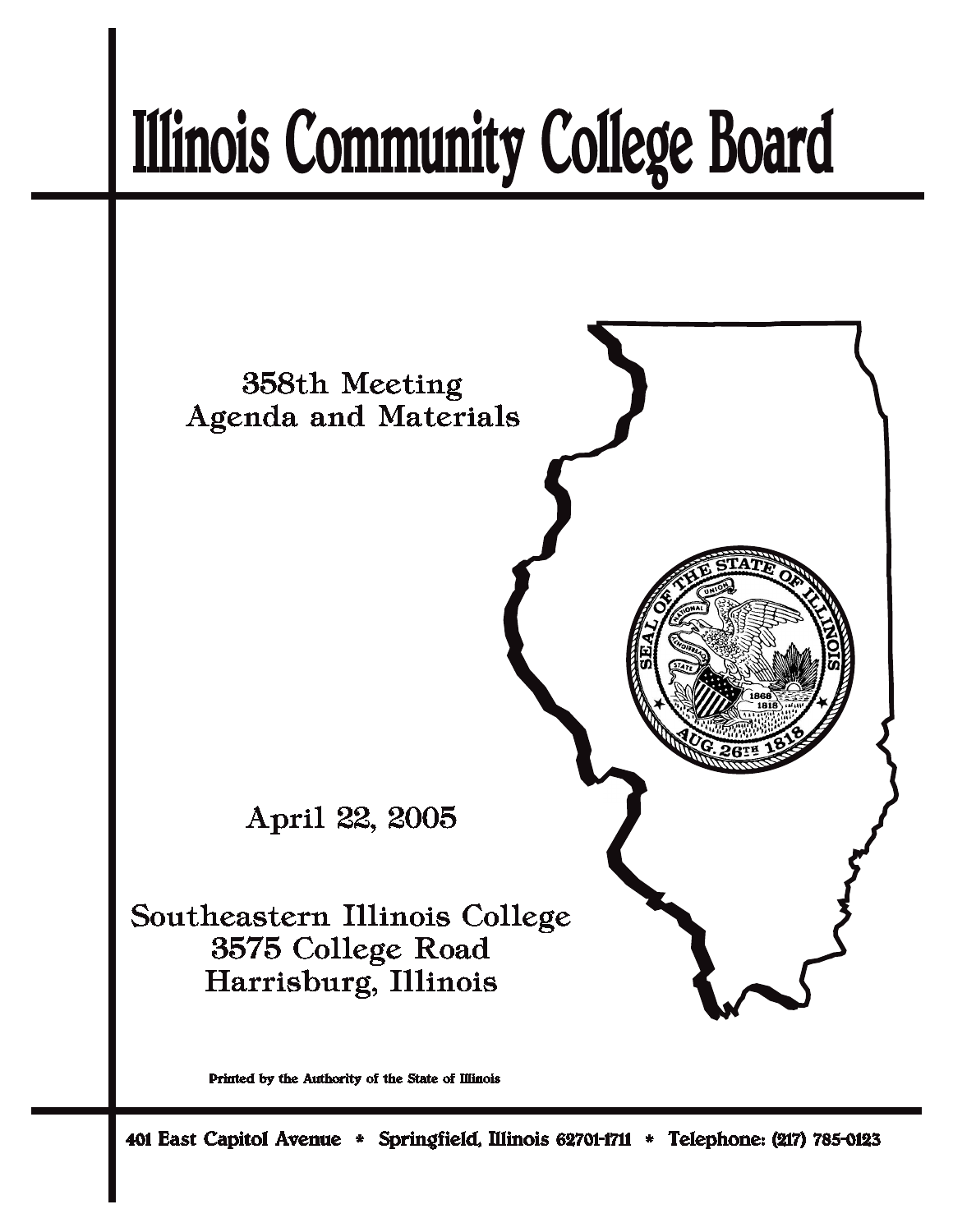# Illinois Community College Board

358th Meeting
Agenda and Materials

April 22, 2005

Southeastern Illinois College
3575 College Road
Harrisburg, Illinois

Printed by the Authority of the State of Illinois

401 East Capitol Avenue * Springfield, Illinois 62701-1711 * Telephone: (217) 785-0123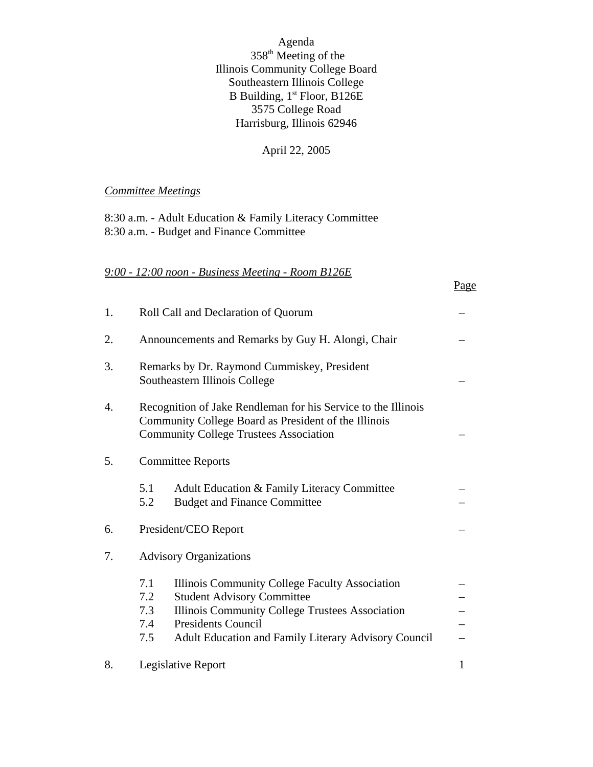Agenda
358th Meeting of the
Illinois Community College Board
Southeastern Illinois College
B Building, 1st Floor, B126E
3575 College Road
Harrisburg, Illinois 62946

April 22, 2005

*<u>Committee Meetings</u>*

8:30 a.m. - Adult Education & Family Literacy Committee
8:30 a.m. - Budget and Finance Committee

*<u>9:00 - 12:00 noon - Business Meeting - Room B126E</u>*

| | | Page |
|---|---|---|
| 1. | Roll Call and Declaration of Quorum | – |
| 2. | Announcements and Remarks by Guy H. Alongi, Chair | – |
| 3. | Remarks by Dr. Raymond Cummiskey, President Southeastern Illinois College | – |
| 4. | Recognition of Jake Rendleman for his Service to the Illinois Community College Board as President of the Illinois Community College Trustees Association | – |
| 5. | Committee Reports | |
| | 5.1 Adult Education & Family Literacy Committee | – |
| | 5.2 Budget and Finance Committee | – |
| 6. | President/CEO Report | – |
| 7. | Advisory Organizations | |
| | 7.1 Illinois Community College Faculty Association | – |
| | 7.2 Student Advisory Committee | – |
| | 7.3 Illinois Community College Trustees Association | – |
| | 7.4 Presidents Council | – |
| | 7.5 Adult Education and Family Literary Advisory Council | – |
| 8. | Legislative Report | 1 |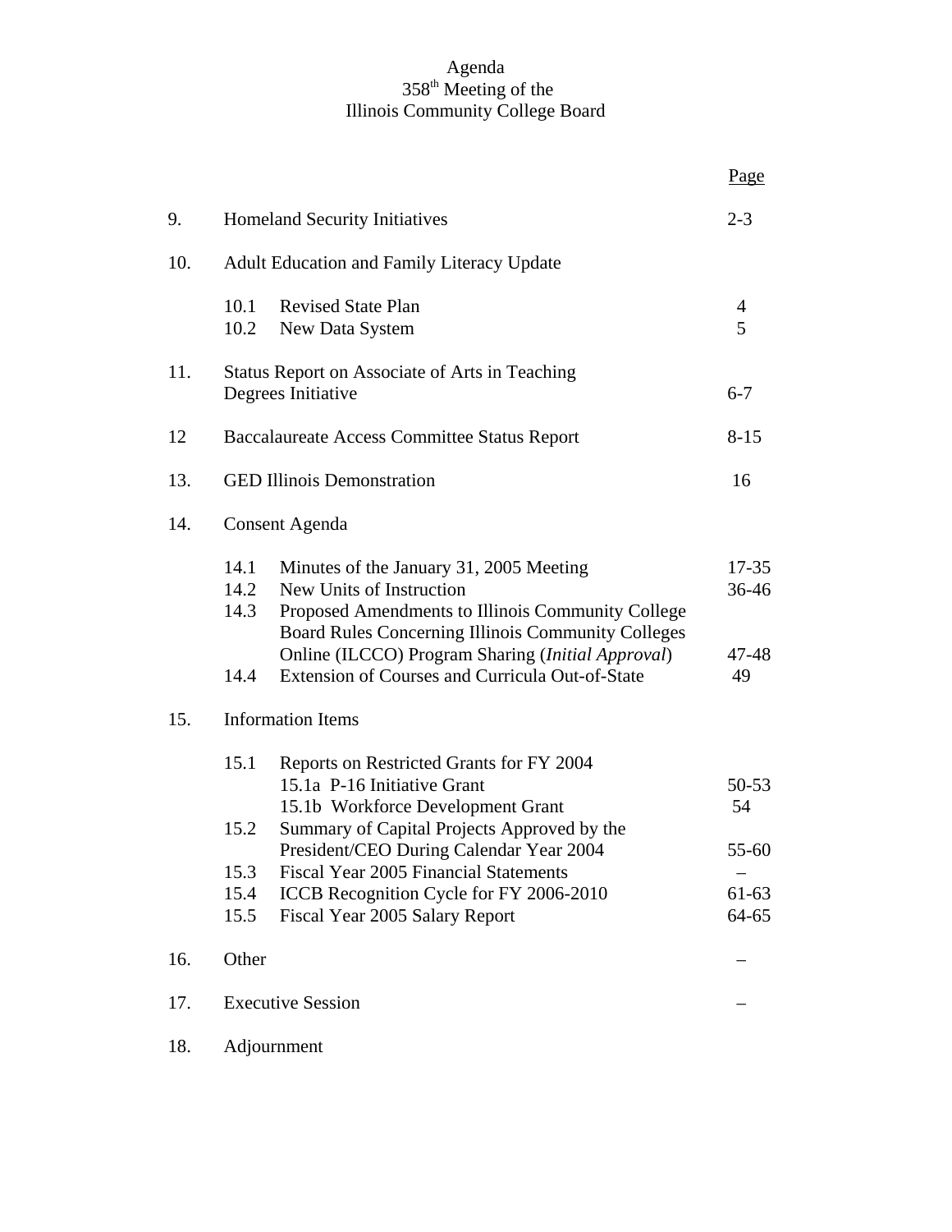# Agenda
## 358th Meeting of the
## Illinois Community College Board

| | | Page |
|---|---|---|
| 9. | Homeland Security Initiatives | 2-3 |
| 10. | Adult Education and Family Literacy Update | |
| | 10.1 Revised State Plan | 4 |
| | 10.2 New Data System | 5 |
| 11. | Status Report on Associate of Arts in Teaching Degrees Initiative | 6-7 |
| 12 | Baccalaureate Access Committee Status Report | 8-15 |
| 13. | GED Illinois Demonstration | 16 |
| 14. | Consent Agenda | |
| | 14.1 Minutes of the January 31, 2005 Meeting | 17-35 |
| | 14.2 New Units of Instruction | 36-46 |
| | 14.3 Proposed Amendments to Illinois Community College Board Rules Concerning Illinois Community Colleges Online (ILCCO) Program Sharing (*Initial Approval*) | 47-48 |
| | 14.4 Extension of Courses and Curricula Out-of-State | 49 |
| 15. | Information Items | |
| | 15.1 Reports on Restricted Grants for FY 2004 | |
| | 15.1a P-16 Initiative Grant | 50-53 |
| | 15.1b Workforce Development Grant | 54 |
| | 15.2 Summary of Capital Projects Approved by the President/CEO During Calendar Year 2004 | 55-60 |
| | 15.3 Fiscal Year 2005 Financial Statements | – |
| | 15.4 ICCB Recognition Cycle for FY 2006-2010 | 61-63 |
| | 15.5 Fiscal Year 2005 Salary Report | 64-65 |
| 16. | Other | – |
| 17. | Executive Session | – |
| 18. | Adjournment | |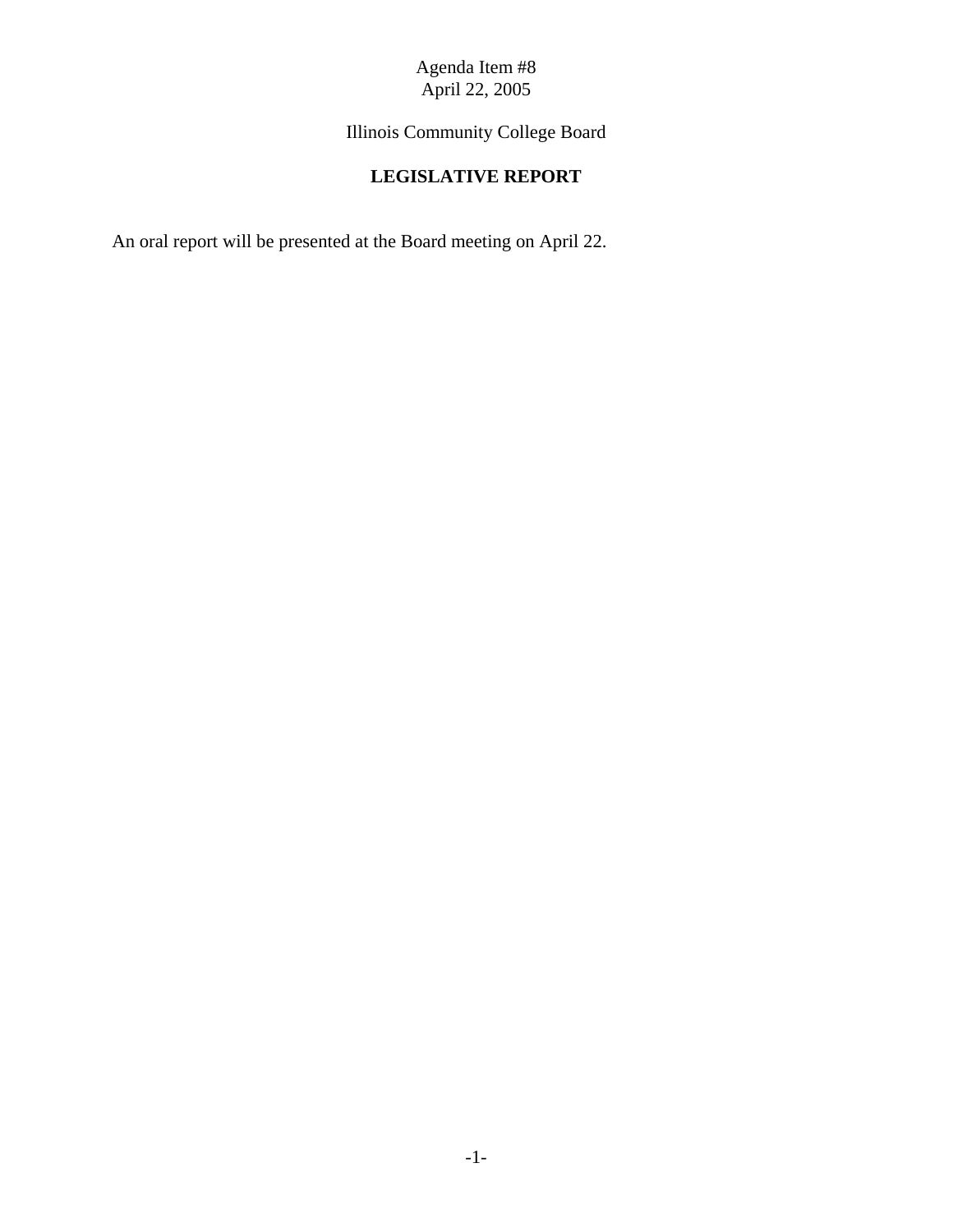Agenda Item #8
April 22, 2005

Illinois Community College Board

## LEGISLATIVE REPORT

An oral report will be presented at the Board meeting on April 22.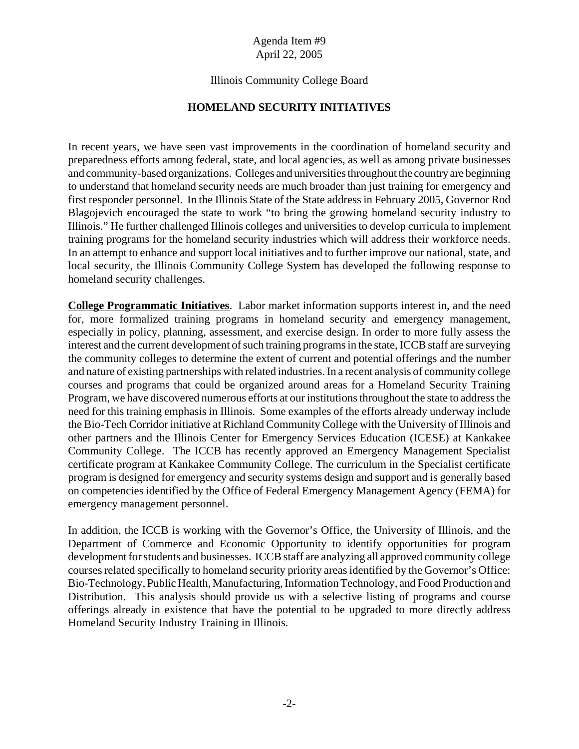Agenda Item #9
April 22, 2005

Illinois Community College Board

## HOMELAND SECURITY INITIATIVES

In recent years, we have seen vast improvements in the coordination of homeland security and preparedness efforts among federal, state, and local agencies, as well as among private businesses and community-based organizations. Colleges and universities throughout the country are beginning to understand that homeland security needs are much broader than just training for emergency and first responder personnel. In the Illinois State of the State address in February 2005, Governor Rod Blagojevich encouraged the state to work "to bring the growing homeland security industry to Illinois." He further challenged Illinois colleges and universities to develop curricula to implement training programs for the homeland security industries which will address their workforce needs. In an attempt to enhance and support local initiatives and to further improve our national, state, and local security, the Illinois Community College System has developed the following response to homeland security challenges.

**College Programmatic Initiatives**. Labor market information supports interest in, and the need for, more formalized training programs in homeland security and emergency management, especially in policy, planning, assessment, and exercise design. In order to more fully assess the interest and the current development of such training programs in the state, ICCB staff are surveying the community colleges to determine the extent of current and potential offerings and the number and nature of existing partnerships with related industries. In a recent analysis of community college courses and programs that could be organized around areas for a Homeland Security Training Program, we have discovered numerous efforts at our institutions throughout the state to address the need for this training emphasis in Illinois. Some examples of the efforts already underway include the Bio-Tech Corridor initiative at Richland Community College with the University of Illinois and other partners and the Illinois Center for Emergency Services Education (ICESE) at Kankakee Community College. The ICCB has recently approved an Emergency Management Specialist certificate program at Kankakee Community College. The curriculum in the Specialist certificate program is designed for emergency and security systems design and support and is generally based on competencies identified by the Office of Federal Emergency Management Agency (FEMA) for emergency management personnel.

In addition, the ICCB is working with the Governor's Office, the University of Illinois, and the Department of Commerce and Economic Opportunity to identify opportunities for program development for students and businesses. ICCB staff are analyzing all approved community college courses related specifically to homeland security priority areas identified by the Governor's Office: Bio-Technology, Public Health, Manufacturing, Information Technology, and Food Production and Distribution. This analysis should provide us with a selective listing of programs and course offerings already in existence that have the potential to be upgraded to more directly address Homeland Security Industry Training in Illinois.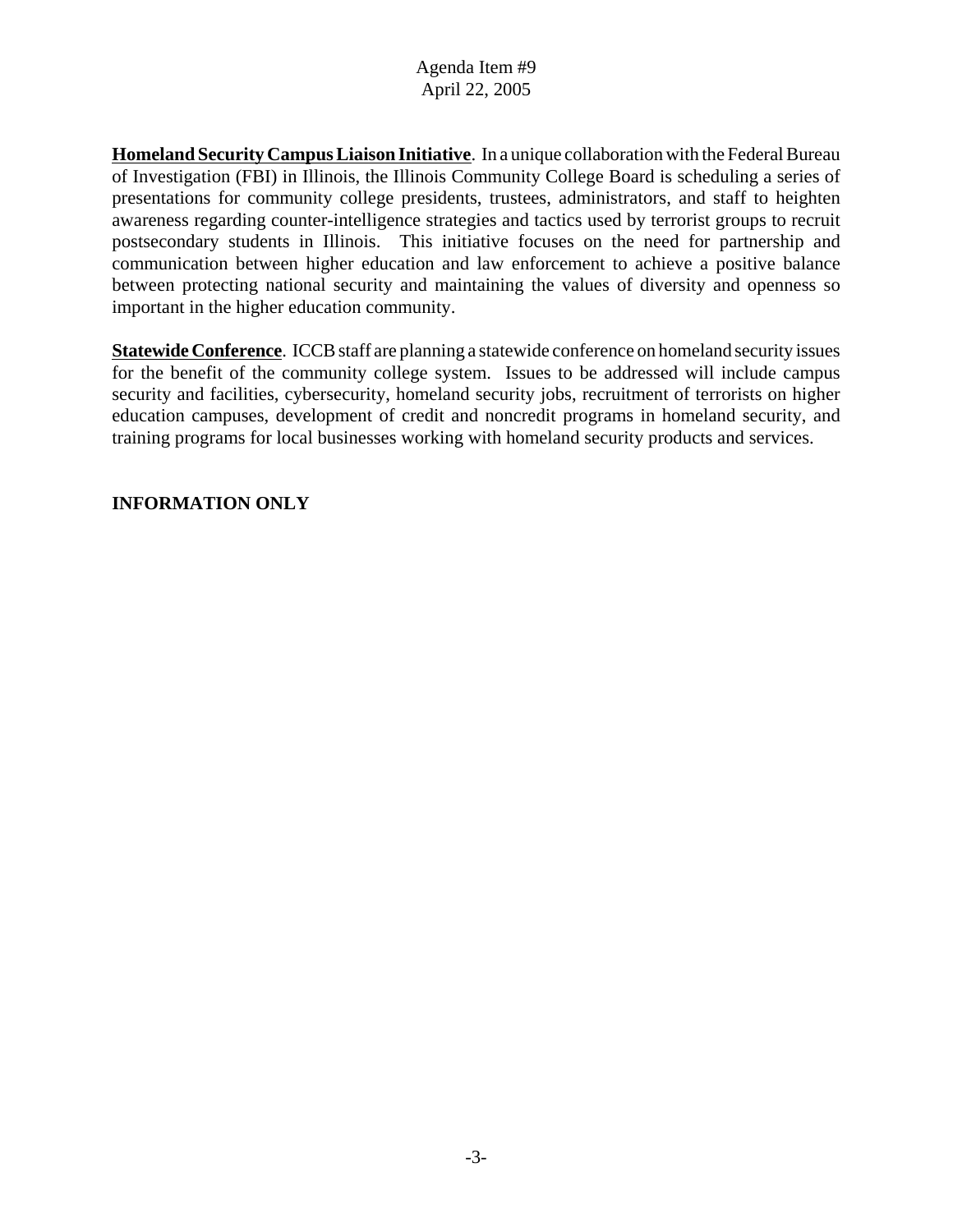**Homeland Security Campus Liaison Initiative**. In a unique collaboration with the Federal Bureau of Investigation (FBI) in Illinois, the Illinois Community College Board is scheduling a series of presentations for community college presidents, trustees, administrators, and staff to heighten awareness regarding counter-intelligence strategies and tactics used by terrorist groups to recruit postsecondary students in Illinois. This initiative focuses on the need for partnership and communication between higher education and law enforcement to achieve a positive balance between protecting national security and maintaining the values of diversity and openness so important in the higher education community.

**Statewide Conference**. ICCB staff are planning a statewide conference on homeland security issues for the benefit of the community college system. Issues to be addressed will include campus security and facilities, cybersecurity, homeland security jobs, recruitment of terrorists on higher education campuses, development of credit and noncredit programs in homeland security, and training programs for local businesses working with homeland security products and services.

**INFORMATION ONLY**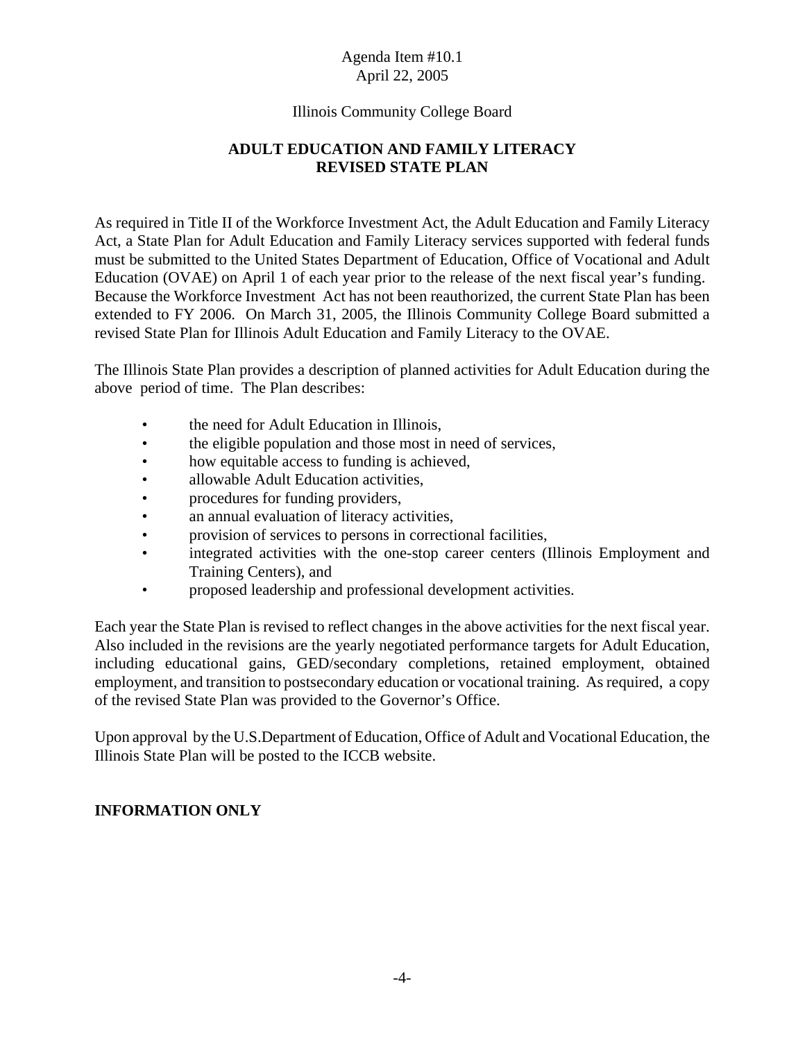Agenda Item #10.1
April 22, 2005

Illinois Community College Board

**ADULT EDUCATION AND FAMILY LITERACY**
**REVISED STATE PLAN**

As required in Title II of the Workforce Investment Act, the Adult Education and Family Literacy Act, a State Plan for Adult Education and Family Literacy services supported with federal funds must be submitted to the United States Department of Education, Office of Vocational and Adult Education (OVAE) on April 1 of each year prior to the release of the next fiscal year's funding. Because the Workforce Investment Act has not been reauthorized, the current State Plan has been extended to FY 2006. On March 31, 2005, the Illinois Community College Board submitted a revised State Plan for Illinois Adult Education and Family Literacy to the OVAE.

The Illinois State Plan provides a description of planned activities for Adult Education during the above period of time. The Plan describes:

- the need for Adult Education in Illinois,
- the eligible population and those most in need of services,
- how equitable access to funding is achieved,
- allowable Adult Education activities,
- procedures for funding providers,
- an annual evaluation of literacy activities,
- provision of services to persons in correctional facilities,
- integrated activities with the one-stop career centers (Illinois Employment and Training Centers), and
- proposed leadership and professional development activities.

Each year the State Plan is revised to reflect changes in the above activities for the next fiscal year. Also included in the revisions are the yearly negotiated performance targets for Adult Education, including educational gains, GED/secondary completions, retained employment, obtained employment, and transition to postsecondary education or vocational training. As required, a copy of the revised State Plan was provided to the Governor's Office.

Upon approval by the U.S.Department of Education, Office of Adult and Vocational Education, the Illinois State Plan will be posted to the ICCB website.

**INFORMATION ONLY**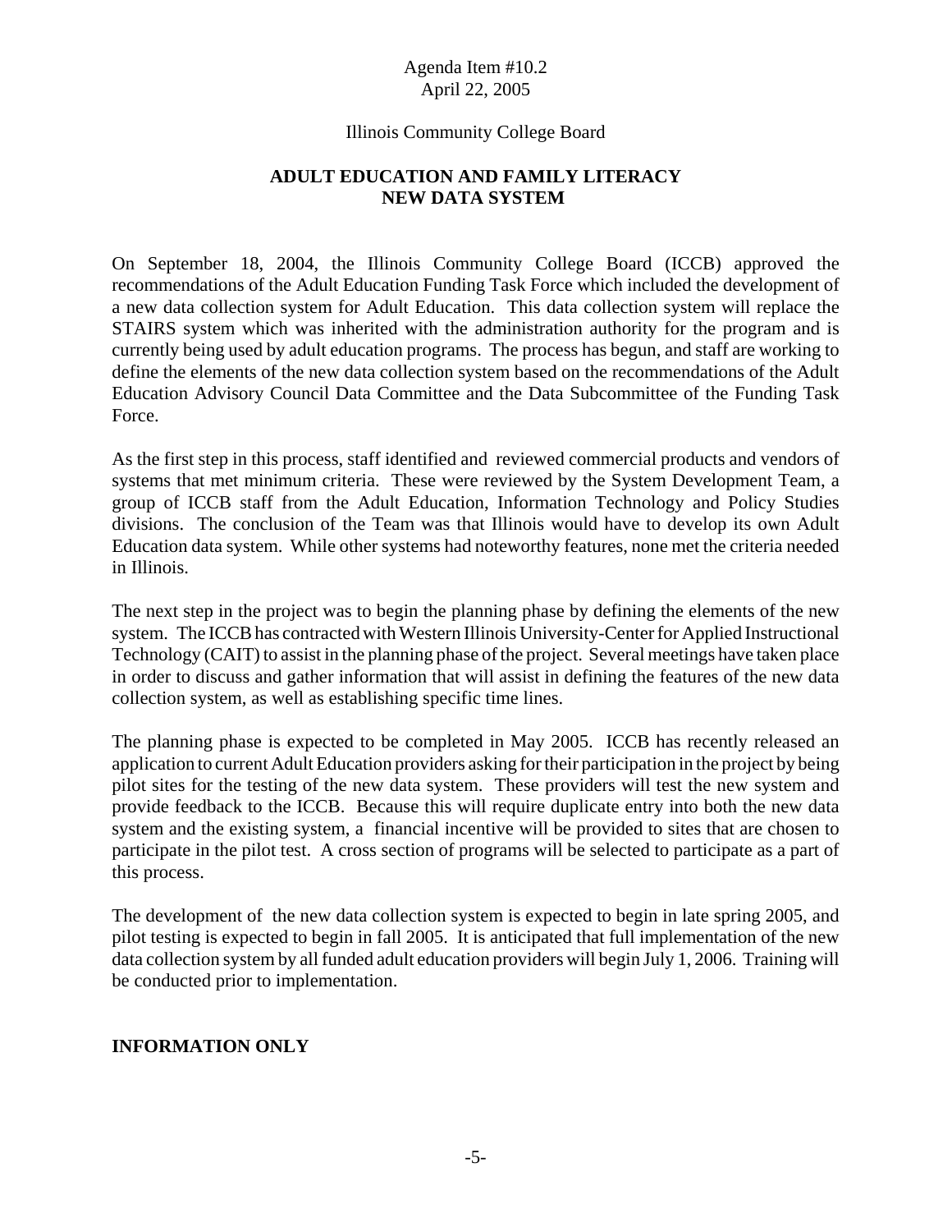Agenda Item #10.2
April 22, 2005

Illinois Community College Board

**ADULT EDUCATION AND FAMILY LITERACY**
**NEW DATA SYSTEM**

On September 18, 2004, the Illinois Community College Board (ICCB) approved the recommendations of the Adult Education Funding Task Force which included the development of a new data collection system for Adult Education. This data collection system will replace the STAIRS system which was inherited with the administration authority for the program and is currently being used by adult education programs. The process has begun, and staff are working to define the elements of the new data collection system based on the recommendations of the Adult Education Advisory Council Data Committee and the Data Subcommittee of the Funding Task Force.

As the first step in this process, staff identified and reviewed commercial products and vendors of systems that met minimum criteria. These were reviewed by the System Development Team, a group of ICCB staff from the Adult Education, Information Technology and Policy Studies divisions. The conclusion of the Team was that Illinois would have to develop its own Adult Education data system. While other systems had noteworthy features, none met the criteria needed in Illinois.

The next step in the project was to begin the planning phase by defining the elements of the new system. The ICCB has contracted with Western Illinois University-Center for Applied Instructional Technology (CAIT) to assist in the planning phase of the project. Several meetings have taken place in order to discuss and gather information that will assist in defining the features of the new data collection system, as well as establishing specific time lines.

The planning phase is expected to be completed in May 2005. ICCB has recently released an application to current Adult Education providers asking for their participation in the project by being pilot sites for the testing of the new data system. These providers will test the new system and provide feedback to the ICCB. Because this will require duplicate entry into both the new data system and the existing system, a financial incentive will be provided to sites that are chosen to participate in the pilot test. A cross section of programs will be selected to participate as a part of this process.

The development of the new data collection system is expected to begin in late spring 2005, and pilot testing is expected to begin in fall 2005. It is anticipated that full implementation of the new data collection system by all funded adult education providers will begin July 1, 2006. Training will be conducted prior to implementation.

**INFORMATION ONLY**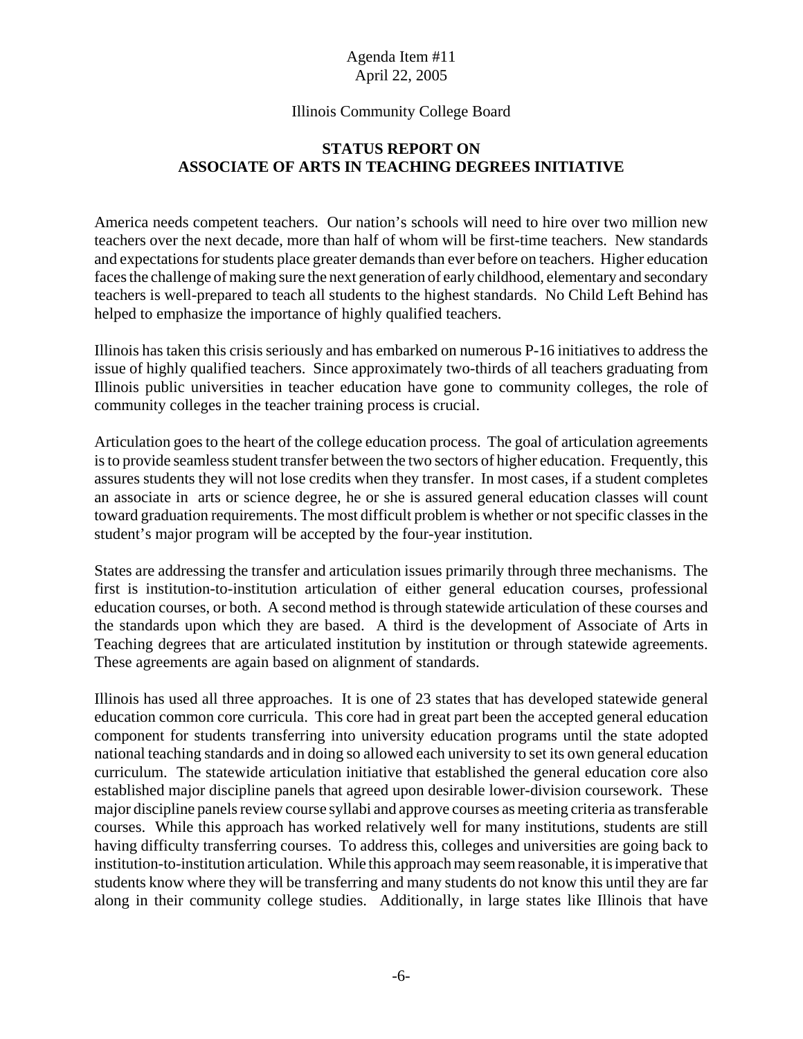Agenda Item #11
April 22, 2005

Illinois Community College Board

**STATUS REPORT ON**
**ASSOCIATE OF ARTS IN TEACHING DEGREES INITIATIVE**

America needs competent teachers. Our nation's schools will need to hire over two million new teachers over the next decade, more than half of whom will be first-time teachers. New standards and expectations for students place greater demands than ever before on teachers. Higher education faces the challenge of making sure the next generation of early childhood, elementary and secondary teachers is well-prepared to teach all students to the highest standards. No Child Left Behind has helped to emphasize the importance of highly qualified teachers.

Illinois has taken this crisis seriously and has embarked on numerous P-16 initiatives to address the issue of highly qualified teachers. Since approximately two-thirds of all teachers graduating from Illinois public universities in teacher education have gone to community colleges, the role of community colleges in the teacher training process is crucial.

Articulation goes to the heart of the college education process. The goal of articulation agreements is to provide seamless student transfer between the two sectors of higher education. Frequently, this assures students they will not lose credits when they transfer. In most cases, if a student completes an associate in arts or science degree, he or she is assured general education classes will count toward graduation requirements. The most difficult problem is whether or not specific classes in the student's major program will be accepted by the four-year institution.

States are addressing the transfer and articulation issues primarily through three mechanisms. The first is institution-to-institution articulation of either general education courses, professional education courses, or both. A second method is through statewide articulation of these courses and the standards upon which they are based. A third is the development of Associate of Arts in Teaching degrees that are articulated institution by institution or through statewide agreements. These agreements are again based on alignment of standards.

Illinois has used all three approaches. It is one of 23 states that has developed statewide general education common core curricula. This core had in great part been the accepted general education component for students transferring into university education programs until the state adopted national teaching standards and in doing so allowed each university to set its own general education curriculum. The statewide articulation initiative that established the general education core also established major discipline panels that agreed upon desirable lower-division coursework. These major discipline panels review course syllabi and approve courses as meeting criteria as transferable courses. While this approach has worked relatively well for many institutions, students are still having difficulty transferring courses. To address this, colleges and universities are going back to institution-to-institution articulation. While this approach may seem reasonable, it is imperative that students know where they will be transferring and many students do not know this until they are far along in their community college studies. Additionally, in large states like Illinois that have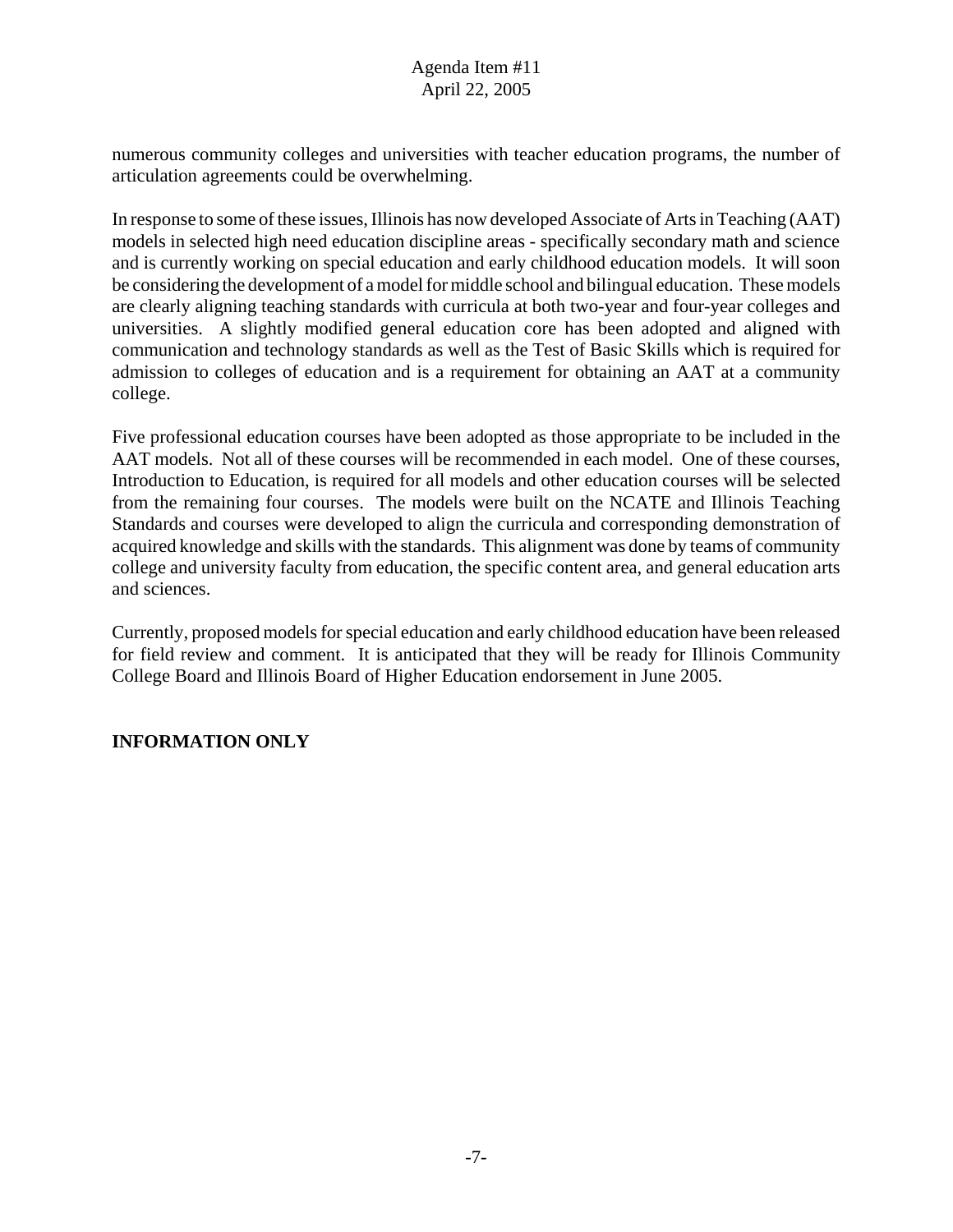numerous community colleges and universities with teacher education programs, the number of articulation agreements could be overwhelming.

In response to some of these issues, Illinois has now developed Associate of Arts in Teaching (AAT) models in selected high need education discipline areas - specifically secondary math and science and is currently working on special education and early childhood education models. It will soon be considering the development of a model for middle school and bilingual education. These models are clearly aligning teaching standards with curricula at both two-year and four-year colleges and universities. A slightly modified general education core has been adopted and aligned with communication and technology standards as well as the Test of Basic Skills which is required for admission to colleges of education and is a requirement for obtaining an AAT at a community college.

Five professional education courses have been adopted as those appropriate to be included in the AAT models. Not all of these courses will be recommended in each model. One of these courses, Introduction to Education, is required for all models and other education courses will be selected from the remaining four courses. The models were built on the NCATE and Illinois Teaching Standards and courses were developed to align the curricula and corresponding demonstration of acquired knowledge and skills with the standards. This alignment was done by teams of community college and university faculty from education, the specific content area, and general education arts and sciences.

Currently, proposed models for special education and early childhood education have been released for field review and comment. It is anticipated that they will be ready for Illinois Community College Board and Illinois Board of Higher Education endorsement in June 2005.

**INFORMATION ONLY**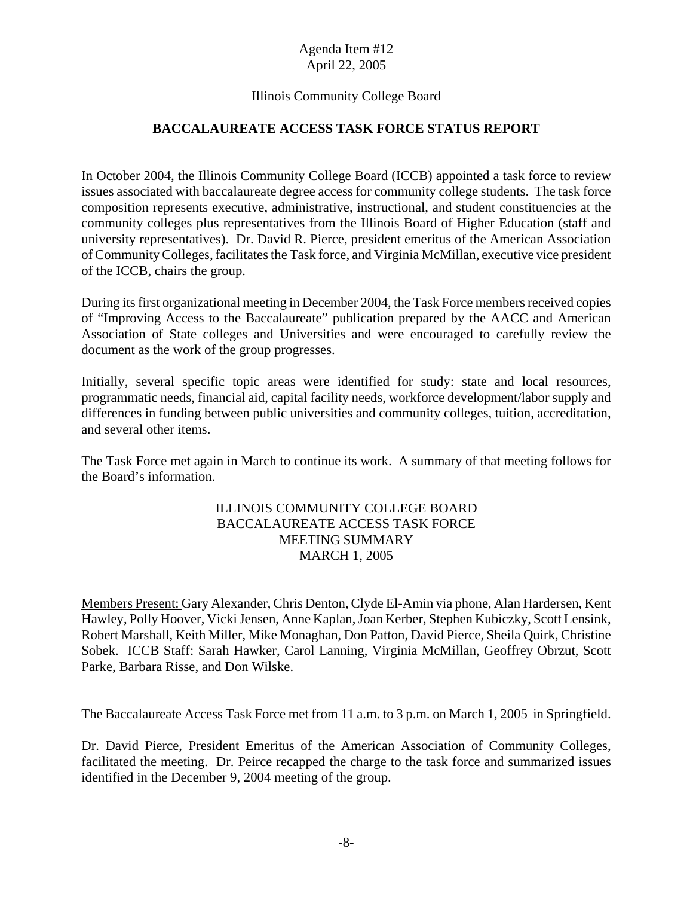Agenda Item #12
April 22, 2005

Illinois Community College Board

**BACCALAUREATE ACCESS TASK FORCE STATUS REPORT**

In October 2004, the Illinois Community College Board (ICCB) appointed a task force to review issues associated with baccalaureate degree access for community college students. The task force composition represents executive, administrative, instructional, and student constituencies at the community colleges plus representatives from the Illinois Board of Higher Education (staff and university representatives). Dr. David R. Pierce, president emeritus of the American Association of Community Colleges, facilitates the Task force, and Virginia McMillan, executive vice president of the ICCB, chairs the group.

During its first organizational meeting in December 2004, the Task Force members received copies of "Improving Access to the Baccalaureate" publication prepared by the AACC and American Association of State colleges and Universities and were encouraged to carefully review the document as the work of the group progresses.

Initially, several specific topic areas were identified for study: state and local resources, programmatic needs, financial aid, capital facility needs, workforce development/labor supply and differences in funding between public universities and community colleges, tuition, accreditation, and several other items.

The Task Force met again in March to continue its work. A summary of that meeting follows for the Board's information.

ILLINOIS COMMUNITY COLLEGE BOARD
BACCALAUREATE ACCESS TASK FORCE
MEETING SUMMARY
MARCH 1, 2005

<u>Members Present:</u> Gary Alexander, Chris Denton, Clyde El-Amin via phone, Alan Hardersen, Kent Hawley, Polly Hoover, Vicki Jensen, Anne Kaplan, Joan Kerber, Stephen Kubiczky, Scott Lensink, Robert Marshall, Keith Miller, Mike Monaghan, Don Patton, David Pierce, Sheila Quirk, Christine Sobek. <u>ICCB Staff:</u> Sarah Hawker, Carol Lanning, Virginia McMillan, Geoffrey Obrzut, Scott Parke, Barbara Risse, and Don Wilske.

The Baccalaureate Access Task Force met from 11 a.m. to 3 p.m. on March 1, 2005 in Springfield.

Dr. David Pierce, President Emeritus of the American Association of Community Colleges, facilitated the meeting. Dr. Peirce recapped the charge to the task force and summarized issues identified in the December 9, 2004 meeting of the group.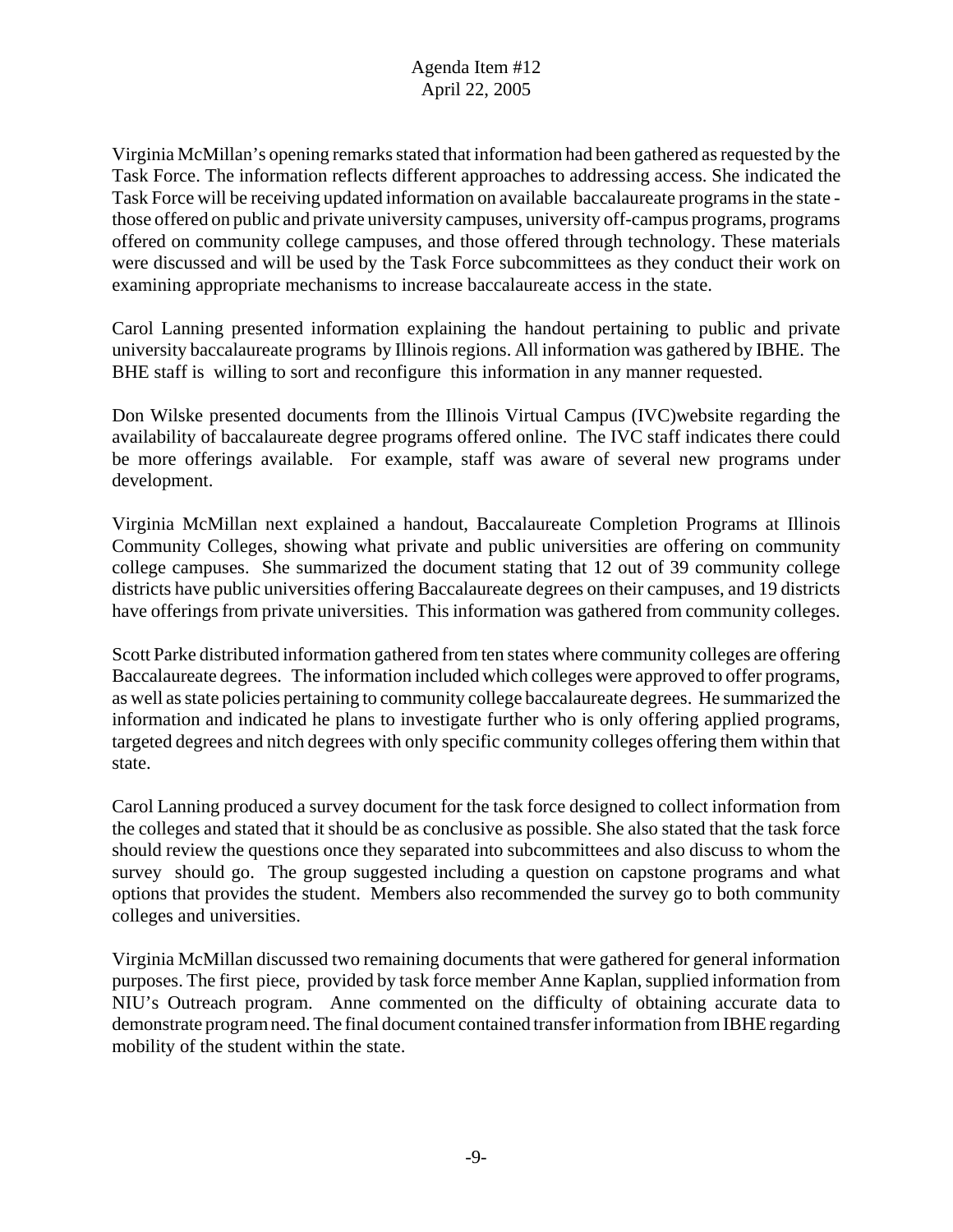Virginia McMillan's opening remarks stated that information had been gathered as requested by the Task Force. The information reflects different approaches to addressing access. She indicated the Task Force will be receiving updated information on available baccalaureate programs in the state - those offered on public and private university campuses, university off-campus programs, programs offered on community college campuses, and those offered through technology. These materials were discussed and will be used by the Task Force subcommittees as they conduct their work on examining appropriate mechanisms to increase baccalaureate access in the state.

Carol Lanning presented information explaining the handout pertaining to public and private university baccalaureate programs by Illinois regions. All information was gathered by IBHE. The BHE staff is willing to sort and reconfigure this information in any manner requested.

Don Wilske presented documents from the Illinois Virtual Campus (IVC)website regarding the availability of baccalaureate degree programs offered online. The IVC staff indicates there could be more offerings available. For example, staff was aware of several new programs under development.

Virginia McMillan next explained a handout, Baccalaureate Completion Programs at Illinois Community Colleges, showing what private and public universities are offering on community college campuses. She summarized the document stating that 12 out of 39 community college districts have public universities offering Baccalaureate degrees on their campuses, and 19 districts have offerings from private universities. This information was gathered from community colleges.

Scott Parke distributed information gathered from ten states where community colleges are offering Baccalaureate degrees. The information included which colleges were approved to offer programs, as well as state policies pertaining to community college baccalaureate degrees. He summarized the information and indicated he plans to investigate further who is only offering applied programs, targeted degrees and nitch degrees with only specific community colleges offering them within that state.

Carol Lanning produced a survey document for the task force designed to collect information from the colleges and stated that it should be as conclusive as possible. She also stated that the task force should review the questions once they separated into subcommittees and also discuss to whom the survey should go. The group suggested including a question on capstone programs and what options that provides the student. Members also recommended the survey go to both community colleges and universities.

Virginia McMillan discussed two remaining documents that were gathered for general information purposes. The first piece, provided by task force member Anne Kaplan, supplied information from NIU's Outreach program. Anne commented on the difficulty of obtaining accurate data to demonstrate program need. The final document contained transfer information from IBHE regarding mobility of the student within the state.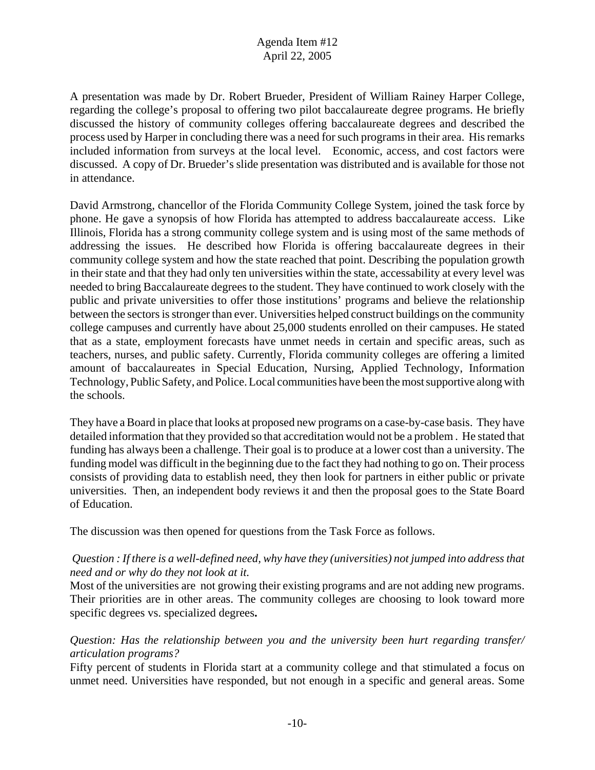A presentation was made by Dr. Robert Brueder, President of William Rainey Harper College, regarding the college's proposal to offering two pilot baccalaureate degree programs. He briefly discussed the history of community colleges offering baccalaureate degrees and described the process used by Harper in concluding there was a need for such programs in their area. His remarks included information from surveys at the local level. Economic, access, and cost factors were discussed. A copy of Dr. Brueder's slide presentation was distributed and is available for those not in attendance.

David Armstrong, chancellor of the Florida Community College System, joined the task force by phone. He gave a synopsis of how Florida has attempted to address baccalaureate access. Like Illinois, Florida has a strong community college system and is using most of the same methods of addressing the issues. He described how Florida is offering baccalaureate degrees in their community college system and how the state reached that point. Describing the population growth in their state and that they had only ten universities within the state, accessability at every level was needed to bring Baccalaureate degrees to the student. They have continued to work closely with the public and private universities to offer those institutions' programs and believe the relationship between the sectors is stronger than ever. Universities helped construct buildings on the community college campuses and currently have about 25,000 students enrolled on their campuses. He stated that as a state, employment forecasts have unmet needs in certain and specific areas, such as teachers, nurses, and public safety. Currently, Florida community colleges are offering a limited amount of baccalaureates in Special Education, Nursing, Applied Technology, Information Technology, Public Safety, and Police. Local communities have been the most supportive along with the schools.

They have a Board in place that looks at proposed new programs on a case-by-case basis. They have detailed information that they provided so that accreditation would not be a problem . He stated that funding has always been a challenge. Their goal is to produce at a lower cost than a university. The funding model was difficult in the beginning due to the fact they had nothing to go on. Their process consists of providing data to establish need, they then look for partners in either public or private universities. Then, an independent body reviews it and then the proposal goes to the State Board of Education.

The discussion was then opened for questions from the Task Force as follows.

*Question : If there is a well-defined need, why have they (universities) not jumped into address that need and or why do they not look at it.*
Most of the universities are not growing their existing programs and are not adding new programs. Their priorities are in other areas. The community colleges are choosing to look toward more specific degrees vs. specialized degrees**.**

*Question: Has the relationship between you and the university been hurt regarding transfer/ articulation programs?*
Fifty percent of students in Florida start at a community college and that stimulated a focus on unmet need. Universities have responded, but not enough in a specific and general areas. Some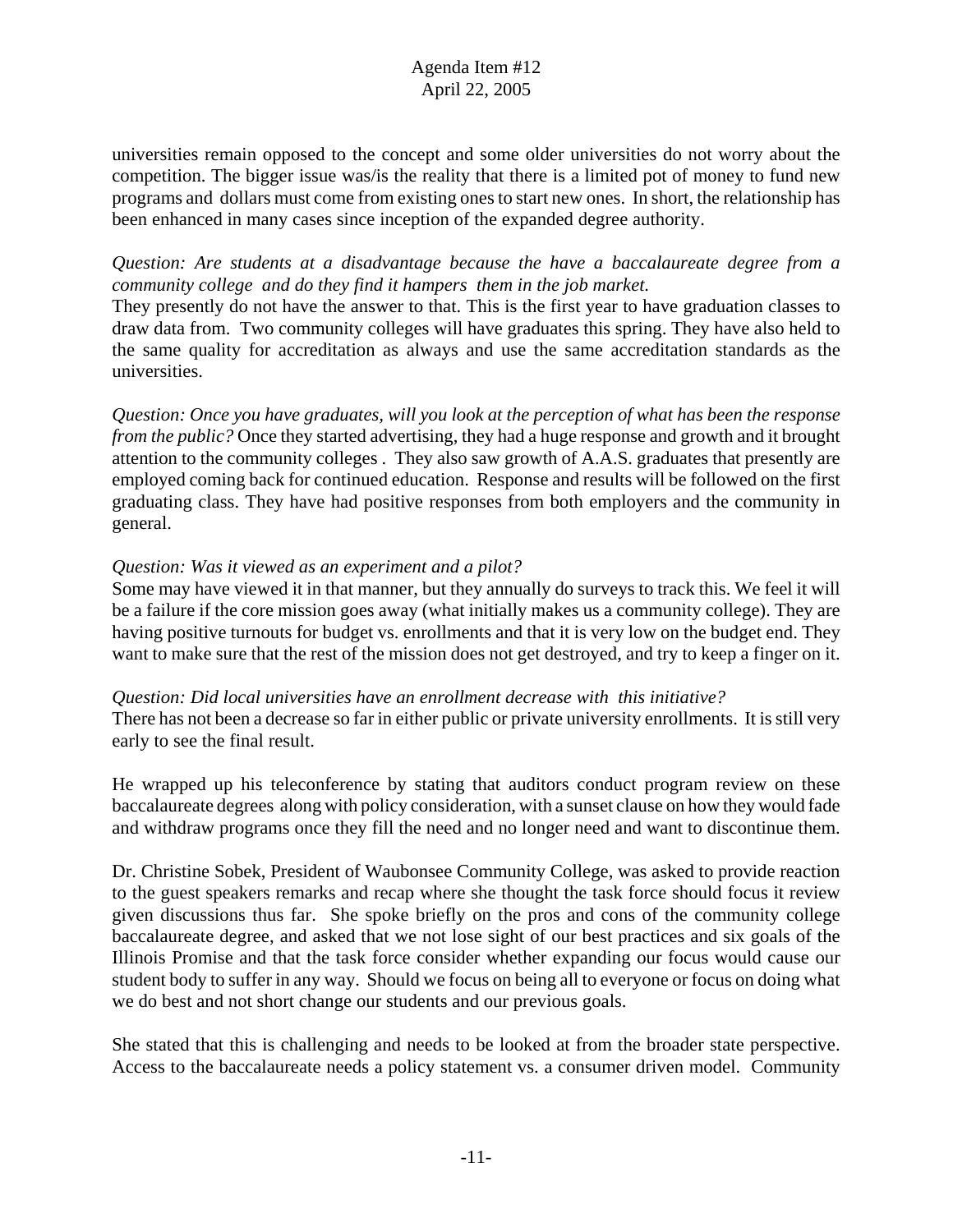universities remain opposed to the concept and some older universities do not worry about the competition. The bigger issue was/is the reality that there is a limited pot of money to fund new programs and dollars must come from existing ones to start new ones. In short, the relationship has been enhanced in many cases since inception of the expanded degree authority.

*Question: Are students at a disadvantage because the have a baccalaureate degree from a community college and do they find it hampers them in the job market.*
They presently do not have the answer to that. This is the first year to have graduation classes to draw data from. Two community colleges will have graduates this spring. They have also held to the same quality for accreditation as always and use the same accreditation standards as the universities.

*Question: Once you have graduates, will you look at the perception of what has been the response from the public?* Once they started advertising, they had a huge response and growth and it brought attention to the community colleges . They also saw growth of A.A.S. graduates that presently are employed coming back for continued education. Response and results will be followed on the first graduating class. They have had positive responses from both employers and the community in general.

*Question: Was it viewed as an experiment and a pilot?*
Some may have viewed it in that manner, but they annually do surveys to track this. We feel it will be a failure if the core mission goes away (what initially makes us a community college). They are having positive turnouts for budget vs. enrollments and that it is very low on the budget end. They want to make sure that the rest of the mission does not get destroyed, and try to keep a finger on it.

*Question: Did local universities have an enrollment decrease with this initiative?*
There has not been a decrease so far in either public or private university enrollments. It is still very early to see the final result.

He wrapped up his teleconference by stating that auditors conduct program review on these baccalaureate degrees along with policy consideration, with a sunset clause on how they would fade and withdraw programs once they fill the need and no longer need and want to discontinue them.

Dr. Christine Sobek, President of Waubonsee Community College, was asked to provide reaction to the guest speakers remarks and recap where she thought the task force should focus it review given discussions thus far. She spoke briefly on the pros and cons of the community college baccalaureate degree, and asked that we not lose sight of our best practices and six goals of the Illinois Promise and that the task force consider whether expanding our focus would cause our student body to suffer in any way. Should we focus on being all to everyone or focus on doing what we do best and not short change our students and our previous goals.

She stated that this is challenging and needs to be looked at from the broader state perspective. Access to the baccalaureate needs a policy statement vs. a consumer driven model. Community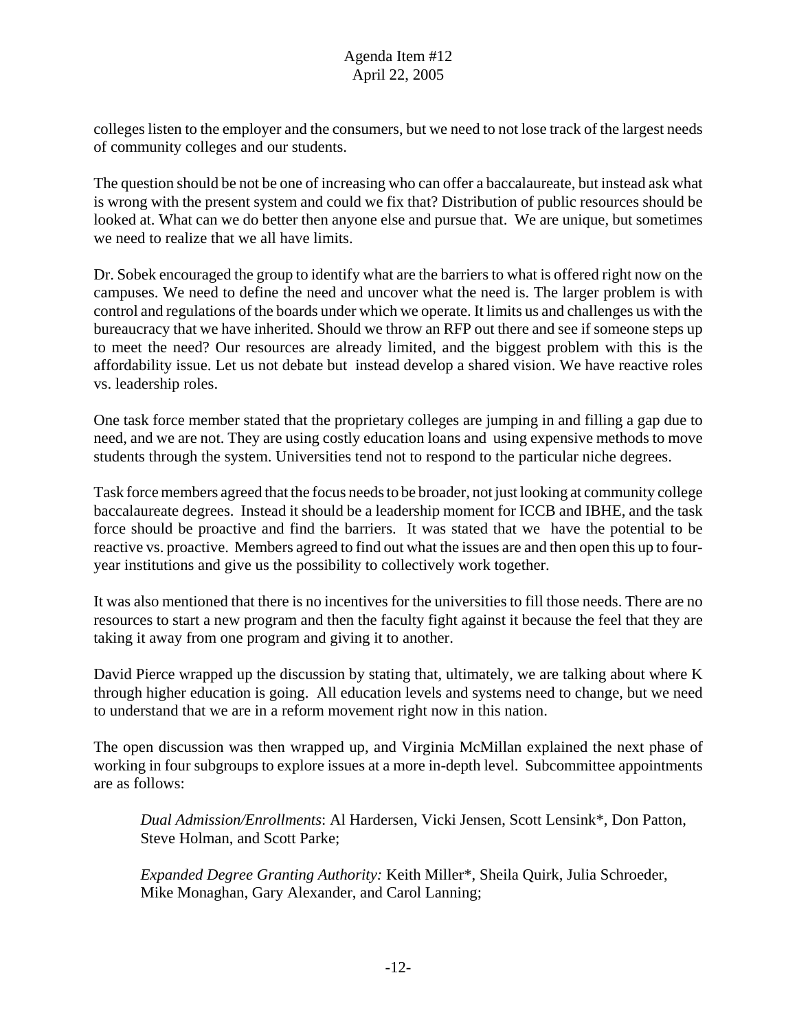colleges listen to the employer and the consumers, but we need to not lose track of the largest needs of community colleges and our students.

The question should be not be one of increasing who can offer a baccalaureate, but instead ask what is wrong with the present system and could we fix that? Distribution of public resources should be looked at. What can we do better then anyone else and pursue that. We are unique, but sometimes we need to realize that we all have limits.

Dr. Sobek encouraged the group to identify what are the barriers to what is offered right now on the campuses. We need to define the need and uncover what the need is. The larger problem is with control and regulations of the boards under which we operate. It limits us and challenges us with the bureaucracy that we have inherited. Should we throw an RFP out there and see if someone steps up to meet the need? Our resources are already limited, and the biggest problem with this is the affordability issue. Let us not debate but instead develop a shared vision. We have reactive roles vs. leadership roles.

One task force member stated that the proprietary colleges are jumping in and filling a gap due to need, and we are not. They are using costly education loans and using expensive methods to move students through the system. Universities tend not to respond to the particular niche degrees.

Task force members agreed that the focus needs to be broader, not just looking at community college baccalaureate degrees. Instead it should be a leadership moment for ICCB and IBHE, and the task force should be proactive and find the barriers. It was stated that we have the potential to be reactive vs. proactive. Members agreed to find out what the issues are and then open this up to four-year institutions and give us the possibility to collectively work together.

It was also mentioned that there is no incentives for the universities to fill those needs. There are no resources to start a new program and then the faculty fight against it because the feel that they are taking it away from one program and giving it to another.

David Pierce wrapped up the discussion by stating that, ultimately, we are talking about where K through higher education is going. All education levels and systems need to change, but we need to understand that we are in a reform movement right now in this nation.

The open discussion was then wrapped up, and Virginia McMillan explained the next phase of working in four subgroups to explore issues at a more in-depth level. Subcommittee appointments are as follows:

*Dual Admission/Enrollments*: Al Hardersen, Vicki Jensen, Scott Lensink*, Don Patton, Steve Holman, and Scott Parke;

*Expanded Degree Granting Authority:* Keith Miller*, Sheila Quirk, Julia Schroeder, Mike Monaghan, Gary Alexander, and Carol Lanning;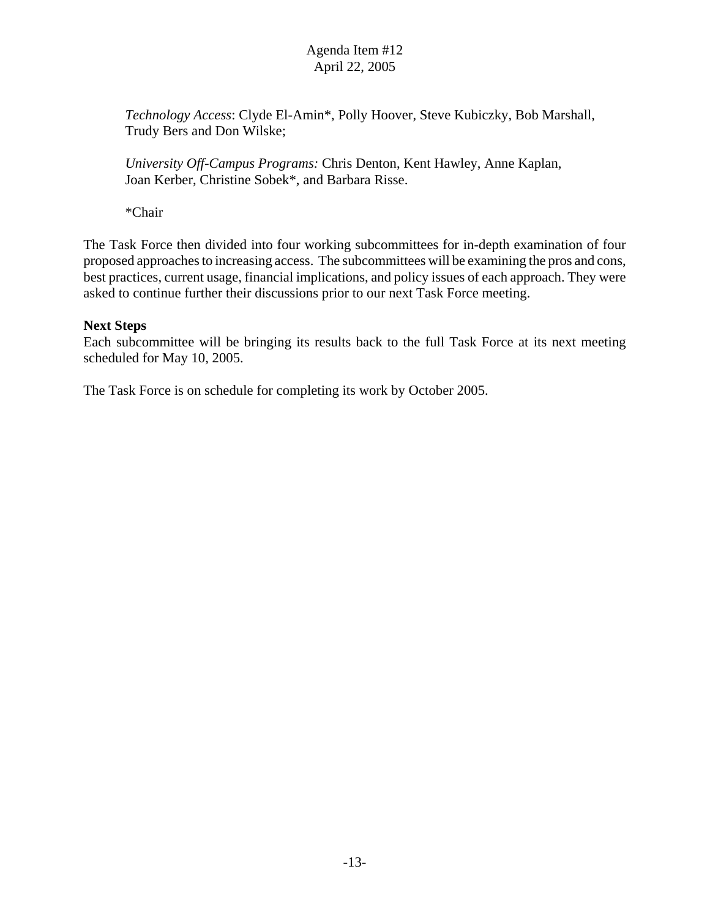*Technology Access*: Clyde El-Amin*, Polly Hoover, Steve Kubiczky, Bob Marshall, Trudy Bers and Don Wilske;

*University Off-Campus Programs:* Chris Denton, Kent Hawley, Anne Kaplan, Joan Kerber, Christine Sobek*, and Barbara Risse.

*Chair

The Task Force then divided into four working subcommittees for in-depth examination of four proposed approaches to increasing access. The subcommittees will be examining the pros and cons, best practices, current usage, financial implications, and policy issues of each approach. They were asked to continue further their discussions prior to our next Task Force meeting.

**Next Steps**

Each subcommittee will be bringing its results back to the full Task Force at its next meeting scheduled for May 10, 2005.

The Task Force is on schedule for completing its work by October 2005.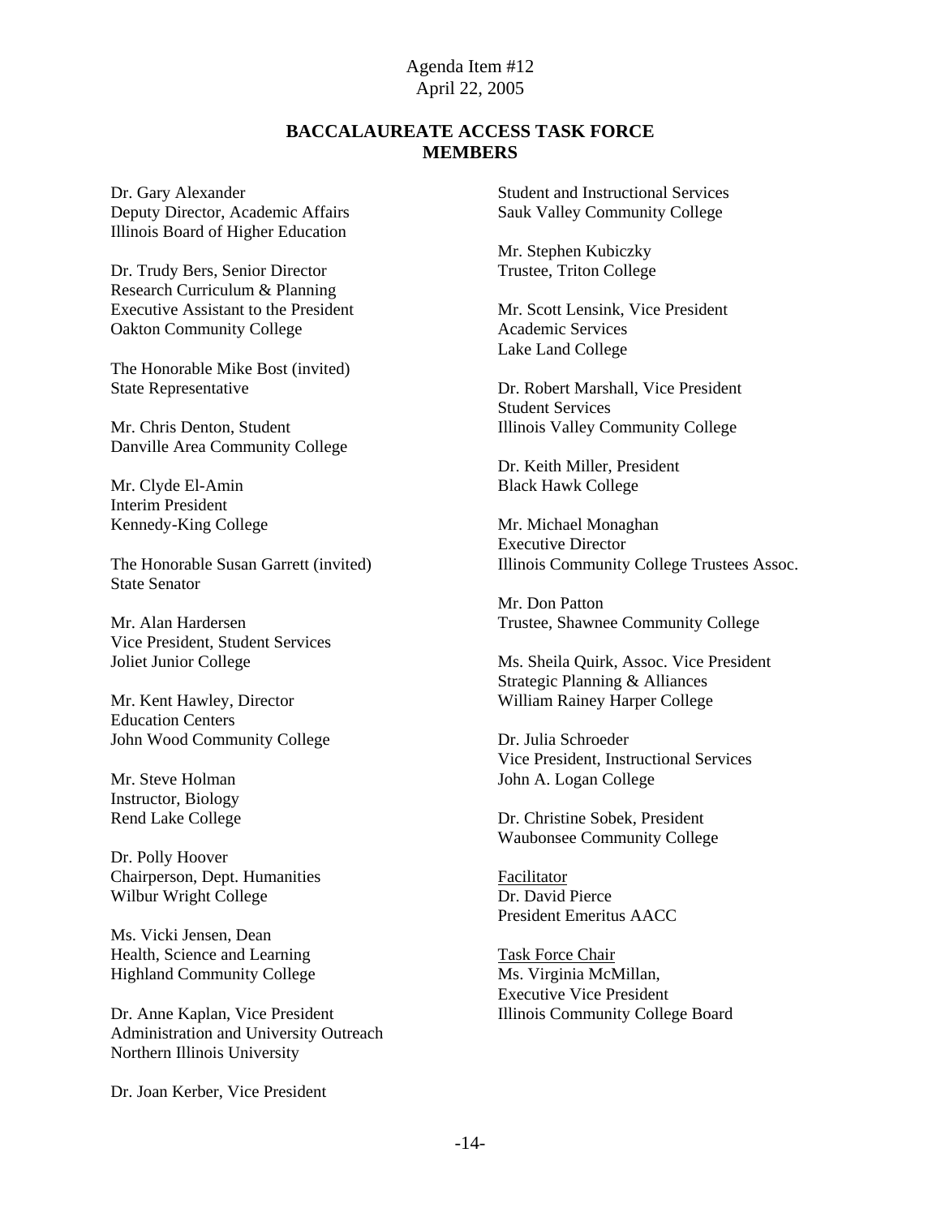Agenda Item #12
April 22, 2005

## BACCALAUREATE ACCESS TASK FORCE MEMBERS

Dr. Gary Alexander
Deputy Director, Academic Affairs
Illinois Board of Higher Education

Dr. Trudy Bers, Senior Director
Research Curriculum & Planning
Executive Assistant to the President
Oakton Community College

The Honorable Mike Bost (invited)
State Representative

Mr. Chris Denton, Student
Danville Area Community College

Mr. Clyde El-Amin
Interim President
Kennedy-King College

The Honorable Susan Garrett (invited)
State Senator

Mr. Alan Hardersen
Vice President, Student Services
Joliet Junior College

Mr. Kent Hawley, Director
Education Centers
John Wood Community College

Mr. Steve Holman
Instructor, Biology
Rend Lake College

Dr. Polly Hoover
Chairperson, Dept. Humanities
Wilbur Wright College

Ms. Vicki Jensen, Dean
Health, Science and Learning
Highland Community College

Dr. Anne Kaplan, Vice President
Administration and University Outreach
Northern Illinois University

Dr. Joan Kerber, Vice President
Student and Instructional Services
Sauk Valley Community College

Mr. Stephen Kubiczky
Trustee, Triton College

Mr. Scott Lensink, Vice President
Academic Services
Lake Land College

Dr. Robert Marshall, Vice President
Student Services
Illinois Valley Community College

Dr. Keith Miller, President
Black Hawk College

Mr. Michael Monaghan
Executive Director
Illinois Community College Trustees Assoc.

Mr. Don Patton
Trustee, Shawnee Community College

Ms. Sheila Quirk, Assoc. Vice President
Strategic Planning & Alliances
William Rainey Harper College

Dr. Julia Schroeder
Vice President, Instructional Services
John A. Logan College

Dr. Christine Sobek, President
Waubonsee Community College

Facilitator
Dr. David Pierce
President Emeritus AACC

Task Force Chair
Ms. Virginia McMillan,
Executive Vice President
Illinois Community College Board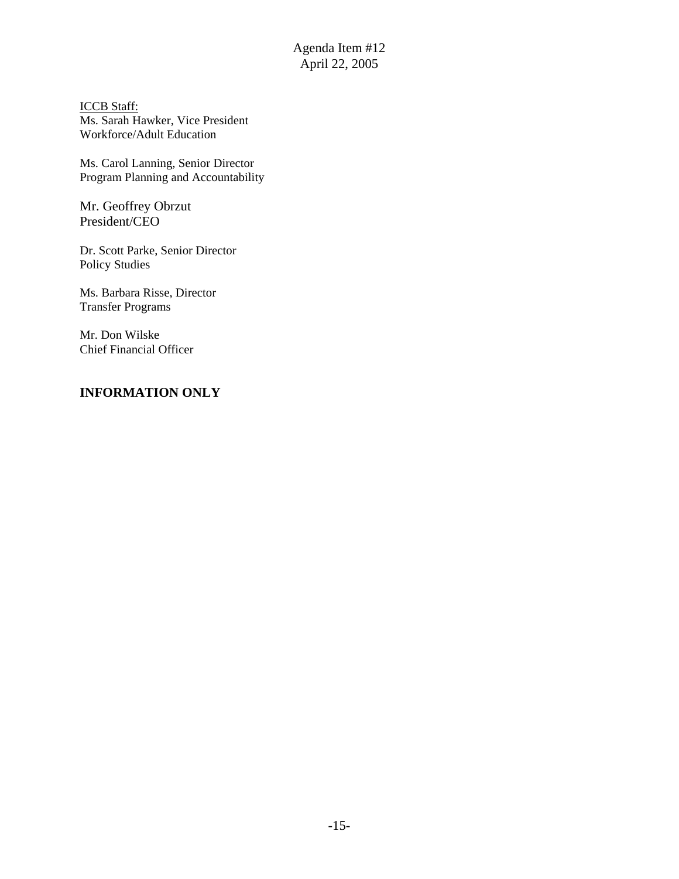Agenda Item #12
April 22, 2005

<u>ICCB Staff:</u>
Ms. Sarah Hawker, Vice President
Workforce/Adult Education

Ms. Carol Lanning, Senior Director
Program Planning and Accountability

Mr. Geoffrey Obrzut
President/CEO

Dr. Scott Parke, Senior Director
Policy Studies

Ms. Barbara Risse, Director
Transfer Programs

Mr. Don Wilske
Chief Financial Officer

**INFORMATION ONLY**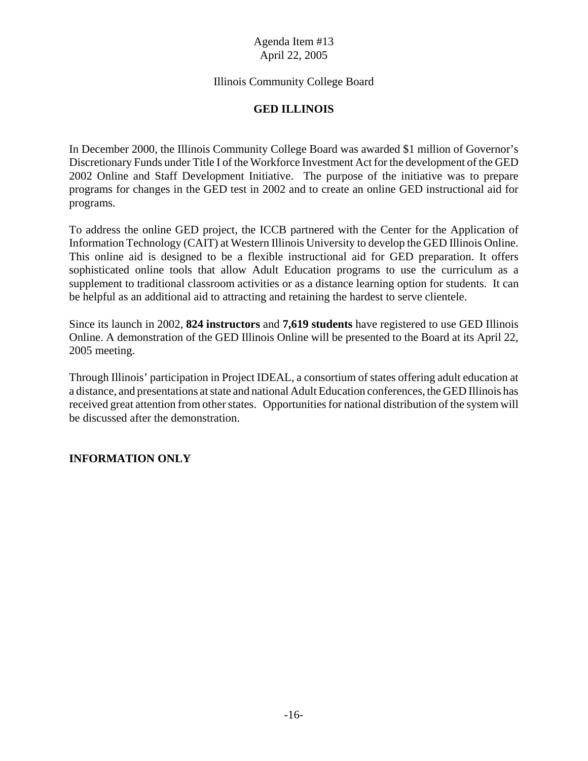Agenda Item #13
April 22, 2005

Illinois Community College Board

# GED ILLINOIS

In December 2000, the Illinois Community College Board was awarded $1 million of Governor's Discretionary Funds under Title I of the Workforce Investment Act for the development of the GED 2002 Online and Staff Development Initiative. The purpose of the initiative was to prepare programs for changes in the GED test in 2002 and to create an online GED instructional aid for programs.

To address the online GED project, the ICCB partnered with the Center for the Application of Information Technology (CAIT) at Western Illinois University to develop the GED Illinois Online. This online aid is designed to be a flexible instructional aid for GED preparation. It offers sophisticated online tools that allow Adult Education programs to use the curriculum as a supplement to traditional classroom activities or as a distance learning option for students. It can be helpful as an additional aid to attracting and retaining the hardest to serve clientele.

Since its launch in 2002, **824 instructors** and **7,619 students** have registered to use GED Illinois Online. A demonstration of the GED Illinois Online will be presented to the Board at its April 22, 2005 meeting.

Through Illinois' participation in Project IDEAL, a consortium of states offering adult education at a distance, and presentations at state and national Adult Education conferences, the GED Illinois has received great attention from other states. Opportunities for national distribution of the system will be discussed after the demonstration.

**INFORMATION ONLY**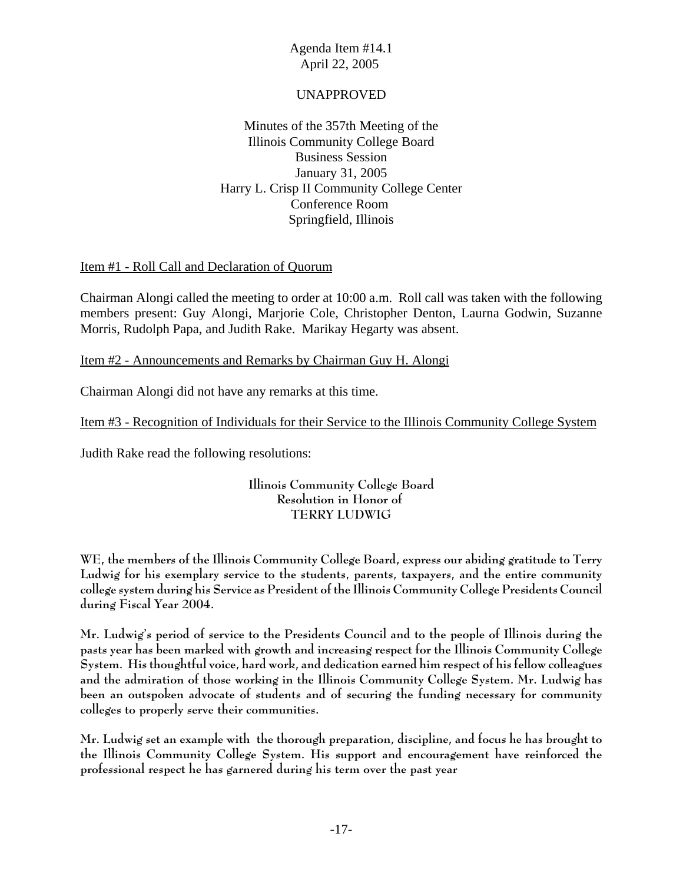Agenda Item #14.1
April 22, 2005

UNAPPROVED

Minutes of the 357th Meeting of the
Illinois Community College Board
Business Session
January 31, 2005
Harry L. Crisp II Community College Center
Conference Room
Springfield, Illinois

Item #1 - Roll Call and Declaration of Quorum

Chairman Alongi called the meeting to order at 10:00 a.m. Roll call was taken with the following members present: Guy Alongi, Marjorie Cole, Christopher Denton, Laurna Godwin, Suzanne Morris, Rudolph Papa, and Judith Rake. Marikay Hegarty was absent.

Item #2 - Announcements and Remarks by Chairman Guy H. Alongi

Chairman Alongi did not have any remarks at this time.

Item #3 - Recognition of Individuals for their Service to the Illinois Community College System

Judith Rake read the following resolutions:

**Illinois Community College Board**
**Resolution in Honor of**
**TERRY LUDWIG**

**WE, the members of the Illinois Community College Board, express our abiding gratitude to Terry Ludwig for his exemplary service to the students, parents, taxpayers, and the entire community college system during his Service as President of the Illinois Community College Presidents Council during Fiscal Year 2004.**

**Mr. Ludwig's period of service to the Presidents Council and to the people of Illinois during the pasts year has been marked with growth and increasing respect for the Illinois Community College System. His thoughtful voice, hard work, and dedication earned him respect of his fellow colleagues and the admiration of those working in the Illinois Community College System. Mr. Ludwig has been an outspoken advocate of students and of securing the funding necessary for community colleges to properly serve their communities.**

**Mr. Ludwig set an example with the thorough preparation, discipline, and focus he has brought to the Illinois Community College System. His support and encouragement have reinforced the professional respect he has garnered during his term over the past year**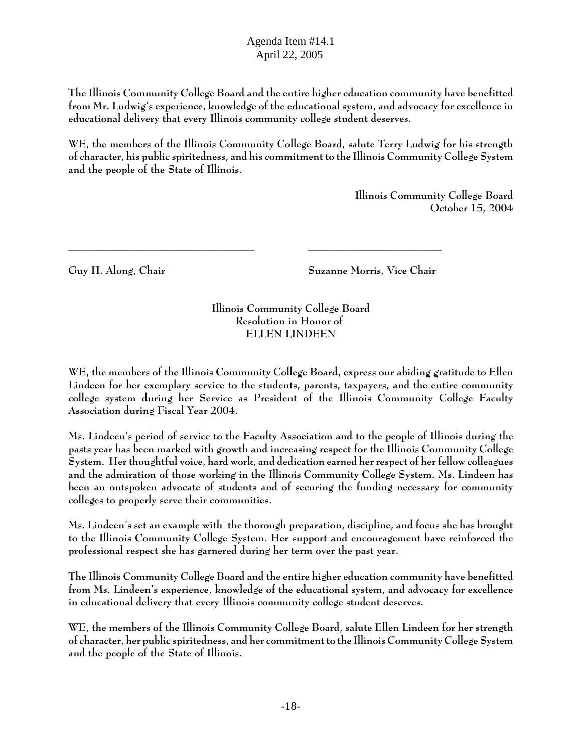The Illinois Community College Board and the entire higher education community have benefitted from Mr. Ludwig's experience, knowledge of the educational system, and advocacy for excellence in educational delivery that every Illinois community college student deserves.

WE, the members of the Illinois Community College Board, salute Terry Ludwig for his strength of character, his public spiritedness, and his commitment to the Illinois Community College System and the people of the State of Illinois.

Illinois Community College Board
October 15, 2004

\_\_\_\_\_\_\_\_\_\_\_\_\_\_\_\_\_\_\_\_\_\_\_\_\_\_\_\_\_\_\_\_ \_\_\_\_\_\_\_\_\_\_\_\_\_\_\_\_\_\_\_\_\_\_\_\_

Guy H. Along, Chair Suzanne Morris, Vice Chair

## Illinois Community College Board Resolution in Honor of ELLEN LINDEEN

WE, the members of the Illinois Community College Board, express our abiding gratitude to Ellen Lindeen for her exemplary service to the students, parents, taxpayers, and the entire community college system during her Service as President of the Illinois Community College Faculty Association during Fiscal Year 2004.

Ms. Lindeen's period of service to the Faculty Association and to the people of Illinois during the pasts year has been marked with growth and increasing respect for the Illinois Community College System. Her thoughtful voice, hard work, and dedication earned her respect of her fellow colleagues and the admiration of those working in the Illinois Community College System. Ms. Lindeen has been an outspoken advocate of students and of securing the funding necessary for community colleges to properly serve their communities.

Ms. Lindeen's set an example with the thorough preparation, discipline, and focus she has brought to the Illinois Community College System. Her support and encouragement have reinforced the professional respect she has garnered during her term over the past year.

The Illinois Community College Board and the entire higher education community have benefitted from Ms. Lindeen's experience, knowledge of the educational system, and advocacy for excellence in educational delivery that every Illinois community college student deserves.

WE, the members of the Illinois Community College Board, salute Ellen Lindeen for her strength of character, her public spiritedness, and her commitment to the Illinois Community College System and the people of the State of Illinois.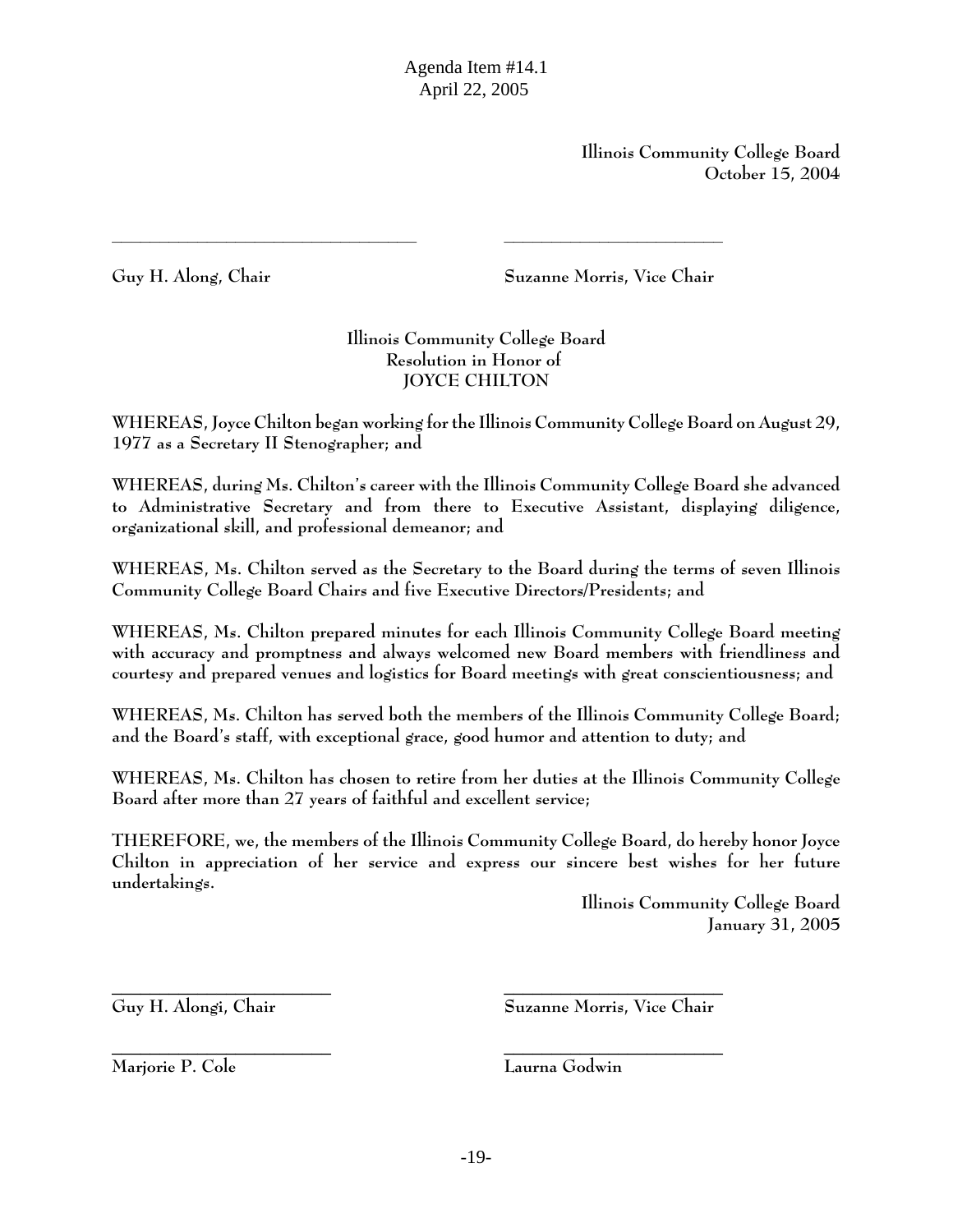Agenda Item #14.1
April 22, 2005

**Illinois Community College Board**
**October 15, 2004**

\_\_\_\_\_\_\_\_\_\_\_\_\_\_\_\_\_\_\_\_\_\_\_\_\_\_\_\_\_\_\_\_ \_\_\_\_\_\_\_\_\_\_\_\_\_\_\_\_\_\_\_\_\_\_\_\_

**Guy H. Along, Chair** **Suzanne Morris, Vice Chair**

**Illinois Community College Board**
**Resolution in Honor of**
**JOYCE CHILTON**

**WHEREAS, Joyce Chilton began working for the Illinois Community College Board on August 29, 1977 as a Secretary II Stenographer; and**

**WHEREAS, during Ms. Chilton's career with the Illinois Community College Board she advanced to Administrative Secretary and from there to Executive Assistant, displaying diligence, organizational skill, and professional demeanor; and**

**WHEREAS, Ms. Chilton served as the Secretary to the Board during the terms of seven Illinois Community College Board Chairs and five Executive Directors/Presidents; and**

**WHEREAS, Ms. Chilton prepared minutes for each Illinois Community College Board meeting with accuracy and promptness and always welcomed new Board members with friendliness and courtesy and prepared venues and logistics for Board meetings with great conscientiousness; and**

**WHEREAS, Ms. Chilton has served both the members of the Illinois Community College Board; and the Board's staff, with exceptional grace, good humor and attention to duty; and**

**WHEREAS, Ms. Chilton has chosen to retire from her duties at the Illinois Community College Board after more than 27 years of faithful and excellent service;**

**THEREFORE, we, the members of the Illinois Community College Board, do hereby honor Joyce Chilton in appreciation of her service and express our sincere best wishes for her future undertakings.**

**Illinois Community College Board**
**January 31, 2005**

\_\_\_\_\_\_\_\_\_\_\_\_\_\_\_\_\_\_\_\_\_\_\_\_ \_\_\_\_\_\_\_\_\_\_\_\_\_\_\_\_\_\_\_\_\_\_\_\_

**Guy H. Alongi, Chair** **Suzanne Morris, Vice Chair**

\_\_\_\_\_\_\_\_\_\_\_\_\_\_\_\_\_\_\_\_\_\_\_\_ \_\_\_\_\_\_\_\_\_\_\_\_\_\_\_\_\_\_\_\_\_\_\_\_

**Marjorie P. Cole** **Laurna Godwin**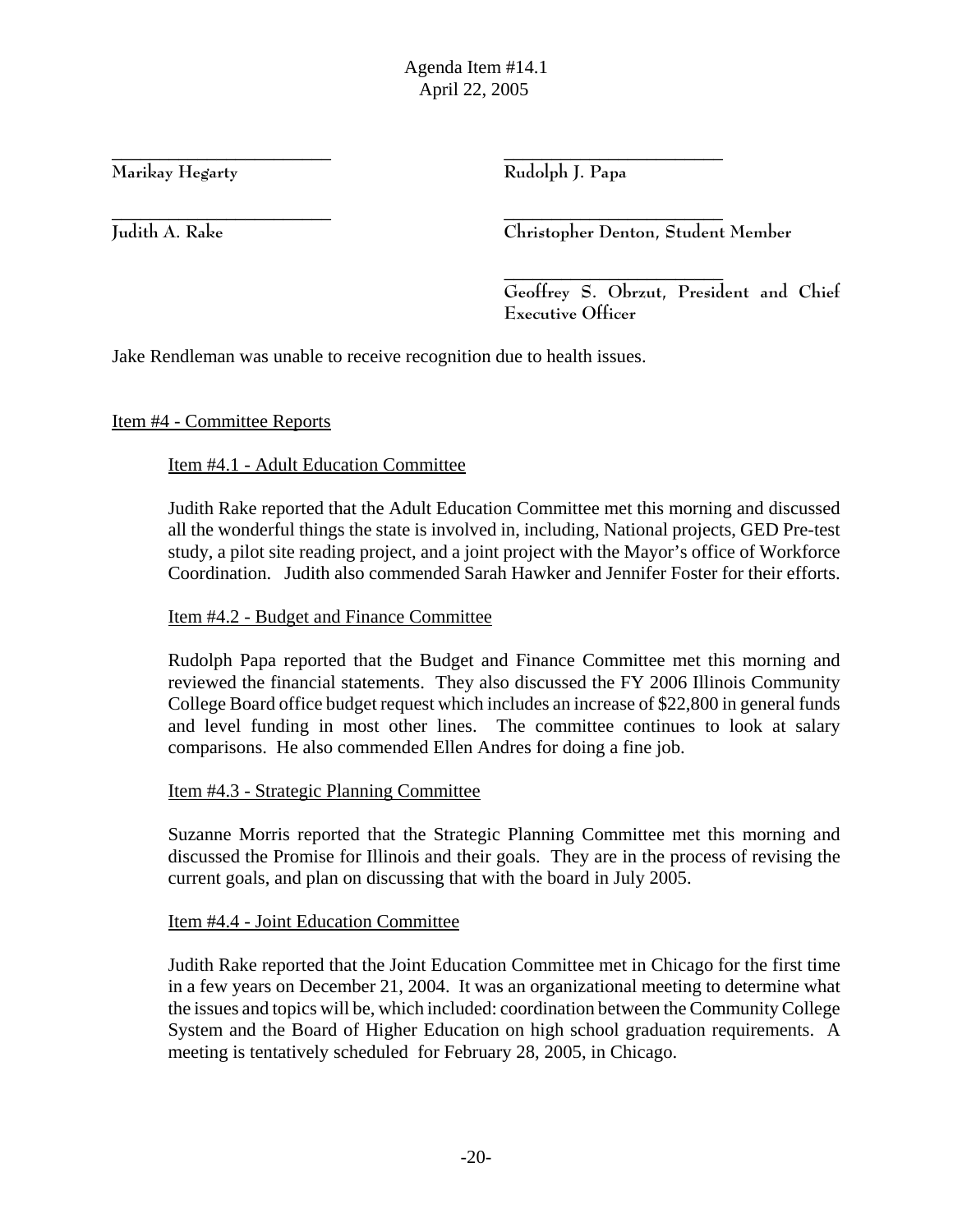Agenda Item #14.1
April 22, 2005

| | |
|---|---|
| \_\_\_\_\_\_\_\_\_\_\_\_\_\_\_\_\_\_\_\_\_\_\_\_ | \_\_\_\_\_\_\_\_\_\_\_\_\_\_\_\_\_\_\_\_\_\_\_\_ |
| Marikay Hegarty | Rudolph J. Papa |
| \_\_\_\_\_\_\_\_\_\_\_\_\_\_\_\_\_\_\_\_\_\_\_\_ | \_\_\_\_\_\_\_\_\_\_\_\_\_\_\_\_\_\_\_\_\_\_\_\_ |
| Judith A. Rake | Christopher Denton, Student Member |
| | \_\_\_\_\_\_\_\_\_\_\_\_\_\_\_\_\_\_\_\_\_\_\_\_ |
| | Geoffrey S. Obrzut, President and Chief Executive Officer |

Jake Rendleman was unable to receive recognition due to health issues.

## Item #4 - Committee Reports

### Item #4.1 - Adult Education Committee

Judith Rake reported that the Adult Education Committee met this morning and discussed all the wonderful things the state is involved in, including, National projects, GED Pre-test study, a pilot site reading project, and a joint project with the Mayor's office of Workforce Coordination. Judith also commended Sarah Hawker and Jennifer Foster for their efforts.

### Item #4.2 - Budget and Finance Committee

Rudolph Papa reported that the Budget and Finance Committee met this morning and reviewed the financial statements. They also discussed the FY 2006 Illinois Community College Board office budget request which includes an increase of $22,800 in general funds and level funding in most other lines. The committee continues to look at salary comparisons. He also commended Ellen Andres for doing a fine job.

### Item #4.3 - Strategic Planning Committee

Suzanne Morris reported that the Strategic Planning Committee met this morning and discussed the Promise for Illinois and their goals. They are in the process of revising the current goals, and plan on discussing that with the board in July 2005.

### Item #4.4 - Joint Education Committee

Judith Rake reported that the Joint Education Committee met in Chicago for the first time in a few years on December 21, 2004. It was an organizational meeting to determine what the issues and topics will be, which included: coordination between the Community College System and the Board of Higher Education on high school graduation requirements. A meeting is tentatively scheduled for February 28, 2005, in Chicago.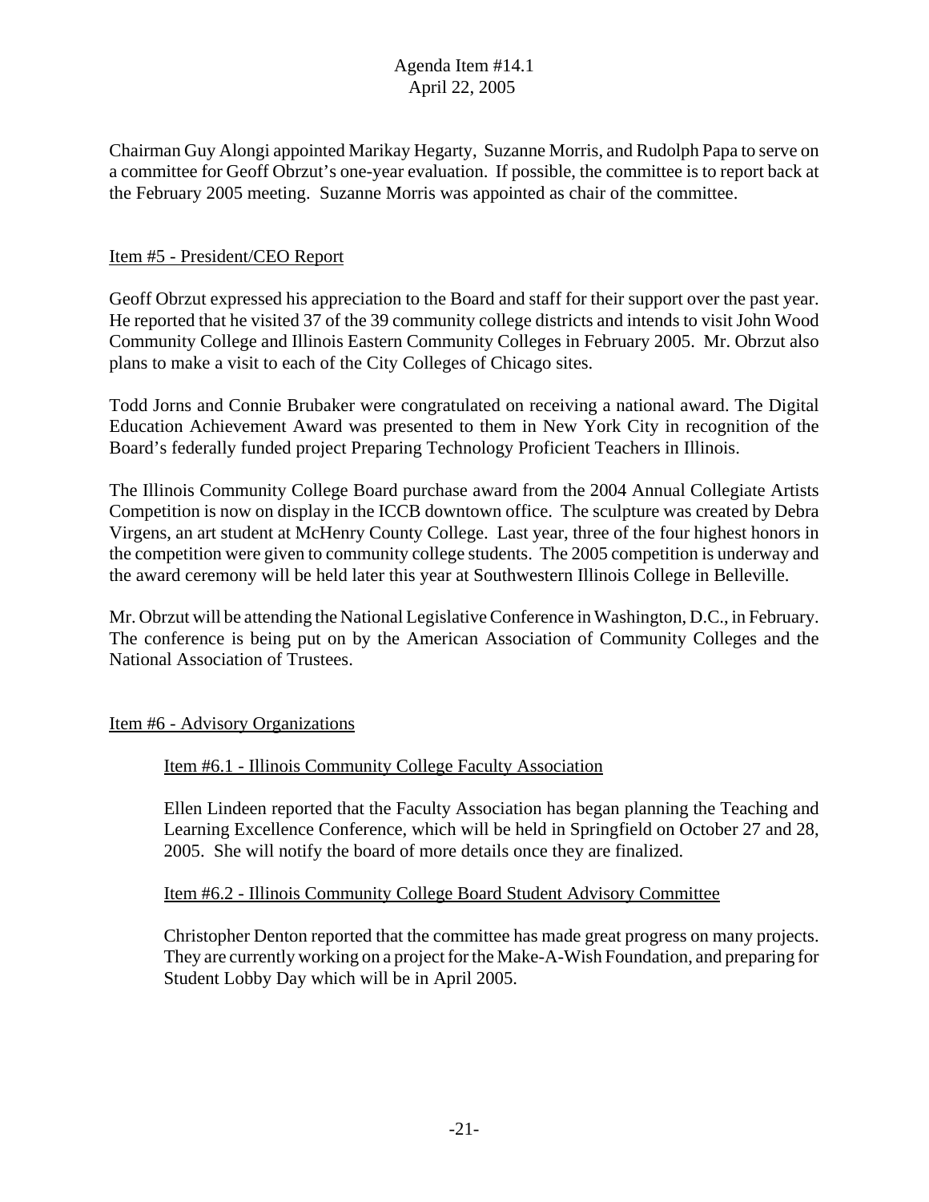Chairman Guy Alongi appointed Marikay Hegarty, Suzanne Morris, and Rudolph Papa to serve on a committee for Geoff Obrzut's one-year evaluation. If possible, the committee is to report back at the February 2005 meeting. Suzanne Morris was appointed as chair of the committee.

## Item #5 - President/CEO Report

Geoff Obrzut expressed his appreciation to the Board and staff for their support over the past year. He reported that he visited 37 of the 39 community college districts and intends to visit John Wood Community College and Illinois Eastern Community Colleges in February 2005. Mr. Obrzut also plans to make a visit to each of the City Colleges of Chicago sites.

Todd Jorns and Connie Brubaker were congratulated on receiving a national award. The Digital Education Achievement Award was presented to them in New York City in recognition of the Board's federally funded project Preparing Technology Proficient Teachers in Illinois.

The Illinois Community College Board purchase award from the 2004 Annual Collegiate Artists Competition is now on display in the ICCB downtown office. The sculpture was created by Debra Virgens, an art student at McHenry County College. Last year, three of the four highest honors in the competition were given to community college students. The 2005 competition is underway and the award ceremony will be held later this year at Southwestern Illinois College in Belleville.

Mr. Obrzut will be attending the National Legislative Conference in Washington, D.C., in February. The conference is being put on by the American Association of Community Colleges and the National Association of Trustees.

## Item #6 - Advisory Organizations

### Item #6.1 - Illinois Community College Faculty Association

Ellen Lindeen reported that the Faculty Association has began planning the Teaching and Learning Excellence Conference, which will be held in Springfield on October 27 and 28, 2005. She will notify the board of more details once they are finalized.

### Item #6.2 - Illinois Community College Board Student Advisory Committee

Christopher Denton reported that the committee has made great progress on many projects. They are currently working on a project for the Make-A-Wish Foundation, and preparing for Student Lobby Day which will be in April 2005.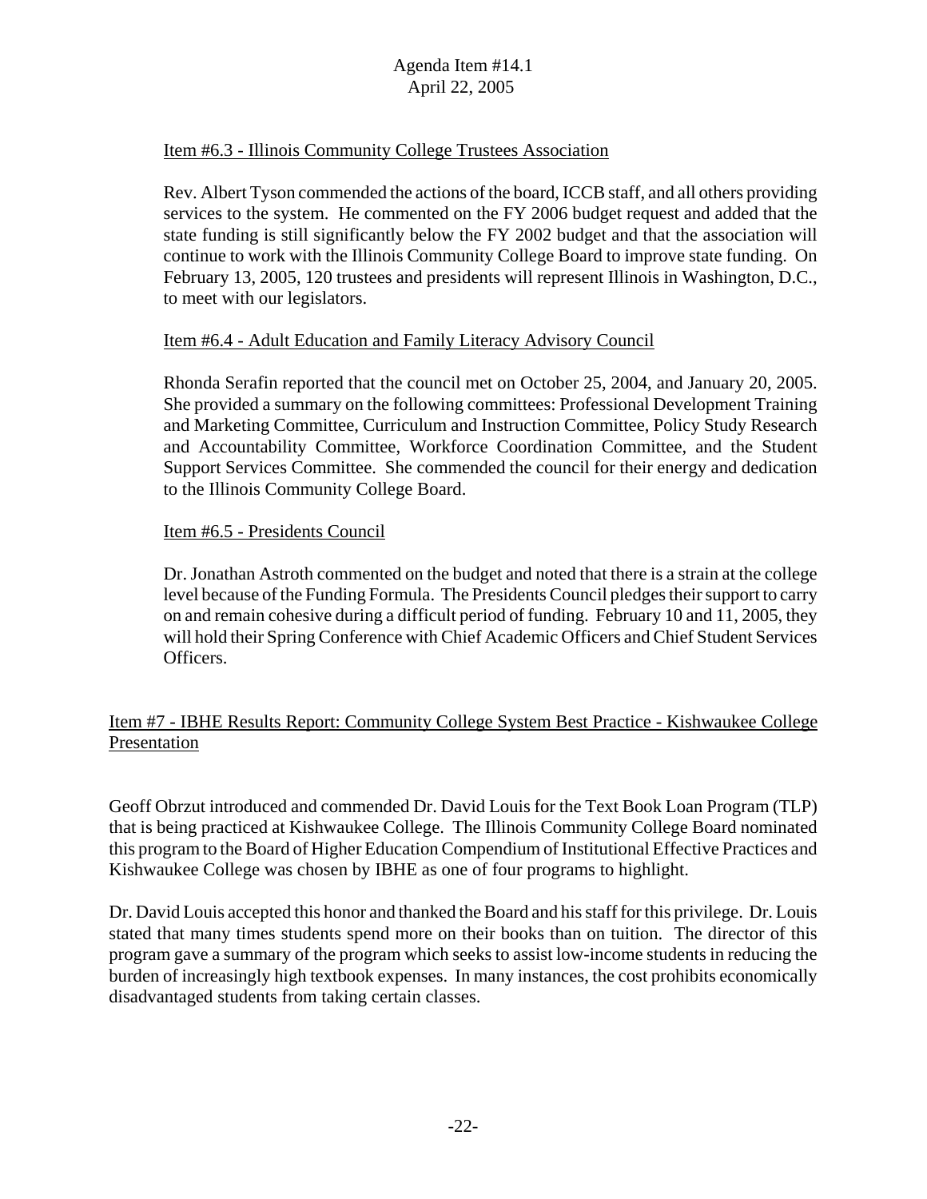### Item #6.3 - Illinois Community College Trustees Association

Rev. Albert Tyson commended the actions of the board, ICCB staff, and all others providing services to the system. He commented on the FY 2006 budget request and added that the state funding is still significantly below the FY 2002 budget and that the association will continue to work with the Illinois Community College Board to improve state funding. On February 13, 2005, 120 trustees and presidents will represent Illinois in Washington, D.C., to meet with our legislators.

### Item #6.4 - Adult Education and Family Literacy Advisory Council

Rhonda Serafin reported that the council met on October 25, 2004, and January 20, 2005. She provided a summary on the following committees: Professional Development Training and Marketing Committee, Curriculum and Instruction Committee, Policy Study Research and Accountability Committee, Workforce Coordination Committee, and the Student Support Services Committee. She commended the council for their energy and dedication to the Illinois Community College Board.

### Item #6.5 - Presidents Council

Dr. Jonathan Astroth commented on the budget and noted that there is a strain at the college level because of the Funding Formula. The Presidents Council pledges their support to carry on and remain cohesive during a difficult period of funding. February 10 and 11, 2005, they will hold their Spring Conference with Chief Academic Officers and Chief Student Services Officers.

## Item #7 - IBHE Results Report: Community College System Best Practice - Kishwaukee College Presentation

Geoff Obrzut introduced and commended Dr. David Louis for the Text Book Loan Program (TLP) that is being practiced at Kishwaukee College. The Illinois Community College Board nominated this program to the Board of Higher Education Compendium of Institutional Effective Practices and Kishwaukee College was chosen by IBHE as one of four programs to highlight.

Dr. David Louis accepted this honor and thanked the Board and his staff for this privilege. Dr. Louis stated that many times students spend more on their books than on tuition. The director of this program gave a summary of the program which seeks to assist low-income students in reducing the burden of increasingly high textbook expenses. In many instances, the cost prohibits economically disadvantaged students from taking certain classes.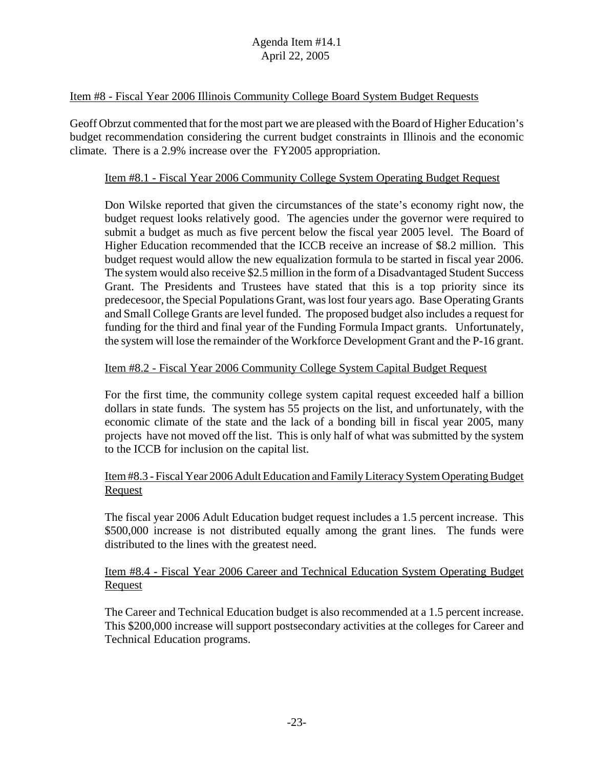Agenda Item #14.1
April 22, 2005

Item #8 - Fiscal Year 2006 Illinois Community College Board System Budget Requests

Geoff Obrzut commented that for the most part we are pleased with the Board of Higher Education's budget recommendation considering the current budget constraints in Illinois and the economic climate. There is a 2.9% increase over the FY2005 appropriation.

Item #8.1 - Fiscal Year 2006 Community College System Operating Budget Request

Don Wilske reported that given the circumstances of the state's economy right now, the budget request looks relatively good. The agencies under the governor were required to submit a budget as much as five percent below the fiscal year 2005 level. The Board of Higher Education recommended that the ICCB receive an increase of $8.2 million. This budget request would allow the new equalization formula to be started in fiscal year 2006. The system would also receive $2.5 million in the form of a Disadvantaged Student Success Grant. The Presidents and Trustees have stated that this is a top priority since its predecesoor, the Special Populations Grant, was lost four years ago. Base Operating Grants and Small College Grants are level funded. The proposed budget also includes a request for funding for the third and final year of the Funding Formula Impact grants. Unfortunately, the system will lose the remainder of the Workforce Development Grant and the P-16 grant.

Item #8.2 - Fiscal Year 2006 Community College System Capital Budget Request

For the first time, the community college system capital request exceeded half a billion dollars in state funds. The system has 55 projects on the list, and unfortunately, with the economic climate of the state and the lack of a bonding bill in fiscal year 2005, many projects have not moved off the list. This is only half of what was submitted by the system to the ICCB for inclusion on the capital list.

Item #8.3 - Fiscal Year 2006 Adult Education and Family Literacy System Operating Budget Request

The fiscal year 2006 Adult Education budget request includes a 1.5 percent increase. This $500,000 increase is not distributed equally among the grant lines. The funds were distributed to the lines with the greatest need.

Item #8.4 - Fiscal Year 2006 Career and Technical Education System Operating Budget Request

The Career and Technical Education budget is also recommended at a 1.5 percent increase. This $200,000 increase will support postsecondary activities at the colleges for Career and Technical Education programs.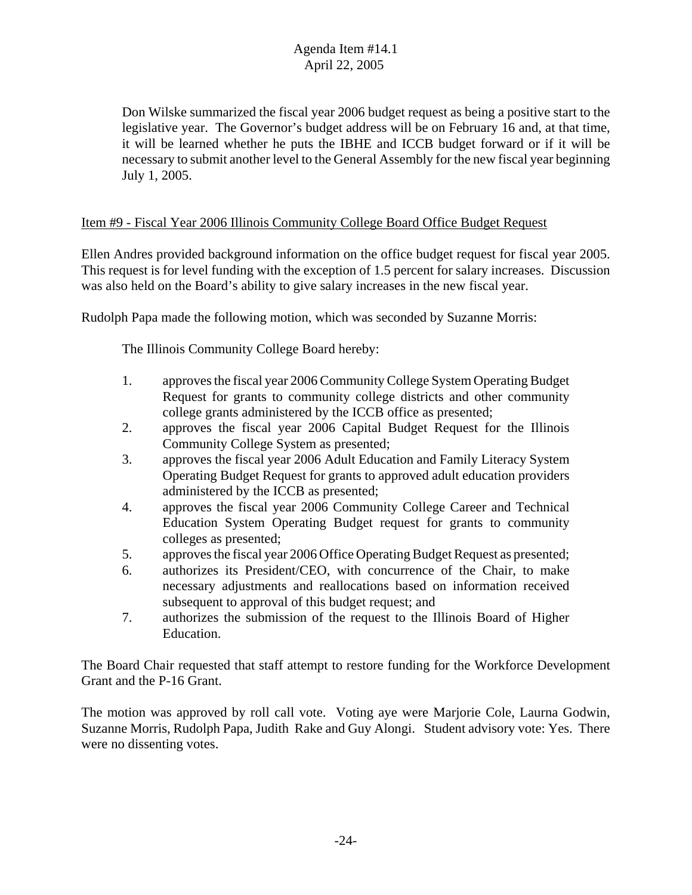Don Wilske summarized the fiscal year 2006 budget request as being a positive start to the legislative year. The Governor's budget address will be on February 16 and, at that time, it will be learned whether he puts the IBHE and ICCB budget forward or if it will be necessary to submit another level to the General Assembly for the new fiscal year beginning July 1, 2005.

Item #9 - Fiscal Year 2006 Illinois Community College Board Office Budget Request

Ellen Andres provided background information on the office budget request for fiscal year 2005. This request is for level funding with the exception of 1.5 percent for salary increases. Discussion was also held on the Board's ability to give salary increases in the new fiscal year.

Rudolph Papa made the following motion, which was seconded by Suzanne Morris:

The Illinois Community College Board hereby:

1. approves the fiscal year 2006 Community College System Operating Budget Request for grants to community college districts and other community college grants administered by the ICCB office as presented;
2. approves the fiscal year 2006 Capital Budget Request for the Illinois Community College System as presented;
3. approves the fiscal year 2006 Adult Education and Family Literacy System Operating Budget Request for grants to approved adult education providers administered by the ICCB as presented;
4. approves the fiscal year 2006 Community College Career and Technical Education System Operating Budget request for grants to community colleges as presented;
5. approves the fiscal year 2006 Office Operating Budget Request as presented;
6. authorizes its President/CEO, with concurrence of the Chair, to make necessary adjustments and reallocations based on information received subsequent to approval of this budget request; and
7. authorizes the submission of the request to the Illinois Board of Higher Education.

The Board Chair requested that staff attempt to restore funding for the Workforce Development Grant and the P-16 Grant.

The motion was approved by roll call vote. Voting aye were Marjorie Cole, Laurna Godwin, Suzanne Morris, Rudolph Papa, Judith Rake and Guy Alongi. Student advisory vote: Yes. There were no dissenting votes.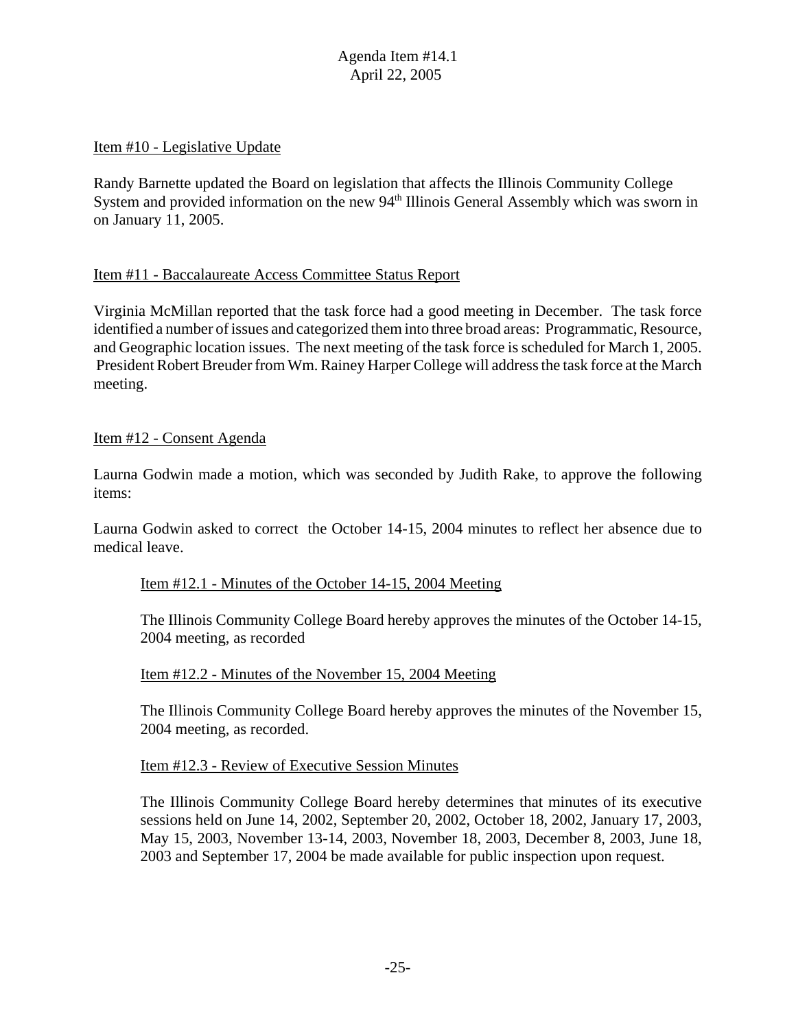Item #10 - Legislative Update

Randy Barnette updated the Board on legislation that affects the Illinois Community College System and provided information on the new 94th Illinois General Assembly which was sworn in on January 11, 2005.

Item #11 - Baccalaureate Access Committee Status Report

Virginia McMillan reported that the task force had a good meeting in December. The task force identified a number of issues and categorized them into three broad areas: Programmatic, Resource, and Geographic location issues. The next meeting of the task force is scheduled for March 1, 2005. President Robert Breuder from Wm. Rainey Harper College will address the task force at the March meeting.

Item #12 - Consent Agenda

Laurna Godwin made a motion, which was seconded by Judith Rake, to approve the following items:

Laurna Godwin asked to correct the October 14-15, 2004 minutes to reflect her absence due to medical leave.

> Item #12.1 - Minutes of the October 14-15, 2004 Meeting
>
> The Illinois Community College Board hereby approves the minutes of the October 14-15, 2004 meeting, as recorded
>
> Item #12.2 - Minutes of the November 15, 2004 Meeting
>
> The Illinois Community College Board hereby approves the minutes of the November 15, 2004 meeting, as recorded.
>
> Item #12.3 - Review of Executive Session Minutes
>
> The Illinois Community College Board hereby determines that minutes of its executive sessions held on June 14, 2002, September 20, 2002, October 18, 2002, January 17, 2003, May 15, 2003, November 13-14, 2003, November 18, 2003, December 8, 2003, June 18, 2003 and September 17, 2004 be made available for public inspection upon request.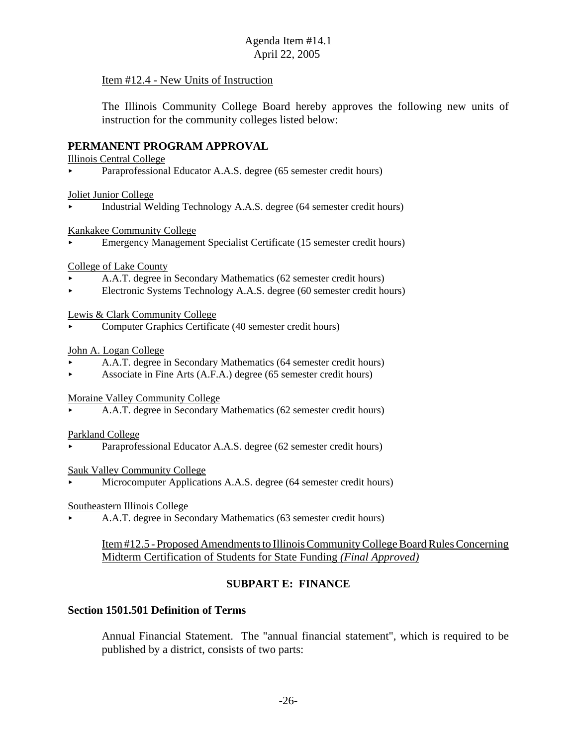Item #12.4 - New Units of Instruction

The Illinois Community College Board hereby approves the following new units of instruction for the community colleges listed below:

**PERMANENT PROGRAM APPROVAL**

Illinois Central College

- Paraprofessional Educator A.A.S. degree (65 semester credit hours)

Joliet Junior College

- Industrial Welding Technology A.A.S. degree (64 semester credit hours)

Kankakee Community College

- Emergency Management Specialist Certificate (15 semester credit hours)

College of Lake County

- A.A.T. degree in Secondary Mathematics (62 semester credit hours)
- Electronic Systems Technology A.A.S. degree (60 semester credit hours)

Lewis & Clark Community College

- Computer Graphics Certificate (40 semester credit hours)

John A. Logan College

- A.A.T. degree in Secondary Mathematics (64 semester credit hours)
- Associate in Fine Arts (A.F.A.) degree (65 semester credit hours)

Moraine Valley Community College

- A.A.T. degree in Secondary Mathematics (62 semester credit hours)

Parkland College

- Paraprofessional Educator A.A.S. degree (62 semester credit hours)

Sauk Valley Community College

- Microcomputer Applications A.A.S. degree (64 semester credit hours)

Southeastern Illinois College

- A.A.T. degree in Secondary Mathematics (63 semester credit hours)

Item #12.5 - Proposed Amendments to Illinois Community College Board Rules Concerning Midterm Certification of Students for State Funding *(Final Approved)*

**SUBPART E: FINANCE**

**Section 1501.501 Definition of Terms**

Annual Financial Statement. The "annual financial statement", which is required to be published by a district, consists of two parts: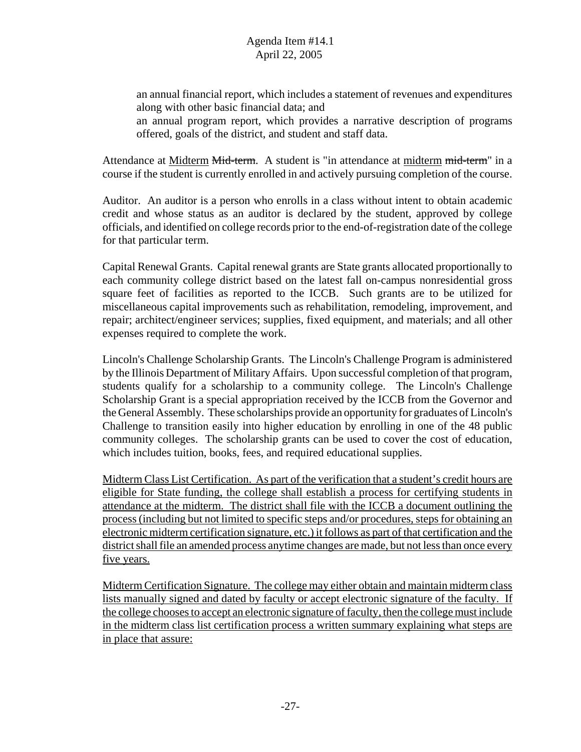an annual financial report, which includes a statement of revenues and expenditures along with other basic financial data; and

an annual program report, which provides a narrative description of programs offered, goals of the district, and student and staff data.

Attendance at <u>Midterm</u> ~~Mid-term~~. A student is "in attendance at <u>midterm</u> ~~mid-term~~" in a course if the student is currently enrolled in and actively pursuing completion of the course.

Auditor. An auditor is a person who enrolls in a class without intent to obtain academic credit and whose status as an auditor is declared by the student, approved by college officials, and identified on college records prior to the end-of-registration date of the college for that particular term.

Capital Renewal Grants. Capital renewal grants are State grants allocated proportionally to each community college district based on the latest fall on-campus nonresidential gross square feet of facilities as reported to the ICCB. Such grants are to be utilized for miscellaneous capital improvements such as rehabilitation, remodeling, improvement, and repair; architect/engineer services; supplies, fixed equipment, and materials; and all other expenses required to complete the work.

Lincoln's Challenge Scholarship Grants. The Lincoln's Challenge Program is administered by the Illinois Department of Military Affairs. Upon successful completion of that program, students qualify for a scholarship to a community college. The Lincoln's Challenge Scholarship Grant is a special appropriation received by the ICCB from the Governor and the General Assembly. These scholarships provide an opportunity for graduates of Lincoln's Challenge to transition easily into higher education by enrolling in one of the 48 public community colleges. The scholarship grants can be used to cover the cost of education, which includes tuition, books, fees, and required educational supplies.

<u>Midterm Class List Certification. As part of the verification that a student's credit hours are eligible for State funding, the college shall establish a process for certifying students in attendance at the midterm. The district shall file with the ICCB a document outlining the process (including but not limited to specific steps and/or procedures, steps for obtaining an electronic midterm certification signature, etc.) it follows as part of that certification and the district shall file an amended process anytime changes are made, but not less than once every five years.</u>

<u>Midterm Certification Signature. The college may either obtain and maintain midterm class lists manually signed and dated by faculty or accept electronic signature of the faculty. If the college chooses to accept an electronic signature of faculty, then the college must include in the midterm class list certification process a written summary explaining what steps are in place that assure:</u>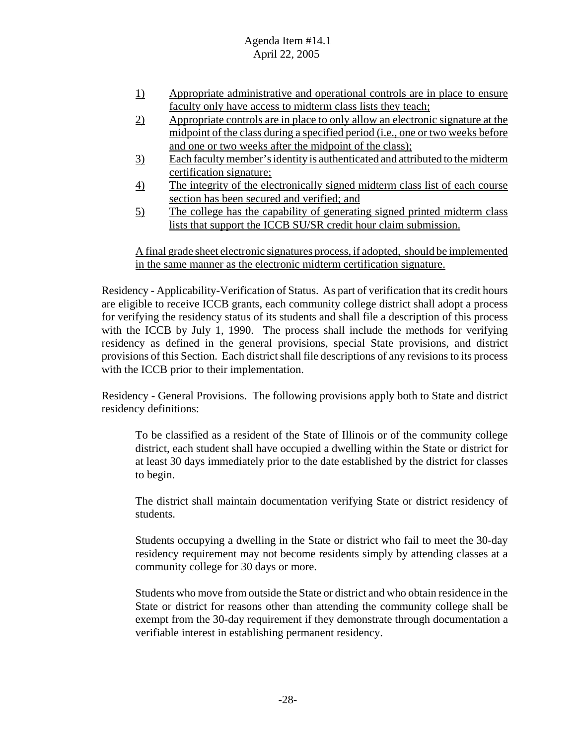1) Appropriate administrative and operational controls are in place to ensure faculty only have access to midterm class lists they teach;
2) Appropriate controls are in place to only allow an electronic signature at the midpoint of the class during a specified period (i.e., one or two weeks before and one or two weeks after the midpoint of the class);
3) Each faculty member's identity is authenticated and attributed to the midterm certification signature;
4) The integrity of the electronically signed midterm class list of each course section has been secured and verified; and
5) The college has the capability of generating signed printed midterm class lists that support the ICCB SU/SR credit hour claim submission.

A final grade sheet electronic signatures process, if adopted, should be implemented in the same manner as the electronic midterm certification signature.

Residency - Applicability-Verification of Status. As part of verification that its credit hours are eligible to receive ICCB grants, each community college district shall adopt a process for verifying the residency status of its students and shall file a description of this process with the ICCB by July 1, 1990. The process shall include the methods for verifying residency as defined in the general provisions, special State provisions, and district provisions of this Section. Each district shall file descriptions of any revisions to its process with the ICCB prior to their implementation.

Residency - General Provisions. The following provisions apply both to State and district residency definitions:

> To be classified as a resident of the State of Illinois or of the community college district, each student shall have occupied a dwelling within the State or district for at least 30 days immediately prior to the date established by the district for classes to begin.
>
> The district shall maintain documentation verifying State or district residency of students.
>
> Students occupying a dwelling in the State or district who fail to meet the 30-day residency requirement may not become residents simply by attending classes at a community college for 30 days or more.
>
> Students who move from outside the State or district and who obtain residence in the State or district for reasons other than attending the community college shall be exempt from the 30-day requirement if they demonstrate through documentation a verifiable interest in establishing permanent residency.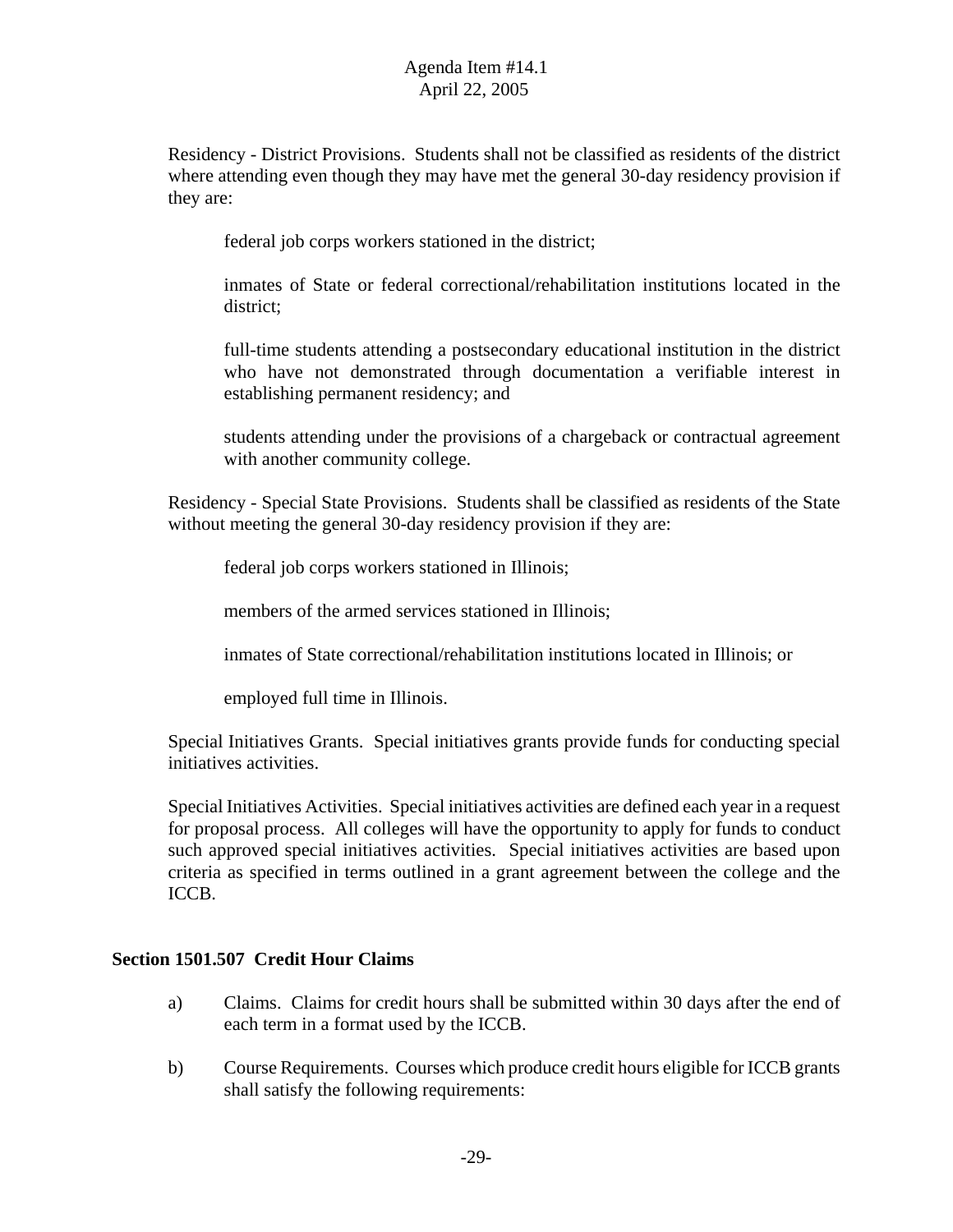Residency - District Provisions. Students shall not be classified as residents of the district where attending even though they may have met the general 30-day residency provision if they are:

federal job corps workers stationed in the district;

inmates of State or federal correctional/rehabilitation institutions located in the district;

full-time students attending a postsecondary educational institution in the district who have not demonstrated through documentation a verifiable interest in establishing permanent residency; and

students attending under the provisions of a chargeback or contractual agreement with another community college.

Residency - Special State Provisions. Students shall be classified as residents of the State without meeting the general 30-day residency provision if they are:

federal job corps workers stationed in Illinois;

members of the armed services stationed in Illinois;

inmates of State correctional/rehabilitation institutions located in Illinois; or

employed full time in Illinois.

Special Initiatives Grants. Special initiatives grants provide funds for conducting special initiatives activities.

Special Initiatives Activities. Special initiatives activities are defined each year in a request for proposal process. All colleges will have the opportunity to apply for funds to conduct such approved special initiatives activities. Special initiatives activities are based upon criteria as specified in terms outlined in a grant agreement between the college and the ICCB.

**Section 1501.507 Credit Hour Claims**

a) Claims. Claims for credit hours shall be submitted within 30 days after the end of each term in a format used by the ICCB.

b) Course Requirements. Courses which produce credit hours eligible for ICCB grants shall satisfy the following requirements: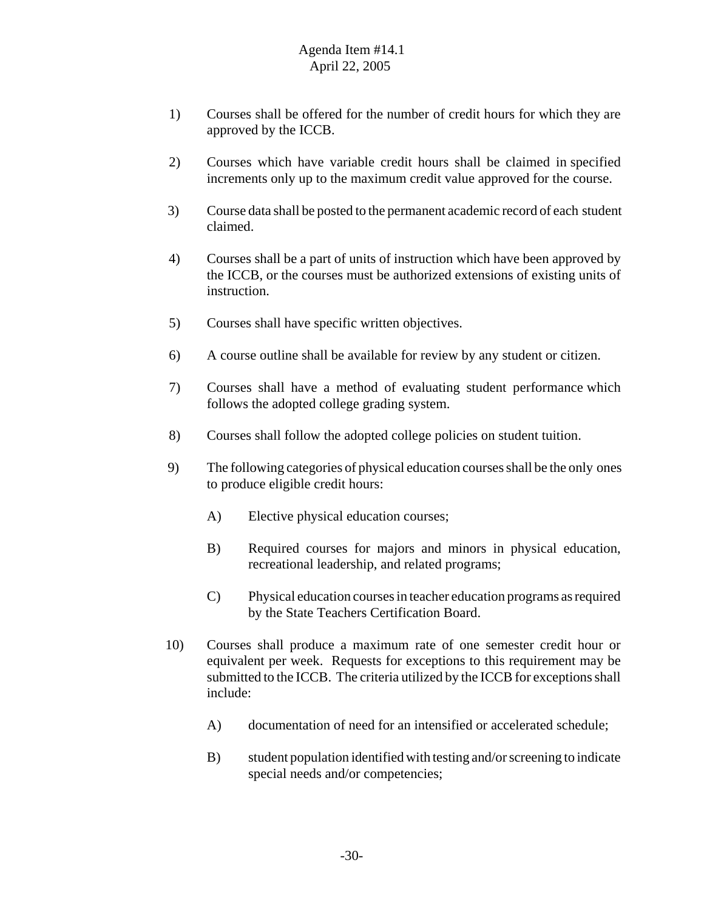1) Courses shall be offered for the number of credit hours for which they are approved by the ICCB.

2) Courses which have variable credit hours shall be claimed in specified increments only up to the maximum credit value approved for the course.

3) Course data shall be posted to the permanent academic record of each student claimed.

4) Courses shall be a part of units of instruction which have been approved by the ICCB, or the courses must be authorized extensions of existing units of instruction.

5) Courses shall have specific written objectives.

6) A course outline shall be available for review by any student or citizen.

7) Courses shall have a method of evaluating student performance which follows the adopted college grading system.

8) Courses shall follow the adopted college policies on student tuition.

9) The following categories of physical education courses shall be the only ones to produce eligible credit hours:

   A) Elective physical education courses;

   B) Required courses for majors and minors in physical education, recreational leadership, and related programs;

   C) Physical education courses in teacher education programs as required by the State Teachers Certification Board.

10) Courses shall produce a maximum rate of one semester credit hour or equivalent per week. Requests for exceptions to this requirement may be submitted to the ICCB. The criteria utilized by the ICCB for exceptions shall include:

   A) documentation of need for an intensified or accelerated schedule;

   B) student population identified with testing and/or screening to indicate special needs and/or competencies;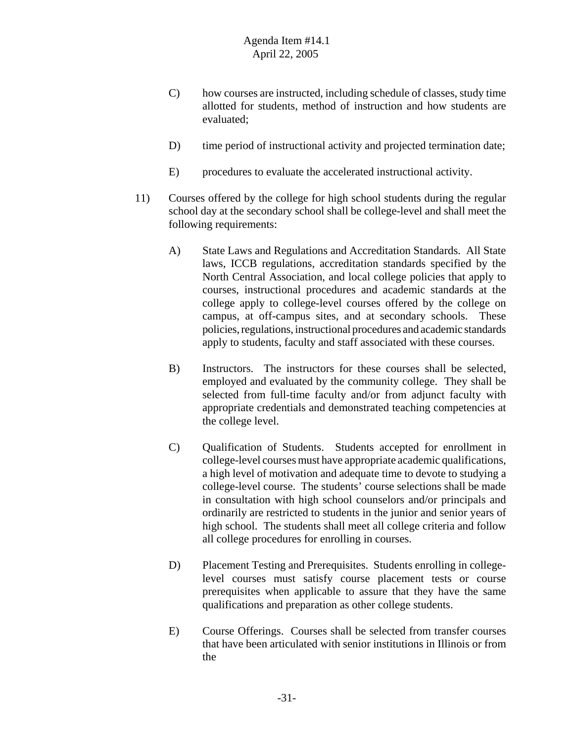C) how courses are instructed, including schedule of classes, study time allotted for students, method of instruction and how students are evaluated;

D) time period of instructional activity and projected termination date;

E) procedures to evaluate the accelerated instructional activity.

11) Courses offered by the college for high school students during the regular school day at the secondary school shall be college-level and shall meet the following requirements:

A) State Laws and Regulations and Accreditation Standards. All State laws, ICCB regulations, accreditation standards specified by the North Central Association, and local college policies that apply to courses, instructional procedures and academic standards at the college apply to college-level courses offered by the college on campus, at off-campus sites, and at secondary schools. These policies, regulations, instructional procedures and academic standards apply to students, faculty and staff associated with these courses.

B) Instructors. The instructors for these courses shall be selected, employed and evaluated by the community college. They shall be selected from full-time faculty and/or from adjunct faculty with appropriate credentials and demonstrated teaching competencies at the college level.

C) Qualification of Students. Students accepted for enrollment in college-level courses must have appropriate academic qualifications, a high level of motivation and adequate time to devote to studying a college-level course. The students' course selections shall be made in consultation with high school counselors and/or principals and ordinarily are restricted to students in the junior and senior years of high school. The students shall meet all college criteria and follow all college procedures for enrolling in courses.

D) Placement Testing and Prerequisites. Students enrolling in college-level courses must satisfy course placement tests or course prerequisites when applicable to assure that they have the same qualifications and preparation as other college students.

E) Course Offerings. Courses shall be selected from transfer courses that have been articulated with senior institutions in Illinois or from the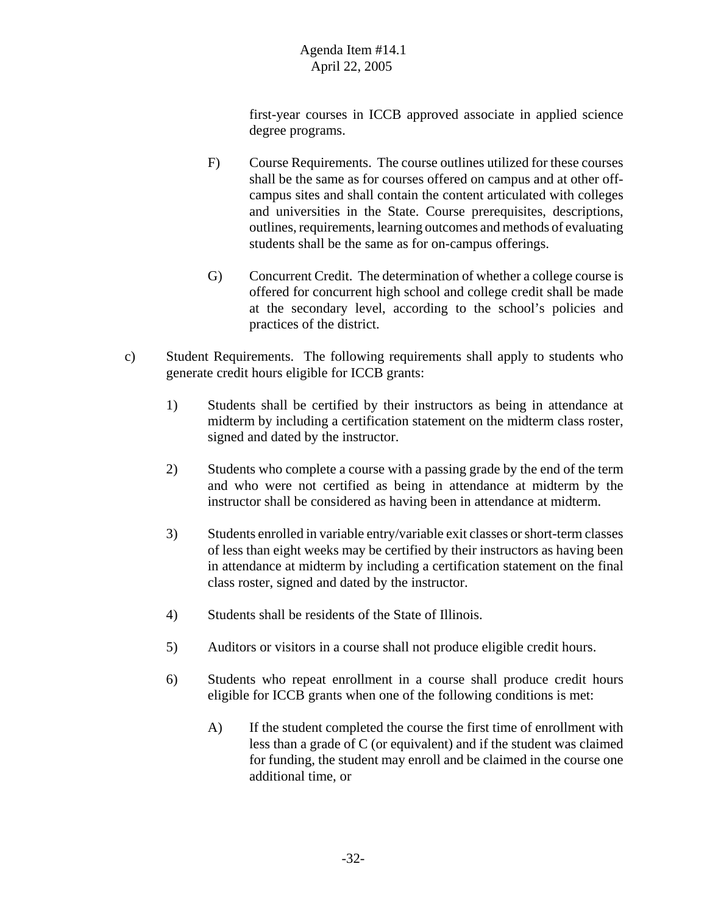first-year courses in ICCB approved associate in applied science degree programs.

F) Course Requirements. The course outlines utilized for these courses shall be the same as for courses offered on campus and at other off-campus sites and shall contain the content articulated with colleges and universities in the State. Course prerequisites, descriptions, outlines, requirements, learning outcomes and methods of evaluating students shall be the same as for on-campus offerings.

G) Concurrent Credit. The determination of whether a college course is offered for concurrent high school and college credit shall be made at the secondary level, according to the school's policies and practices of the district.

c) Student Requirements. The following requirements shall apply to students who generate credit hours eligible for ICCB grants:

1) Students shall be certified by their instructors as being in attendance at midterm by including a certification statement on the midterm class roster, signed and dated by the instructor.

2) Students who complete a course with a passing grade by the end of the term and who were not certified as being in attendance at midterm by the instructor shall be considered as having been in attendance at midterm.

3) Students enrolled in variable entry/variable exit classes or short-term classes of less than eight weeks may be certified by their instructors as having been in attendance at midterm by including a certification statement on the final class roster, signed and dated by the instructor.

4) Students shall be residents of the State of Illinois.

5) Auditors or visitors in a course shall not produce eligible credit hours.

6) Students who repeat enrollment in a course shall produce credit hours eligible for ICCB grants when one of the following conditions is met:

A) If the student completed the course the first time of enrollment with less than a grade of C (or equivalent) and if the student was claimed for funding, the student may enroll and be claimed in the course one additional time, or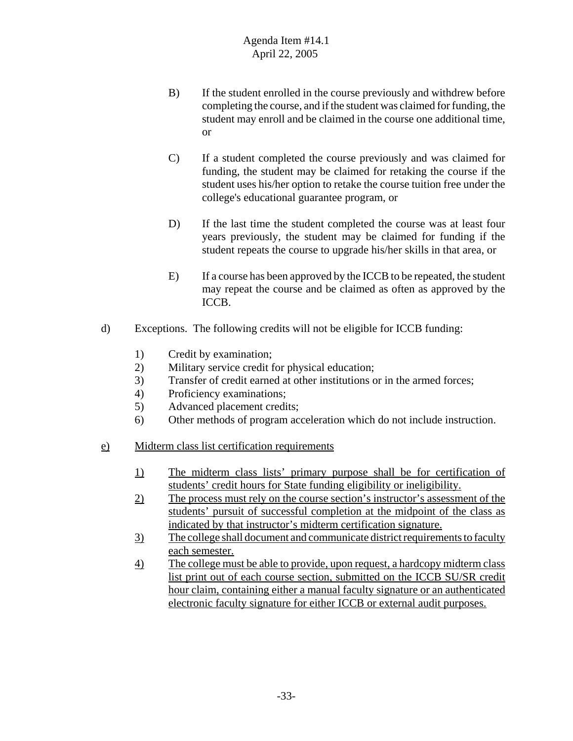B) If the student enrolled in the course previously and withdrew before completing the course, and if the student was claimed for funding, the student may enroll and be claimed in the course one additional time, or

C) If a student completed the course previously and was claimed for funding, the student may be claimed for retaking the course if the student uses his/her option to retake the course tuition free under the college's educational guarantee program, or

D) If the last time the student completed the course was at least four years previously, the student may be claimed for funding if the student repeats the course to upgrade his/her skills in that area, or

E) If a course has been approved by the ICCB to be repeated, the student may repeat the course and be claimed as often as approved by the ICCB.

d) Exceptions. The following credits will not be eligible for ICCB funding:

1) Credit by examination;
2) Military service credit for physical education;
3) Transfer of credit earned at other institutions or in the armed forces;
4) Proficiency examinations;
5) Advanced placement credits;
6) Other methods of program acceleration which do not include instruction.

<u>e)</u> <u>Midterm class list certification requirements</u>

<u>1)</u> <u>The midterm class lists' primary purpose shall be for certification of students' credit hours for State funding eligibility or ineligibility.</u>
<u>2)</u> <u>The process must rely on the course section's instructor's assessment of the students' pursuit of successful completion at the midpoint of the class as indicated by that instructor's midterm certification signature.</u>
<u>3)</u> <u>The college shall document and communicate district requirements to faculty each semester.</u>
<u>4)</u> <u>The college must be able to provide, upon request, a hardcopy midterm class list print out of each course section, submitted on the ICCB SU/SR credit hour claim, containing either a manual faculty signature or an authenticated electronic faculty signature for either ICCB or external audit purposes.</u>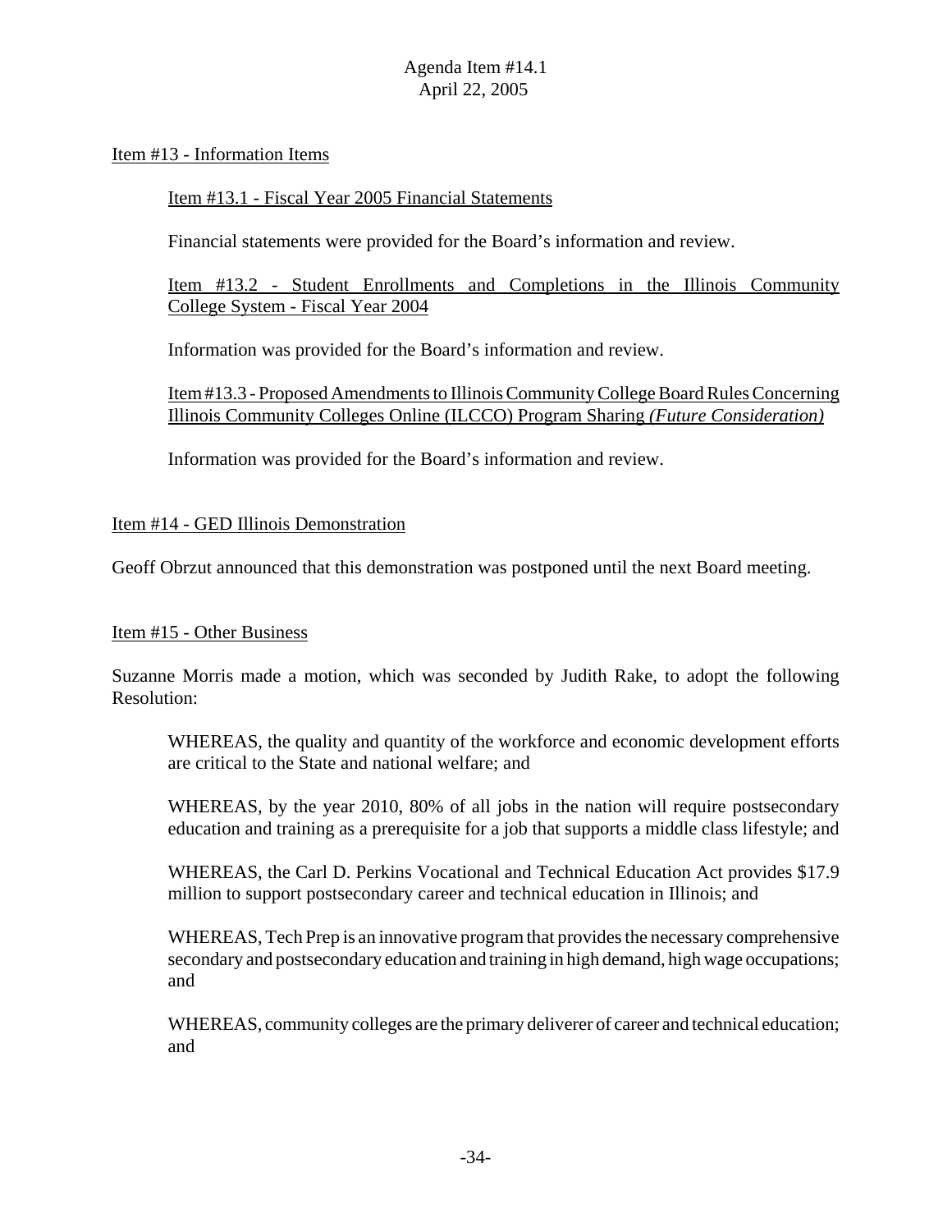Item #13 - Information Items

Item #13.1 - Fiscal Year 2005 Financial Statements

Financial statements were provided for the Board's information and review.

Item #13.2 - Student Enrollments and Completions in the Illinois Community College System - Fiscal Year 2004

Information was provided for the Board's information and review.

Item #13.3 - Proposed Amendments to Illinois Community College Board Rules Concerning Illinois Community Colleges Online (ILCCO) Program Sharing *(Future Consideration)*

Information was provided for the Board's information and review.

Item #14 - GED Illinois Demonstration

Geoff Obrzut announced that this demonstration was postponed until the next Board meeting.

Item #15 - Other Business

Suzanne Morris made a motion, which was seconded by Judith Rake, to adopt the following Resolution:

> WHEREAS, the quality and quantity of the workforce and economic development efforts are critical to the State and national welfare; and
>
> WHEREAS, by the year 2010, 80% of all jobs in the nation will require postsecondary education and training as a prerequisite for a job that supports a middle class lifestyle; and
>
> WHEREAS, the Carl D. Perkins Vocational and Technical Education Act provides $17.9 million to support postsecondary career and technical education in Illinois; and
>
> WHEREAS, Tech Prep is an innovative program that provides the necessary comprehensive secondary and postsecondary education and training in high demand, high wage occupations; and
>
> WHEREAS, community colleges are the primary deliverer of career and technical education; and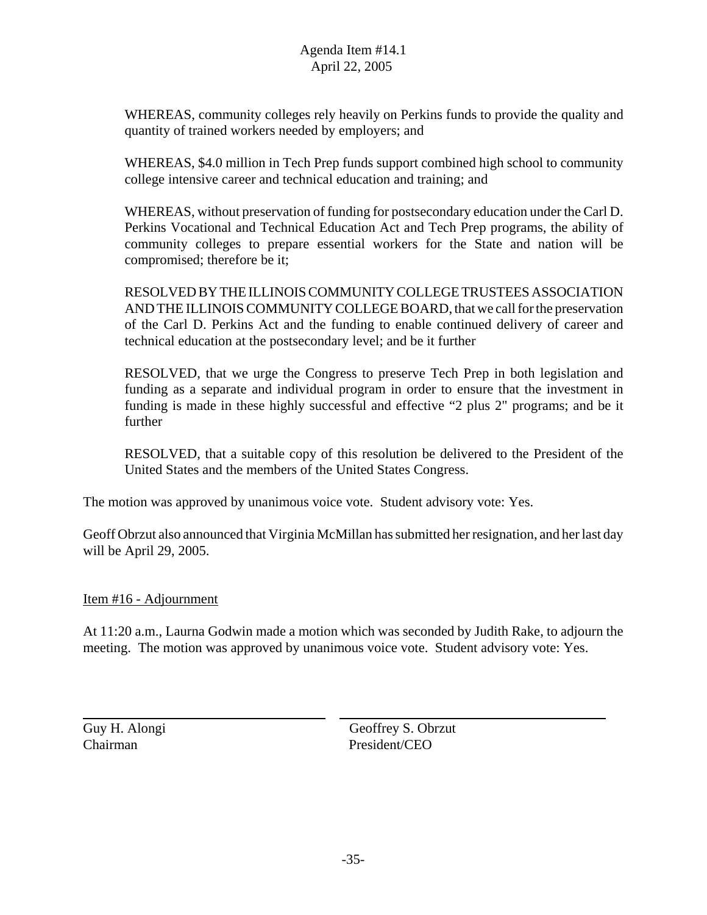WHEREAS, community colleges rely heavily on Perkins funds to provide the quality and quantity of trained workers needed by employers; and

WHEREAS, $4.0 million in Tech Prep funds support combined high school to community college intensive career and technical education and training; and

WHEREAS, without preservation of funding for postsecondary education under the Carl D. Perkins Vocational and Technical Education Act and Tech Prep programs, the ability of community colleges to prepare essential workers for the State and nation will be compromised; therefore be it;

RESOLVED BY THE ILLINOIS COMMUNITY COLLEGE TRUSTEES ASSOCIATION AND THE ILLINOIS COMMUNITY COLLEGE BOARD, that we call for the preservation of the Carl D. Perkins Act and the funding to enable continued delivery of career and technical education at the postsecondary level; and be it further

RESOLVED, that we urge the Congress to preserve Tech Prep in both legislation and funding as a separate and individual program in order to ensure that the investment in funding is made in these highly successful and effective "2 plus 2" programs; and be it further

RESOLVED, that a suitable copy of this resolution be delivered to the President of the United States and the members of the United States Congress.

The motion was approved by unanimous voice vote. Student advisory vote: Yes.

Geoff Obrzut also announced that Virginia McMillan has submitted her resignation, and her last day will be April 29, 2005.

Item #16 - Adjournment

At 11:20 a.m., Laurna Godwin made a motion which was seconded by Judith Rake, to adjourn the meeting. The motion was approved by unanimous voice vote. Student advisory vote: Yes.

| Guy H. Alongi<br>Chairman | Geoffrey S. Obrzut<br>President/CEO |
| --- | --- |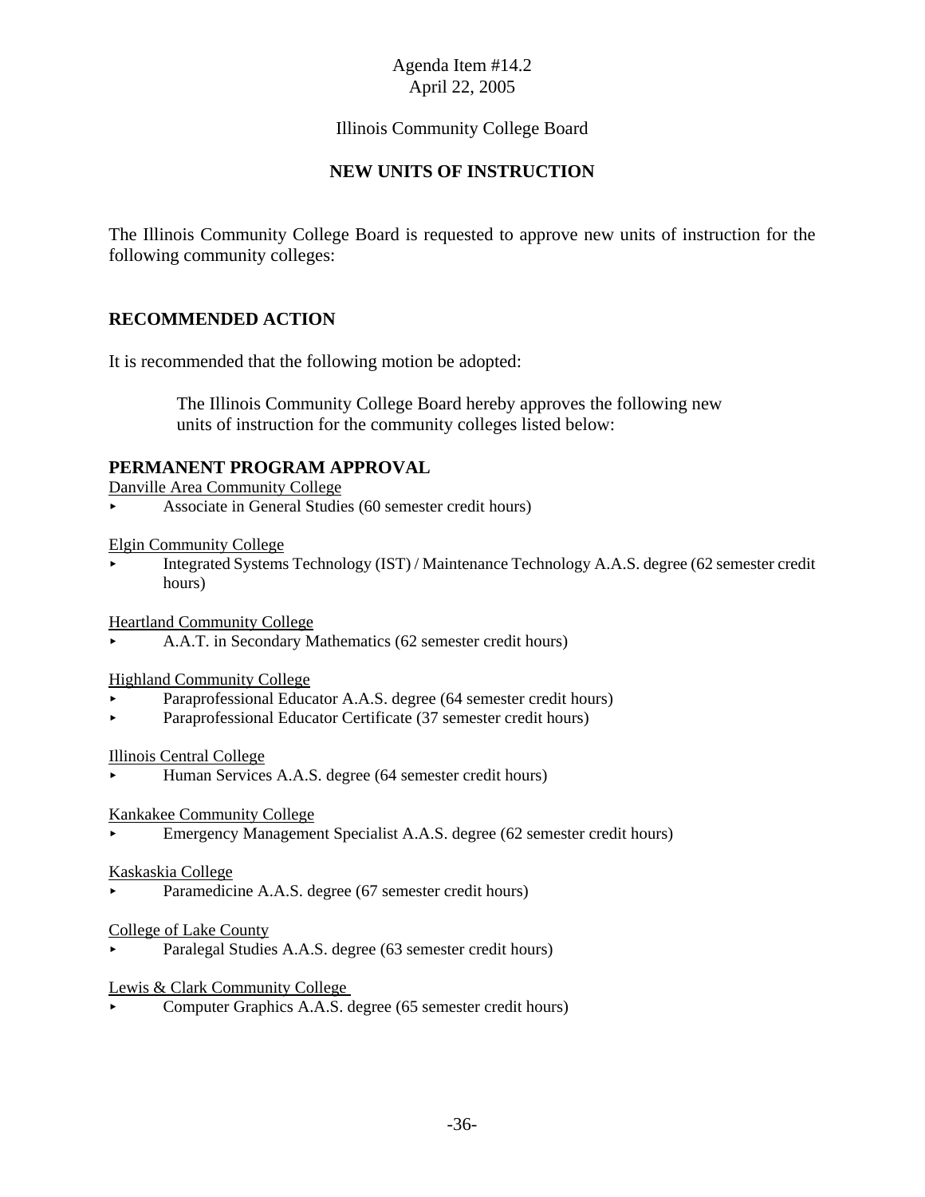Agenda Item #14.2
April 22, 2005

Illinois Community College Board

**NEW UNITS OF INSTRUCTION**

The Illinois Community College Board is requested to approve new units of instruction for the following community colleges:

## RECOMMENDED ACTION

It is recommended that the following motion be adopted:

> The Illinois Community College Board hereby approves the following new units of instruction for the community colleges listed below:

## PERMANENT PROGRAM APPROVAL

Danville Area Community College

- Associate in General Studies (60 semester credit hours)

Elgin Community College

- Integrated Systems Technology (IST) / Maintenance Technology A.A.S. degree (62 semester credit hours)

Heartland Community College

- A.A.T. in Secondary Mathematics (62 semester credit hours)

Highland Community College

- Paraprofessional Educator A.A.S. degree (64 semester credit hours)
- Paraprofessional Educator Certificate (37 semester credit hours)

Illinois Central College

- Human Services A.A.S. degree (64 semester credit hours)

Kankakee Community College

- Emergency Management Specialist A.A.S. degree (62 semester credit hours)

Kaskaskia College

- Paramedicine A.A.S. degree (67 semester credit hours)

College of Lake County

- Paralegal Studies A.A.S. degree (63 semester credit hours)

Lewis & Clark Community College

- Computer Graphics A.A.S. degree (65 semester credit hours)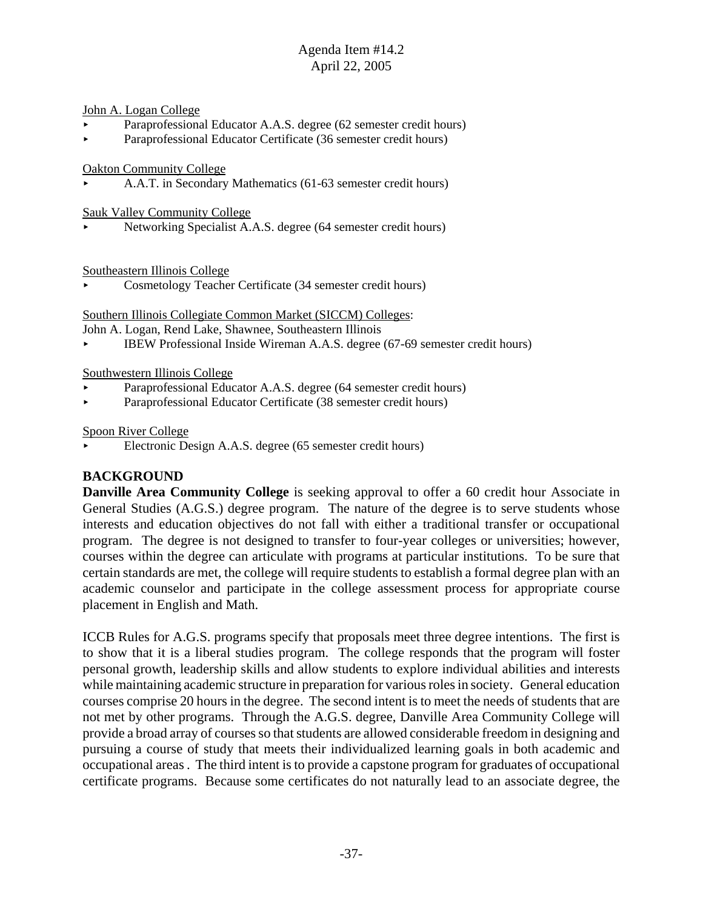John A. Logan College
- Paraprofessional Educator A.A.S. degree (62 semester credit hours)
- Paraprofessional Educator Certificate (36 semester credit hours)

Oakton Community College
- A.A.T. in Secondary Mathematics (61-63 semester credit hours)

Sauk Valley Community College
- Networking Specialist A.A.S. degree (64 semester credit hours)

Southeastern Illinois College
- Cosmetology Teacher Certificate (34 semester credit hours)

Southern Illinois Collegiate Common Market (SICCM) Colleges:
John A. Logan, Rend Lake, Shawnee, Southeastern Illinois
- IBEW Professional Inside Wireman A.A.S. degree (67-69 semester credit hours)

Southwestern Illinois College
- Paraprofessional Educator A.A.S. degree (64 semester credit hours)
- Paraprofessional Educator Certificate (38 semester credit hours)

Spoon River College
- Electronic Design A.A.S. degree (65 semester credit hours)

## BACKGROUND

**Danville Area Community College** is seeking approval to offer a 60 credit hour Associate in General Studies (A.G.S.) degree program. The nature of the degree is to serve students whose interests and education objectives do not fall with either a traditional transfer or occupational program. The degree is not designed to transfer to four-year colleges or universities; however, courses within the degree can articulate with programs at particular institutions. To be sure that certain standards are met, the college will require students to establish a formal degree plan with an academic counselor and participate in the college assessment process for appropriate course placement in English and Math.

ICCB Rules for A.G.S. programs specify that proposals meet three degree intentions. The first is to show that it is a liberal studies program. The college responds that the program will foster personal growth, leadership skills and allow students to explore individual abilities and interests while maintaining academic structure in preparation for various roles in society. General education courses comprise 20 hours in the degree. The second intent is to meet the needs of students that are not met by other programs. Through the A.G.S. degree, Danville Area Community College will provide a broad array of courses so that students are allowed considerable freedom in designing and pursuing a course of study that meets their individualized learning goals in both academic and occupational areas . The third intent is to provide a capstone program for graduates of occupational certificate programs. Because some certificates do not naturally lead to an associate degree, the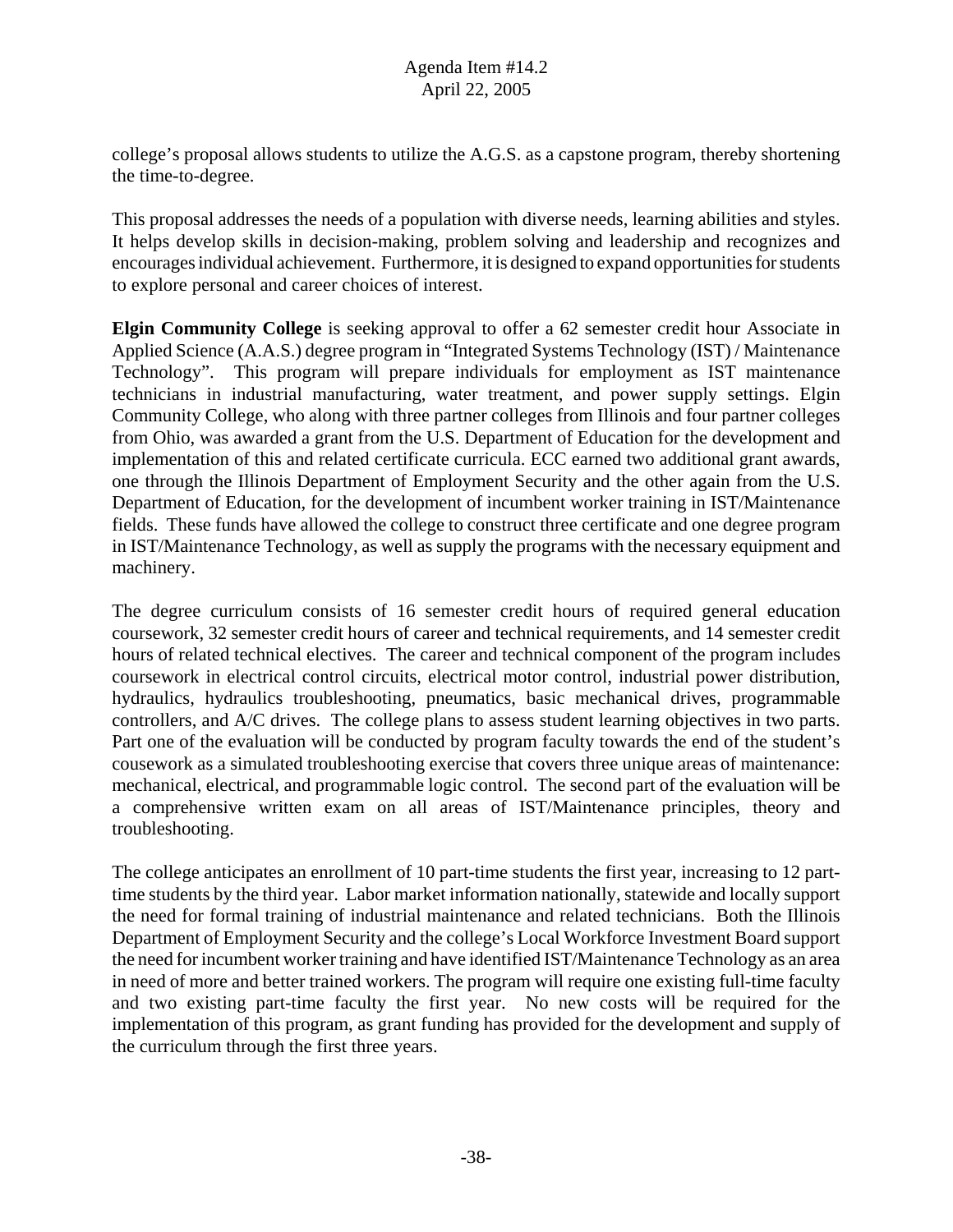college's proposal allows students to utilize the A.G.S. as a capstone program, thereby shortening the time-to-degree.

This proposal addresses the needs of a population with diverse needs, learning abilities and styles. It helps develop skills in decision-making, problem solving and leadership and recognizes and encourages individual achievement. Furthermore, it is designed to expand opportunities for students to explore personal and career choices of interest.

**Elgin Community College** is seeking approval to offer a 62 semester credit hour Associate in Applied Science (A.A.S.) degree program in "Integrated Systems Technology (IST) / Maintenance Technology". This program will prepare individuals for employment as IST maintenance technicians in industrial manufacturing, water treatment, and power supply settings. Elgin Community College, who along with three partner colleges from Illinois and four partner colleges from Ohio, was awarded a grant from the U.S. Department of Education for the development and implementation of this and related certificate curricula. ECC earned two additional grant awards, one through the Illinois Department of Employment Security and the other again from the U.S. Department of Education, for the development of incumbent worker training in IST/Maintenance fields. These funds have allowed the college to construct three certificate and one degree program in IST/Maintenance Technology, as well as supply the programs with the necessary equipment and machinery.

The degree curriculum consists of 16 semester credit hours of required general education coursework, 32 semester credit hours of career and technical requirements, and 14 semester credit hours of related technical electives. The career and technical component of the program includes coursework in electrical control circuits, electrical motor control, industrial power distribution, hydraulics, hydraulics troubleshooting, pneumatics, basic mechanical drives, programmable controllers, and A/C drives. The college plans to assess student learning objectives in two parts. Part one of the evaluation will be conducted by program faculty towards the end of the student's cousework as a simulated troubleshooting exercise that covers three unique areas of maintenance: mechanical, electrical, and programmable logic control. The second part of the evaluation will be a comprehensive written exam on all areas of IST/Maintenance principles, theory and troubleshooting.

The college anticipates an enrollment of 10 part-time students the first year, increasing to 12 part-time students by the third year. Labor market information nationally, statewide and locally support the need for formal training of industrial maintenance and related technicians. Both the Illinois Department of Employment Security and the college's Local Workforce Investment Board support the need for incumbent worker training and have identified IST/Maintenance Technology as an area in need of more and better trained workers. The program will require one existing full-time faculty and two existing part-time faculty the first year. No new costs will be required for the implementation of this program, as grant funding has provided for the development and supply of the curriculum through the first three years.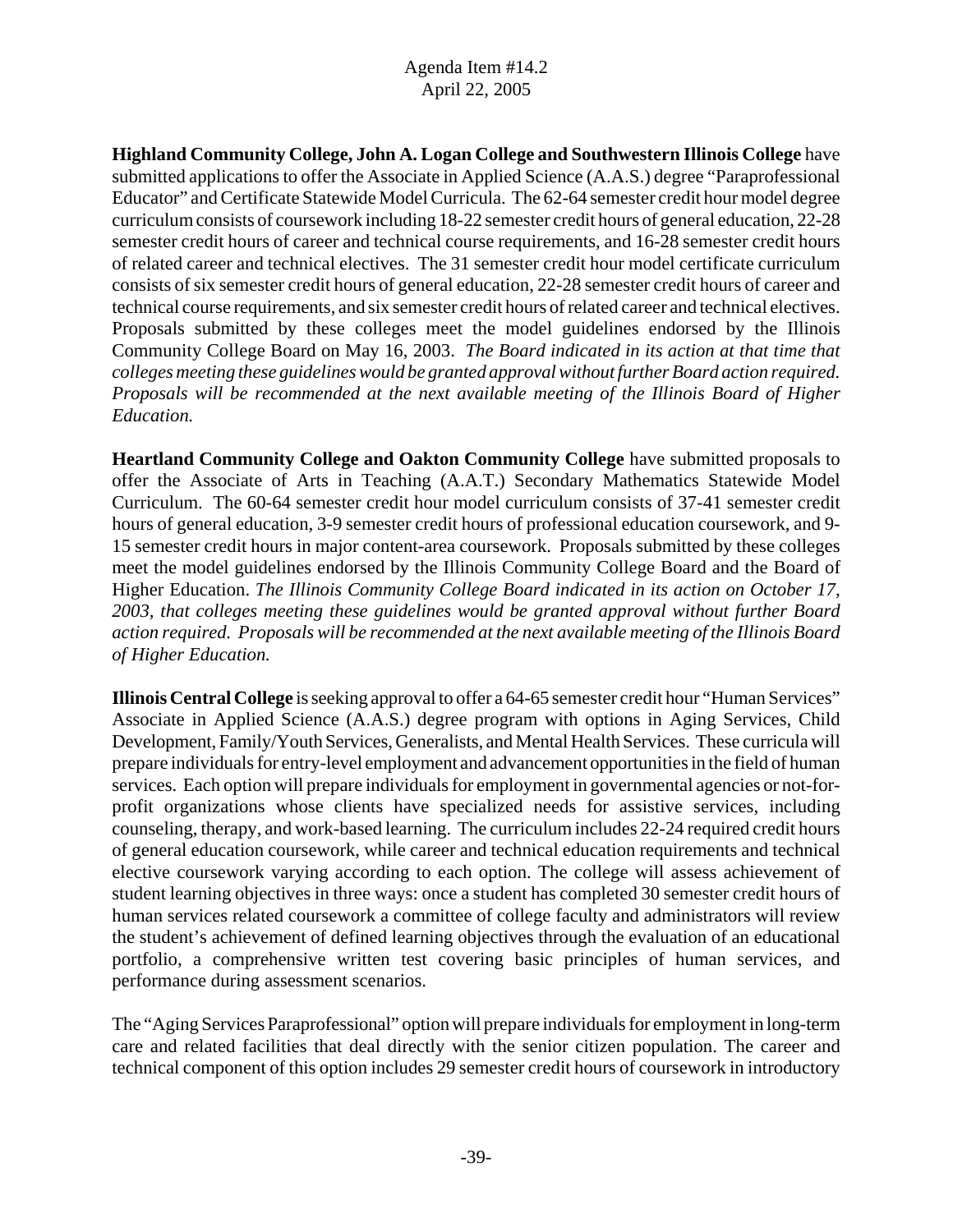**Highland Community College, John A. Logan College and Southwestern Illinois College** have submitted applications to offer the Associate in Applied Science (A.A.S.) degree "Paraprofessional Educator" and Certificate Statewide Model Curricula. The 62-64 semester credit hour model degree curriculum consists of coursework including 18-22 semester credit hours of general education, 22-28 semester credit hours of career and technical course requirements, and 16-28 semester credit hours of related career and technical electives. The 31 semester credit hour model certificate curriculum consists of six semester credit hours of general education, 22-28 semester credit hours of career and technical course requirements, and six semester credit hours of related career and technical electives. Proposals submitted by these colleges meet the model guidelines endorsed by the Illinois Community College Board on May 16, 2003. *The Board indicated in its action at that time that colleges meeting these guidelines would be granted approval without further Board action required. Proposals will be recommended at the next available meeting of the Illinois Board of Higher Education.*

**Heartland Community College and Oakton Community College** have submitted proposals to offer the Associate of Arts in Teaching (A.A.T.) Secondary Mathematics Statewide Model Curriculum. The 60-64 semester credit hour model curriculum consists of 37-41 semester credit hours of general education, 3-9 semester credit hours of professional education coursework, and 9-15 semester credit hours in major content-area coursework. Proposals submitted by these colleges meet the model guidelines endorsed by the Illinois Community College Board and the Board of Higher Education. *The Illinois Community College Board indicated in its action on October 17, 2003, that colleges meeting these guidelines would be granted approval without further Board action required. Proposals will be recommended at the next available meeting of the Illinois Board of Higher Education.*

**Illinois Central College** is seeking approval to offer a 64-65 semester credit hour "Human Services" Associate in Applied Science (A.A.S.) degree program with options in Aging Services, Child Development, Family/Youth Services, Generalists, and Mental Health Services. These curricula will prepare individuals for entry-level employment and advancement opportunities in the field of human services. Each option will prepare individuals for employment in governmental agencies or not-for-profit organizations whose clients have specialized needs for assistive services, including counseling, therapy, and work-based learning. The curriculum includes 22-24 required credit hours of general education coursework, while career and technical education requirements and technical elective coursework varying according to each option. The college will assess achievement of student learning objectives in three ways: once a student has completed 30 semester credit hours of human services related coursework a committee of college faculty and administrators will review the student's achievement of defined learning objectives through the evaluation of an educational portfolio, a comprehensive written test covering basic principles of human services, and performance during assessment scenarios.

The "Aging Services Paraprofessional" option will prepare individuals for employment in long-term care and related facilities that deal directly with the senior citizen population. The career and technical component of this option includes 29 semester credit hours of coursework in introductory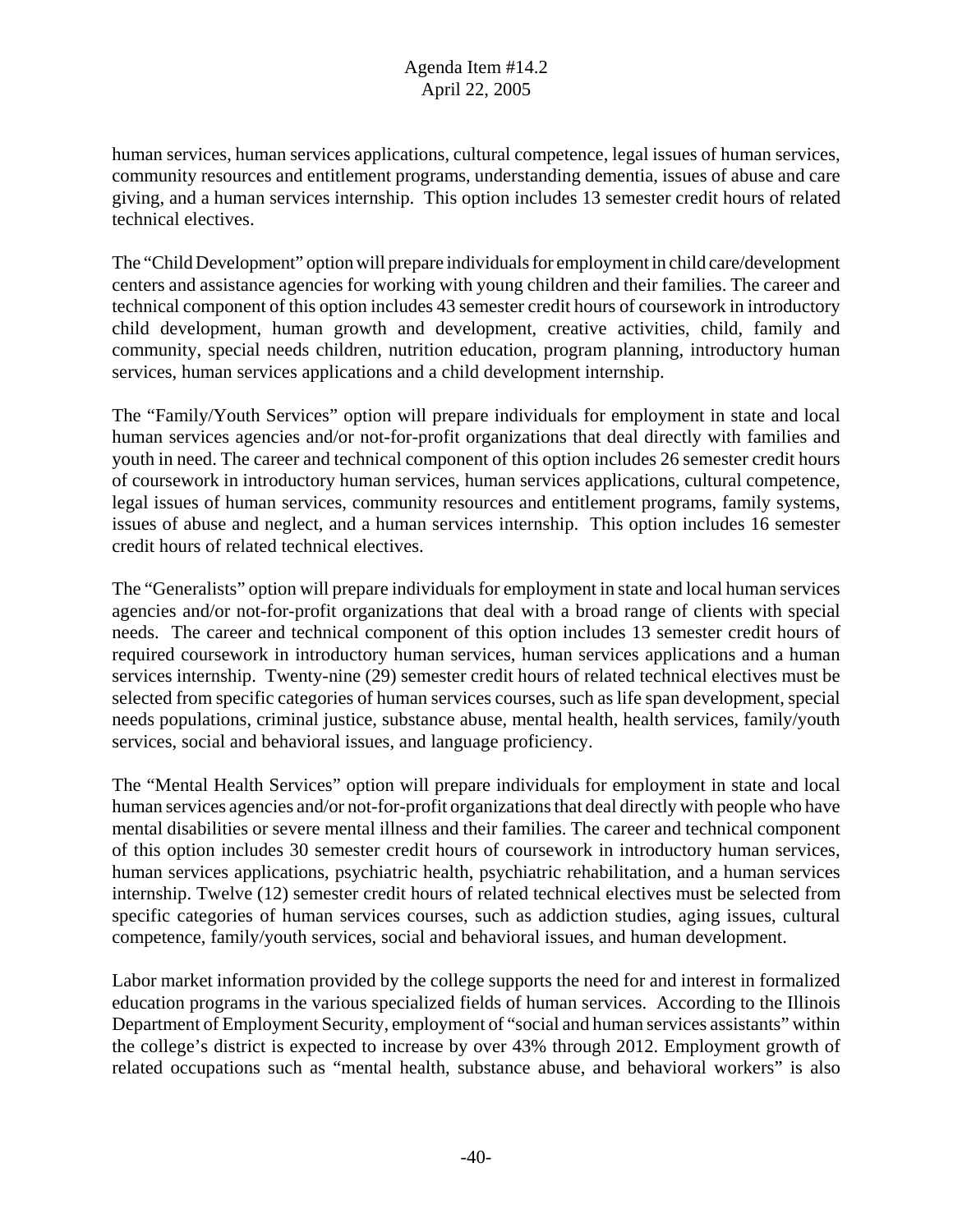human services, human services applications, cultural competence, legal issues of human services, community resources and entitlement programs, understanding dementia, issues of abuse and care giving, and a human services internship. This option includes 13 semester credit hours of related technical electives.

The "Child Development" option will prepare individuals for employment in child care/development centers and assistance agencies for working with young children and their families. The career and technical component of this option includes 43 semester credit hours of coursework in introductory child development, human growth and development, creative activities, child, family and community, special needs children, nutrition education, program planning, introductory human services, human services applications and a child development internship.

The "Family/Youth Services" option will prepare individuals for employment in state and local human services agencies and/or not-for-profit organizations that deal directly with families and youth in need. The career and technical component of this option includes 26 semester credit hours of coursework in introductory human services, human services applications, cultural competence, legal issues of human services, community resources and entitlement programs, family systems, issues of abuse and neglect, and a human services internship. This option includes 16 semester credit hours of related technical electives.

The "Generalists" option will prepare individuals for employment in state and local human services agencies and/or not-for-profit organizations that deal with a broad range of clients with special needs. The career and technical component of this option includes 13 semester credit hours of required coursework in introductory human services, human services applications and a human services internship. Twenty-nine (29) semester credit hours of related technical electives must be selected from specific categories of human services courses, such as life span development, special needs populations, criminal justice, substance abuse, mental health, health services, family/youth services, social and behavioral issues, and language proficiency.

The "Mental Health Services" option will prepare individuals for employment in state and local human services agencies and/or not-for-profit organizations that deal directly with people who have mental disabilities or severe mental illness and their families. The career and technical component of this option includes 30 semester credit hours of coursework in introductory human services, human services applications, psychiatric health, psychiatric rehabilitation, and a human services internship. Twelve (12) semester credit hours of related technical electives must be selected from specific categories of human services courses, such as addiction studies, aging issues, cultural competence, family/youth services, social and behavioral issues, and human development.

Labor market information provided by the college supports the need for and interest in formalized education programs in the various specialized fields of human services. According to the Illinois Department of Employment Security, employment of "social and human services assistants" within the college's district is expected to increase by over 43% through 2012. Employment growth of related occupations such as "mental health, substance abuse, and behavioral workers" is also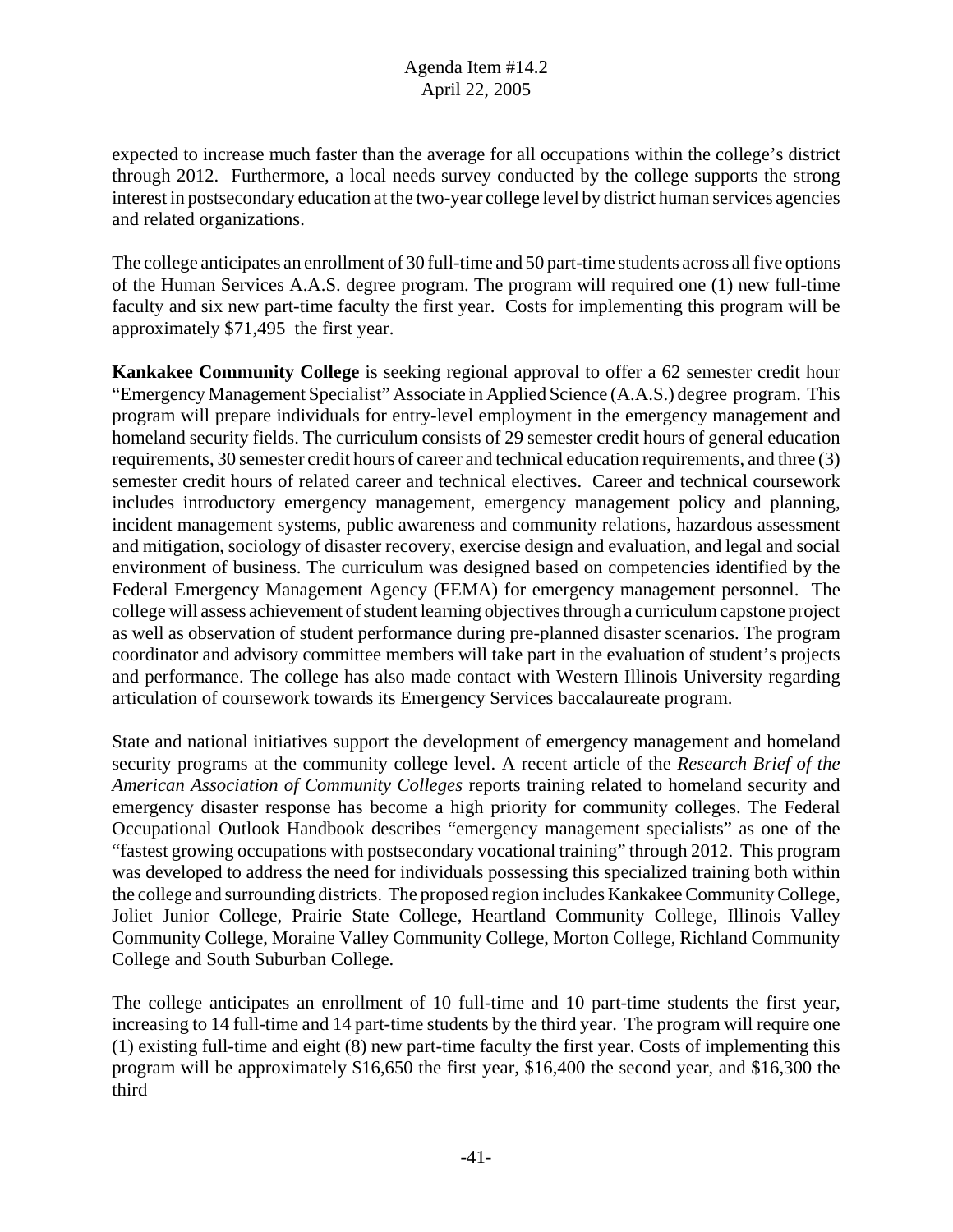expected to increase much faster than the average for all occupations within the college's district through 2012. Furthermore, a local needs survey conducted by the college supports the strong interest in postsecondary education at the two-year college level by district human services agencies and related organizations.

The college anticipates an enrollment of 30 full-time and 50 part-time students across all five options of the Human Services A.A.S. degree program. The program will required one (1) new full-time faculty and six new part-time faculty the first year. Costs for implementing this program will be approximately $71,495 the first year.

**Kankakee Community College** is seeking regional approval to offer a 62 semester credit hour "Emergency Management Specialist" Associate in Applied Science (A.A.S.) degree program. This program will prepare individuals for entry-level employment in the emergency management and homeland security fields. The curriculum consists of 29 semester credit hours of general education requirements, 30 semester credit hours of career and technical education requirements, and three (3) semester credit hours of related career and technical electives. Career and technical coursework includes introductory emergency management, emergency management policy and planning, incident management systems, public awareness and community relations, hazardous assessment and mitigation, sociology of disaster recovery, exercise design and evaluation, and legal and social environment of business. The curriculum was designed based on competencies identified by the Federal Emergency Management Agency (FEMA) for emergency management personnel. The college will assess achievement of student learning objectives through a curriculum capstone project as well as observation of student performance during pre-planned disaster scenarios. The program coordinator and advisory committee members will take part in the evaluation of student's projects and performance. The college has also made contact with Western Illinois University regarding articulation of coursework towards its Emergency Services baccalaureate program.

State and national initiatives support the development of emergency management and homeland security programs at the community college level. A recent article of the *Research Brief of the American Association of Community Colleges* reports training related to homeland security and emergency disaster response has become a high priority for community colleges. The Federal Occupational Outlook Handbook describes "emergency management specialists" as one of the "fastest growing occupations with postsecondary vocational training" through 2012. This program was developed to address the need for individuals possessing this specialized training both within the college and surrounding districts. The proposed region includes Kankakee Community College, Joliet Junior College, Prairie State College, Heartland Community College, Illinois Valley Community College, Moraine Valley Community College, Morton College, Richland Community College and South Suburban College.

The college anticipates an enrollment of 10 full-time and 10 part-time students the first year, increasing to 14 full-time and 14 part-time students by the third year. The program will require one (1) existing full-time and eight (8) new part-time faculty the first year. Costs of implementing this program will be approximately $16,650 the first year, $16,400 the second year, and $16,300 the third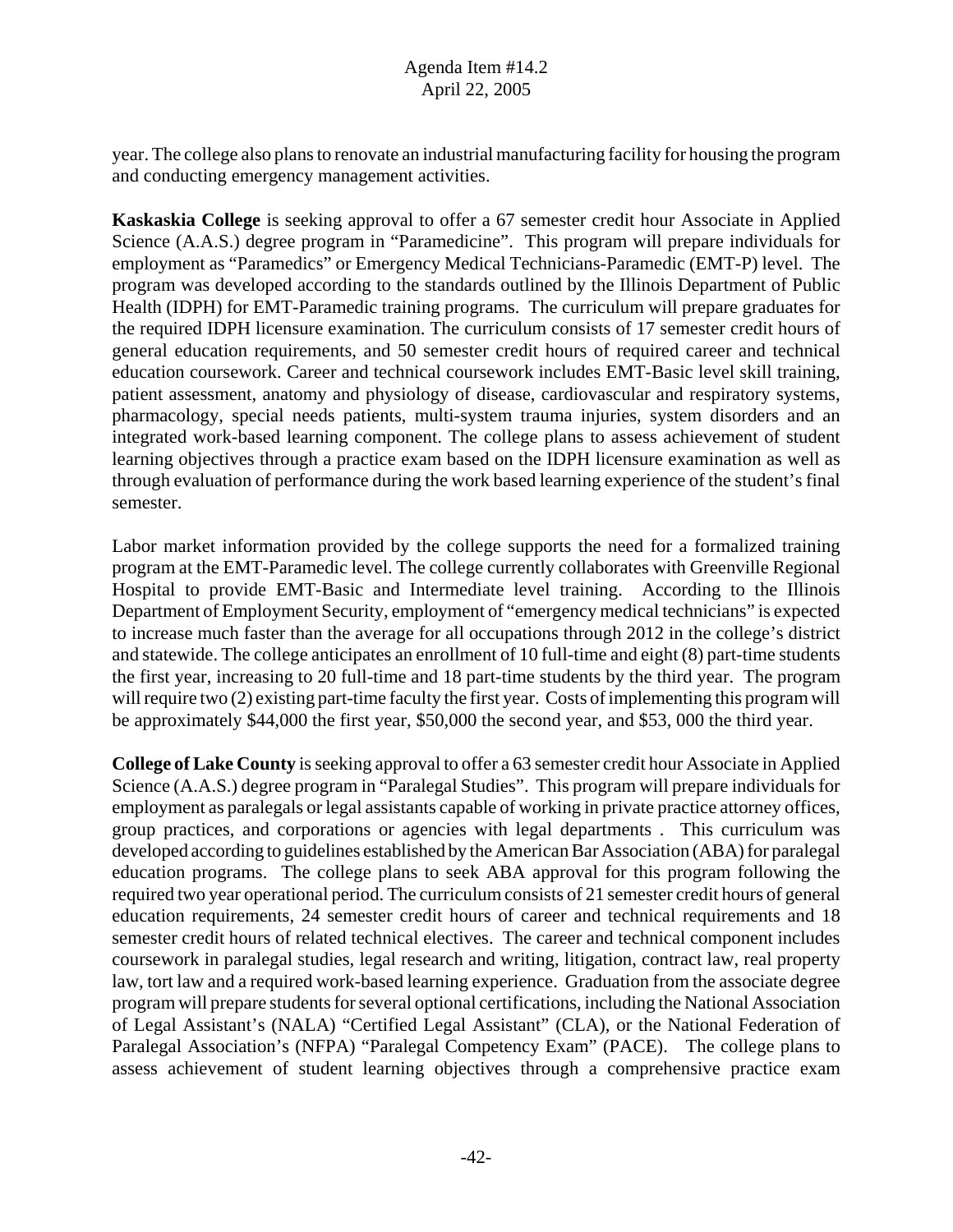year. The college also plans to renovate an industrial manufacturing facility for housing the program and conducting emergency management activities.

**Kaskaskia College** is seeking approval to offer a 67 semester credit hour Associate in Applied Science (A.A.S.) degree program in "Paramedicine". This program will prepare individuals for employment as "Paramedics" or Emergency Medical Technicians-Paramedic (EMT-P) level. The program was developed according to the standards outlined by the Illinois Department of Public Health (IDPH) for EMT-Paramedic training programs. The curriculum will prepare graduates for the required IDPH licensure examination. The curriculum consists of 17 semester credit hours of general education requirements, and 50 semester credit hours of required career and technical education coursework. Career and technical coursework includes EMT-Basic level skill training, patient assessment, anatomy and physiology of disease, cardiovascular and respiratory systems, pharmacology, special needs patients, multi-system trauma injuries, system disorders and an integrated work-based learning component. The college plans to assess achievement of student learning objectives through a practice exam based on the IDPH licensure examination as well as through evaluation of performance during the work based learning experience of the student's final semester.

Labor market information provided by the college supports the need for a formalized training program at the EMT-Paramedic level. The college currently collaborates with Greenville Regional Hospital to provide EMT-Basic and Intermediate level training. According to the Illinois Department of Employment Security, employment of "emergency medical technicians" is expected to increase much faster than the average for all occupations through 2012 in the college's district and statewide. The college anticipates an enrollment of 10 full-time and eight (8) part-time students the first year, increasing to 20 full-time and 18 part-time students by the third year. The program will require two (2) existing part-time faculty the first year. Costs of implementing this program will be approximately $44,000 the first year, $50,000 the second year, and $53, 000 the third year.

**College of Lake County** is seeking approval to offer a 63 semester credit hour Associate in Applied Science (A.A.S.) degree program in "Paralegal Studies". This program will prepare individuals for employment as paralegals or legal assistants capable of working in private practice attorney offices, group practices, and corporations or agencies with legal departments . This curriculum was developed according to guidelines established by the American Bar Association (ABA) for paralegal education programs. The college plans to seek ABA approval for this program following the required two year operational period. The curriculum consists of 21 semester credit hours of general education requirements, 24 semester credit hours of career and technical requirements and 18 semester credit hours of related technical electives. The career and technical component includes coursework in paralegal studies, legal research and writing, litigation, contract law, real property law, tort law and a required work-based learning experience. Graduation from the associate degree program will prepare students for several optional certifications, including the National Association of Legal Assistant's (NALA) "Certified Legal Assistant" (CLA), or the National Federation of Paralegal Association's (NFPA) "Paralegal Competency Exam" (PACE). The college plans to assess achievement of student learning objectives through a comprehensive practice exam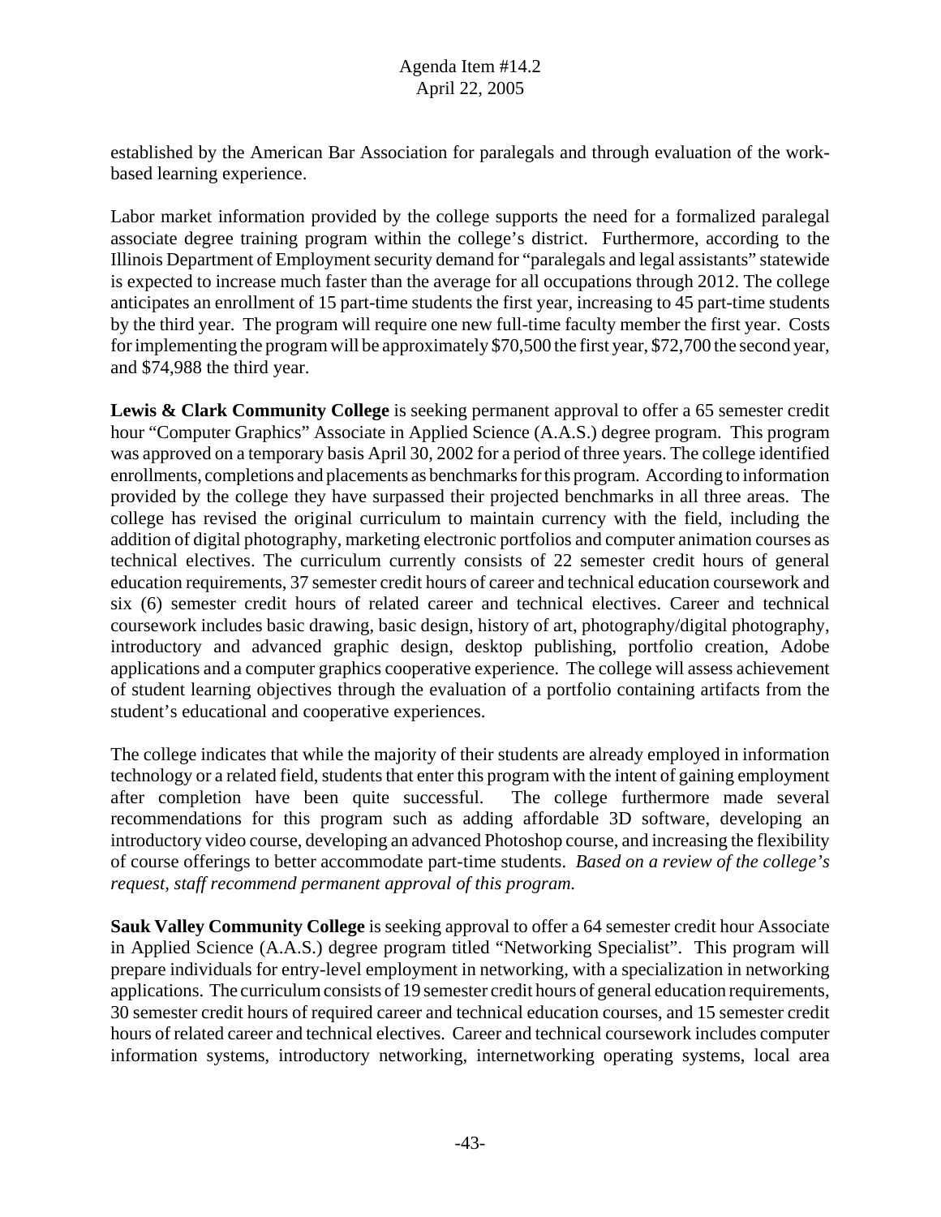established by the American Bar Association for paralegals and through evaluation of the work-based learning experience.

Labor market information provided by the college supports the need for a formalized paralegal associate degree training program within the college's district. Furthermore, according to the Illinois Department of Employment security demand for "paralegals and legal assistants" statewide is expected to increase much faster than the average for all occupations through 2012. The college anticipates an enrollment of 15 part-time students the first year, increasing to 45 part-time students by the third year. The program will require one new full-time faculty member the first year. Costs for implementing the program will be approximately $70,500 the first year, $72,700 the second year, and $74,988 the third year.

**Lewis & Clark Community College** is seeking permanent approval to offer a 65 semester credit hour "Computer Graphics" Associate in Applied Science (A.A.S.) degree program. This program was approved on a temporary basis April 30, 2002 for a period of three years. The college identified enrollments, completions and placements as benchmarks for this program. According to information provided by the college they have surpassed their projected benchmarks in all three areas. The college has revised the original curriculum to maintain currency with the field, including the addition of digital photography, marketing electronic portfolios and computer animation courses as technical electives. The curriculum currently consists of 22 semester credit hours of general education requirements, 37 semester credit hours of career and technical education coursework and six (6) semester credit hours of related career and technical electives. Career and technical coursework includes basic drawing, basic design, history of art, photography/digital photography, introductory and advanced graphic design, desktop publishing, portfolio creation, Adobe applications and a computer graphics cooperative experience. The college will assess achievement of student learning objectives through the evaluation of a portfolio containing artifacts from the student's educational and cooperative experiences.

The college indicates that while the majority of their students are already employed in information technology or a related field, students that enter this program with the intent of gaining employment after completion have been quite successful. The college furthermore made several recommendations for this program such as adding affordable 3D software, developing an introductory video course, developing an advanced Photoshop course, and increasing the flexibility of course offerings to better accommodate part-time students. *Based on a review of the college's request, staff recommend permanent approval of this program.*

**Sauk Valley Community College** is seeking approval to offer a 64 semester credit hour Associate in Applied Science (A.A.S.) degree program titled "Networking Specialist". This program will prepare individuals for entry-level employment in networking, with a specialization in networking applications. The curriculum consists of 19 semester credit hours of general education requirements, 30 semester credit hours of required career and technical education courses, and 15 semester credit hours of related career and technical electives. Career and technical coursework includes computer information systems, introductory networking, internetworking operating systems, local area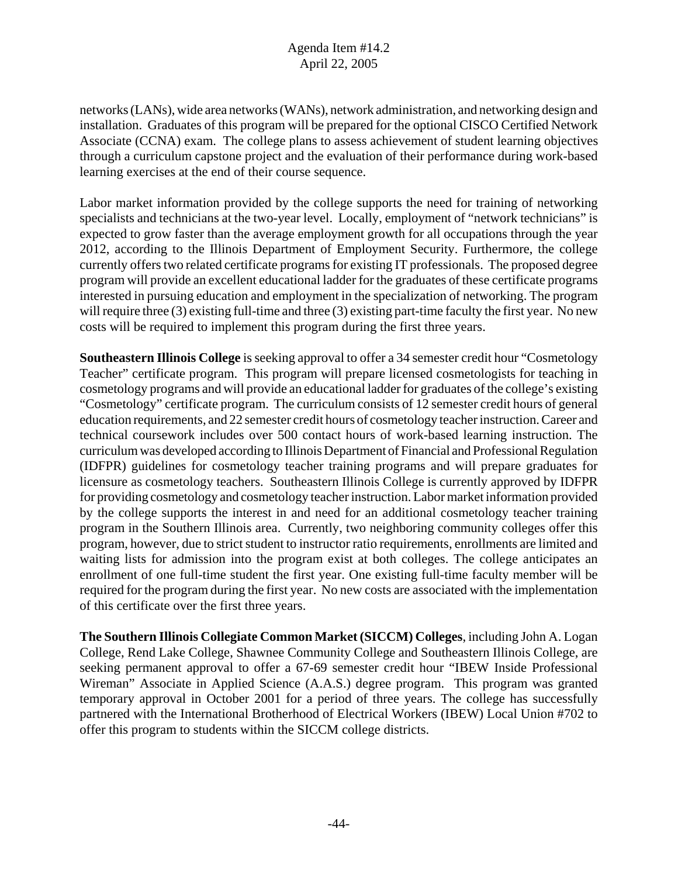networks (LANs), wide area networks (WANs), network administration, and networking design and installation. Graduates of this program will be prepared for the optional CISCO Certified Network Associate (CCNA) exam. The college plans to assess achievement of student learning objectives through a curriculum capstone project and the evaluation of their performance during work-based learning exercises at the end of their course sequence.

Labor market information provided by the college supports the need for training of networking specialists and technicians at the two-year level. Locally, employment of "network technicians" is expected to grow faster than the average employment growth for all occupations through the year 2012, according to the Illinois Department of Employment Security. Furthermore, the college currently offers two related certificate programs for existing IT professionals. The proposed degree program will provide an excellent educational ladder for the graduates of these certificate programs interested in pursuing education and employment in the specialization of networking. The program will require three (3) existing full-time and three (3) existing part-time faculty the first year. No new costs will be required to implement this program during the first three years.

**Southeastern Illinois College** is seeking approval to offer a 34 semester credit hour "Cosmetology Teacher" certificate program. This program will prepare licensed cosmetologists for teaching in cosmetology programs and will provide an educational ladder for graduates of the college's existing "Cosmetology" certificate program. The curriculum consists of 12 semester credit hours of general education requirements, and 22 semester credit hours of cosmetology teacher instruction. Career and technical coursework includes over 500 contact hours of work-based learning instruction. The curriculum was developed according to Illinois Department of Financial and Professional Regulation (IDFPR) guidelines for cosmetology teacher training programs and will prepare graduates for licensure as cosmetology teachers. Southeastern Illinois College is currently approved by IDFPR for providing cosmetology and cosmetology teacher instruction. Labor market information provided by the college supports the interest in and need for an additional cosmetology teacher training program in the Southern Illinois area. Currently, two neighboring community colleges offer this program, however, due to strict student to instructor ratio requirements, enrollments are limited and waiting lists for admission into the program exist at both colleges. The college anticipates an enrollment of one full-time student the first year. One existing full-time faculty member will be required for the program during the first year. No new costs are associated with the implementation of this certificate over the first three years.

**The Southern Illinois Collegiate Common Market (SICCM) Colleges**, including John A. Logan College, Rend Lake College, Shawnee Community College and Southeastern Illinois College, are seeking permanent approval to offer a 67-69 semester credit hour "IBEW Inside Professional Wireman" Associate in Applied Science (A.A.S.) degree program. This program was granted temporary approval in October 2001 for a period of three years. The college has successfully partnered with the International Brotherhood of Electrical Workers (IBEW) Local Union #702 to offer this program to students within the SICCM college districts.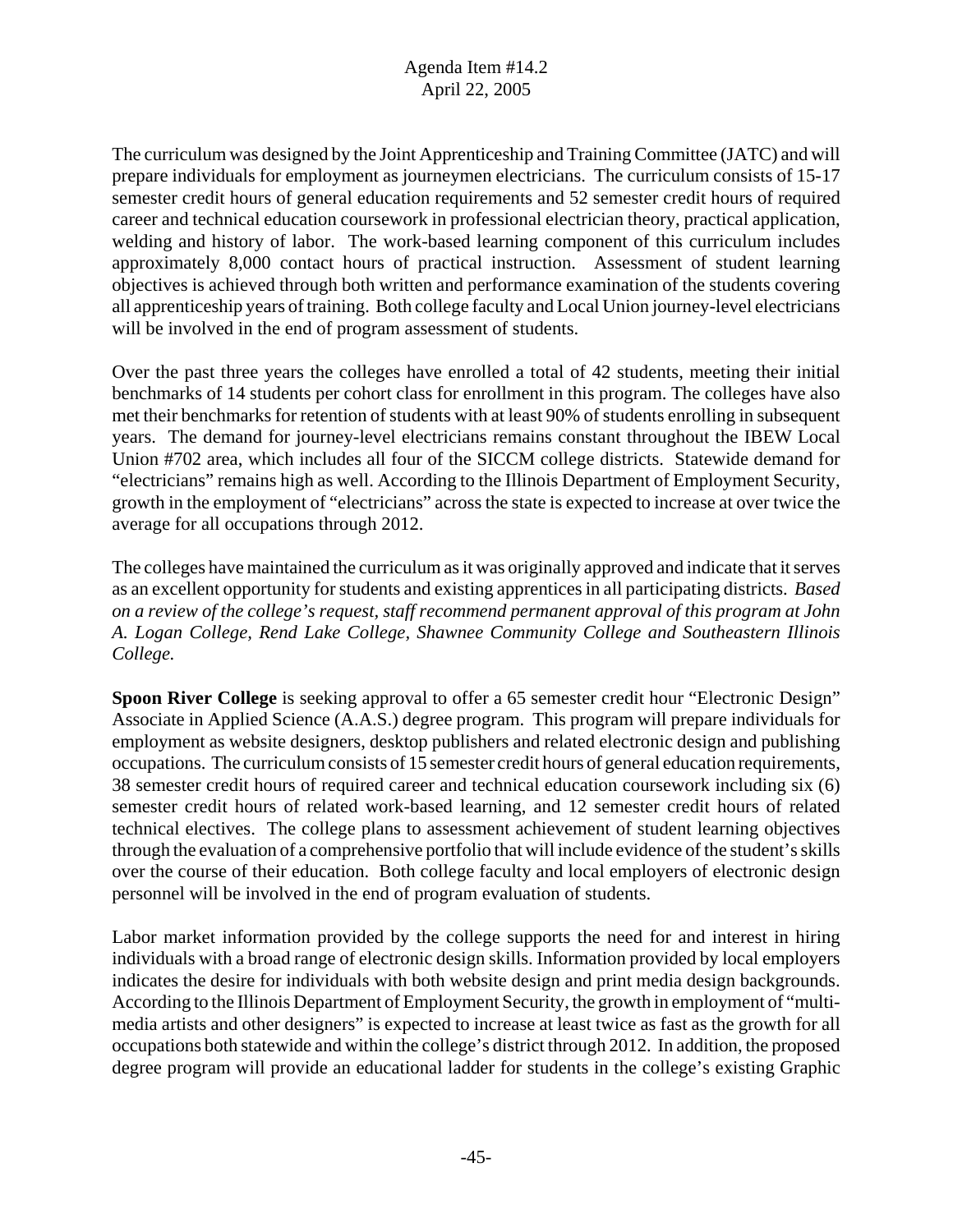The curriculum was designed by the Joint Apprenticeship and Training Committee (JATC) and will prepare individuals for employment as journeymen electricians. The curriculum consists of 15-17 semester credit hours of general education requirements and 52 semester credit hours of required career and technical education coursework in professional electrician theory, practical application, welding and history of labor. The work-based learning component of this curriculum includes approximately 8,000 contact hours of practical instruction. Assessment of student learning objectives is achieved through both written and performance examination of the students covering all apprenticeship years of training. Both college faculty and Local Union journey-level electricians will be involved in the end of program assessment of students.

Over the past three years the colleges have enrolled a total of 42 students, meeting their initial benchmarks of 14 students per cohort class for enrollment in this program. The colleges have also met their benchmarks for retention of students with at least 90% of students enrolling in subsequent years. The demand for journey-level electricians remains constant throughout the IBEW Local Union #702 area, which includes all four of the SICCM college districts. Statewide demand for "electricians" remains high as well. According to the Illinois Department of Employment Security, growth in the employment of "electricians" across the state is expected to increase at over twice the average for all occupations through 2012.

The colleges have maintained the curriculum as it was originally approved and indicate that it serves as an excellent opportunity for students and existing apprentices in all participating districts. *Based on a review of the college's request, staff recommend permanent approval of this program at John A. Logan College, Rend Lake College, Shawnee Community College and Southeastern Illinois College.*

**Spoon River College** is seeking approval to offer a 65 semester credit hour "Electronic Design" Associate in Applied Science (A.A.S.) degree program. This program will prepare individuals for employment as website designers, desktop publishers and related electronic design and publishing occupations. The curriculum consists of 15 semester credit hours of general education requirements, 38 semester credit hours of required career and technical education coursework including six (6) semester credit hours of related work-based learning, and 12 semester credit hours of related technical electives. The college plans to assessment achievement of student learning objectives through the evaluation of a comprehensive portfolio that will include evidence of the student's skills over the course of their education. Both college faculty and local employers of electronic design personnel will be involved in the end of program evaluation of students.

Labor market information provided by the college supports the need for and interest in hiring individuals with a broad range of electronic design skills. Information provided by local employers indicates the desire for individuals with both website design and print media design backgrounds. According to the Illinois Department of Employment Security, the growth in employment of "multi-media artists and other designers" is expected to increase at least twice as fast as the growth for all occupations both statewide and within the college's district through 2012. In addition, the proposed degree program will provide an educational ladder for students in the college's existing Graphic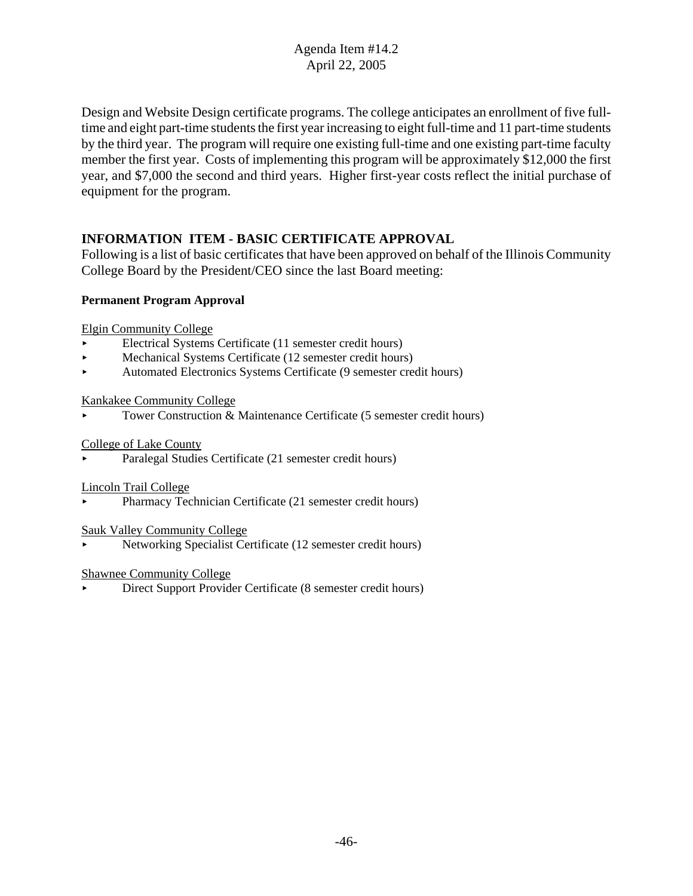Design and Website Design certificate programs. The college anticipates an enrollment of five full-time and eight part-time students the first year increasing to eight full-time and 11 part-time students by the third year. The program will require one existing full-time and one existing part-time faculty member the first year. Costs of implementing this program will be approximately $12,000 the first year, and $7,000 the second and third years. Higher first-year costs reflect the initial purchase of equipment for the program.

## INFORMATION ITEM - BASIC CERTIFICATE APPROVAL

Following is a list of basic certificates that have been approved on behalf of the Illinois Community College Board by the President/CEO since the last Board meeting:

**Permanent Program Approval**

Elgin Community College

- Electrical Systems Certificate (11 semester credit hours)
- Mechanical Systems Certificate (12 semester credit hours)
- Automated Electronics Systems Certificate (9 semester credit hours)

Kankakee Community College

- Tower Construction & Maintenance Certificate (5 semester credit hours)

College of Lake County

- Paralegal Studies Certificate (21 semester credit hours)

Lincoln Trail College

- Pharmacy Technician Certificate (21 semester credit hours)

Sauk Valley Community College

- Networking Specialist Certificate (12 semester credit hours)

Shawnee Community College

- Direct Support Provider Certificate (8 semester credit hours)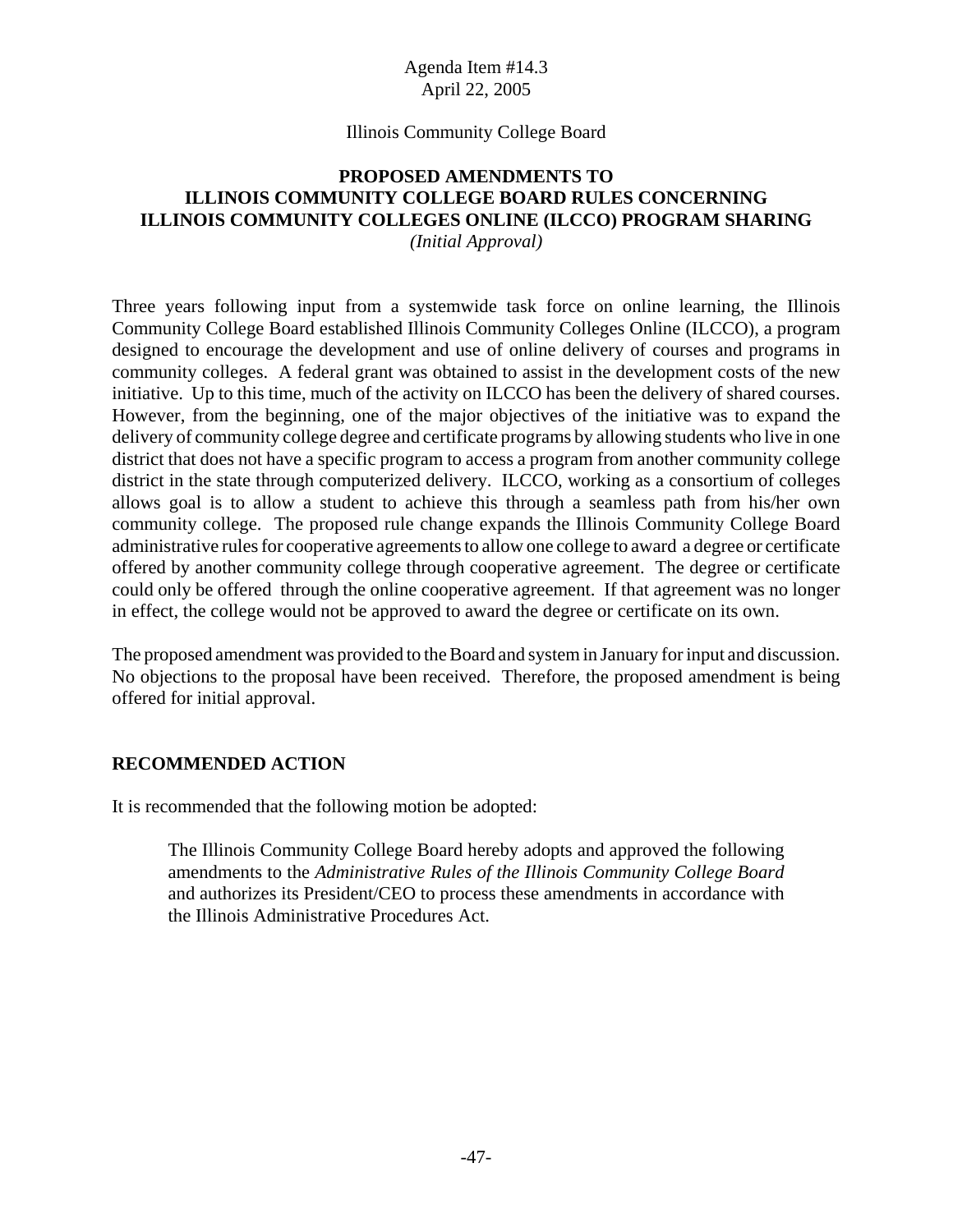Agenda Item #14.3
April 22, 2005

Illinois Community College Board

**PROPOSED AMENDMENTS TO
ILLINOIS COMMUNITY COLLEGE BOARD RULES CONCERNING
ILLINOIS COMMUNITY COLLEGES ONLINE (ILCCO) PROGRAM SHARING**
*(Initial Approval)*

Three years following input from a systemwide task force on online learning, the Illinois Community College Board established Illinois Community Colleges Online (ILCCO), a program designed to encourage the development and use of online delivery of courses and programs in community colleges. A federal grant was obtained to assist in the development costs of the new initiative. Up to this time, much of the activity on ILCCO has been the delivery of shared courses. However, from the beginning, one of the major objectives of the initiative was to expand the delivery of community college degree and certificate programs by allowing students who live in one district that does not have a specific program to access a program from another community college district in the state through computerized delivery. ILCCO, working as a consortium of colleges allows goal is to allow a student to achieve this through a seamless path from his/her own community college. The proposed rule change expands the Illinois Community College Board administrative rules for cooperative agreements to allow one college to award a degree or certificate offered by another community college through cooperative agreement. The degree or certificate could only be offered through the online cooperative agreement. If that agreement was no longer in effect, the college would not be approved to award the degree or certificate on its own.

The proposed amendment was provided to the Board and system in January for input and discussion. No objections to the proposal have been received. Therefore, the proposed amendment is being offered for initial approval.

## RECOMMENDED ACTION

It is recommended that the following motion be adopted:

> The Illinois Community College Board hereby adopts and approved the following amendments to the *Administrative Rules of the Illinois Community College Board* and authorizes its President/CEO to process these amendments in accordance with the Illinois Administrative Procedures Act.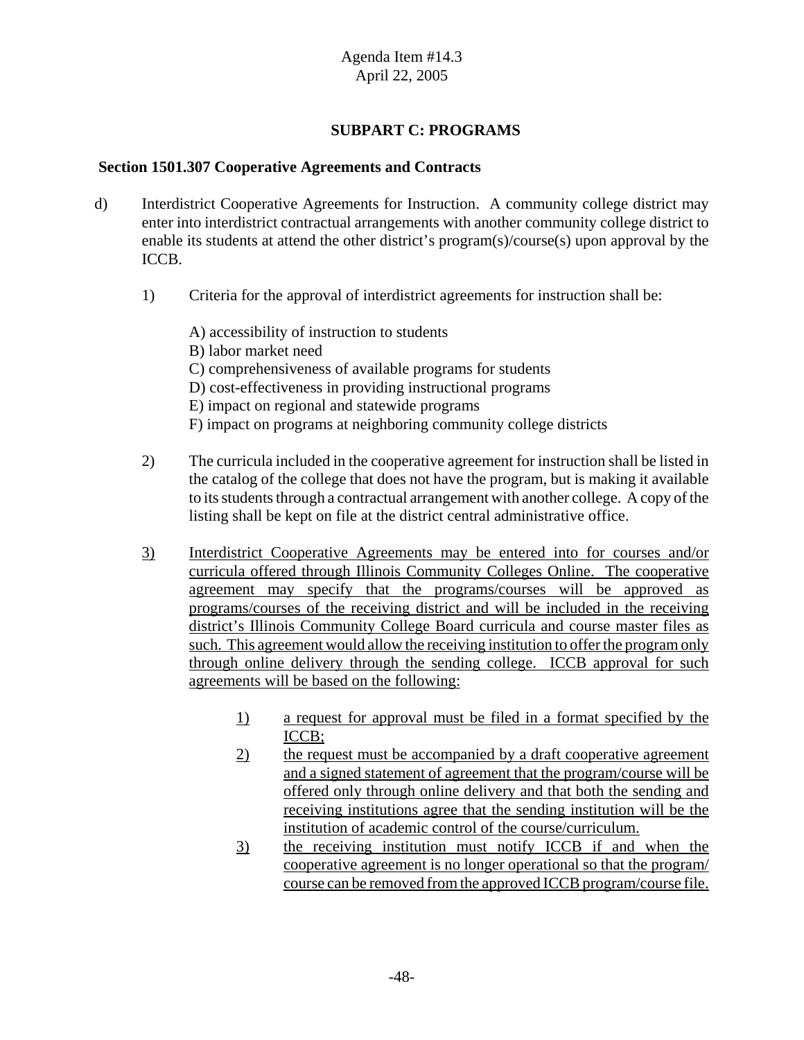Agenda Item #14.3
April 22, 2005

## SUBPART C: PROGRAMS

### Section 1501.307 Cooperative Agreements and Contracts

d) Interdistrict Cooperative Agreements for Instruction. A community college district may enter into interdistrict contractual arrangements with another community college district to enable its students at attend the other district's program(s)/course(s) upon approval by the ICCB.

1) Criteria for the approval of interdistrict agreements for instruction shall be:

   A) accessibility of instruction to students
   B) labor market need
   C) comprehensiveness of available programs for students
   D) cost-effectiveness in providing instructional programs
   E) impact on regional and statewide programs
   F) impact on programs at neighboring community college districts

2) The curricula included in the cooperative agreement for instruction shall be listed in the catalog of the college that does not have the program, but is making it available to its students through a contractual arrangement with another college. A copy of the listing shall be kept on file at the district central administrative office.

<u>3)</u> <u>Interdistrict Cooperative Agreements may be entered into for courses and/or curricula offered through Illinois Community Colleges Online. The cooperative agreement may specify that the programs/courses will be approved as programs/courses of the receiving district and will be included in the receiving district's Illinois Community College Board curricula and course master files as such. This agreement would allow the receiving institution to offer the program only through online delivery through the sending college. ICCB approval for such agreements will be based on the following:</u>

   <u>1)</u> <u>a request for approval must be filed in a format specified by the ICCB;</u>
   <u>2)</u> <u>the request must be accompanied by a draft cooperative agreement and a signed statement of agreement that the program/course will be offered only through online delivery and that both the sending and receiving institutions agree that the sending institution will be the institution of academic control of the course/curriculum.</u>
   <u>3)</u> <u>the receiving institution must notify ICCB if and when the cooperative agreement is no longer operational so that the program/ course can be removed from the approved ICCB program/course file.</u>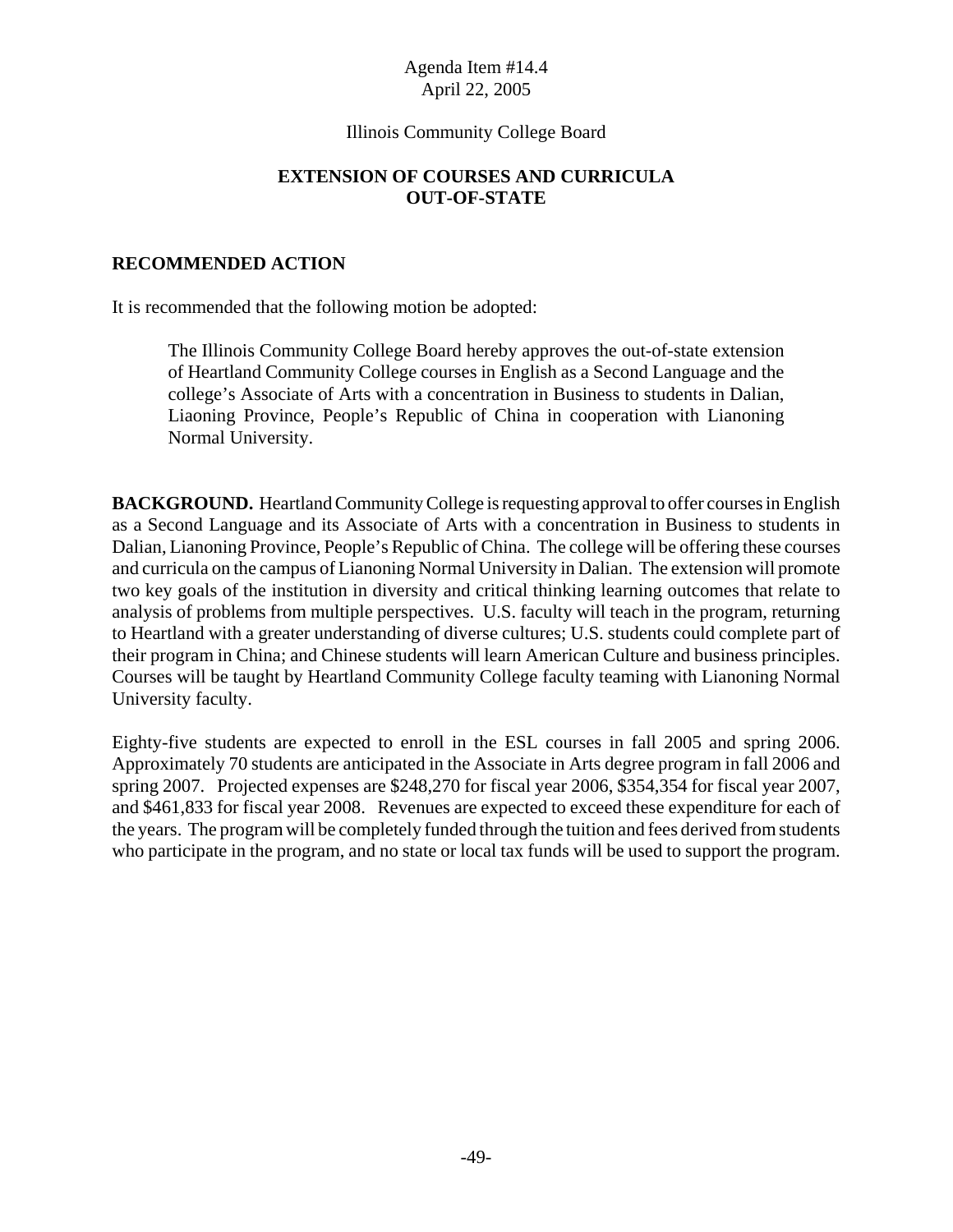Agenda Item #14.4
April 22, 2005

Illinois Community College Board

**EXTENSION OF COURSES AND CURRICULA OUT-OF-STATE**

**RECOMMENDED ACTION**

It is recommended that the following motion be adopted:

> The Illinois Community College Board hereby approves the out-of-state extension of Heartland Community College courses in English as a Second Language and the college's Associate of Arts with a concentration in Business to students in Dalian, Liaoning Province, People's Republic of China in cooperation with Lianoning Normal University.

**BACKGROUND.** Heartland Community College is requesting approval to offer courses in English as a Second Language and its Associate of Arts with a concentration in Business to students in Dalian, Lianoning Province, People's Republic of China. The college will be offering these courses and curricula on the campus of Lianoning Normal University in Dalian. The extension will promote two key goals of the institution in diversity and critical thinking learning outcomes that relate to analysis of problems from multiple perspectives. U.S. faculty will teach in the program, returning to Heartland with a greater understanding of diverse cultures; U.S. students could complete part of their program in China; and Chinese students will learn American Culture and business principles. Courses will be taught by Heartland Community College faculty teaming with Lianoning Normal University faculty.

Eighty-five students are expected to enroll in the ESL courses in fall 2005 and spring 2006. Approximately 70 students are anticipated in the Associate in Arts degree program in fall 2006 and spring 2007. Projected expenses are $248,270 for fiscal year 2006, $354,354 for fiscal year 2007, and $461,833 for fiscal year 2008. Revenues are expected to exceed these expenditure for each of the years. The program will be completely funded through the tuition and fees derived from students who participate in the program, and no state or local tax funds will be used to support the program.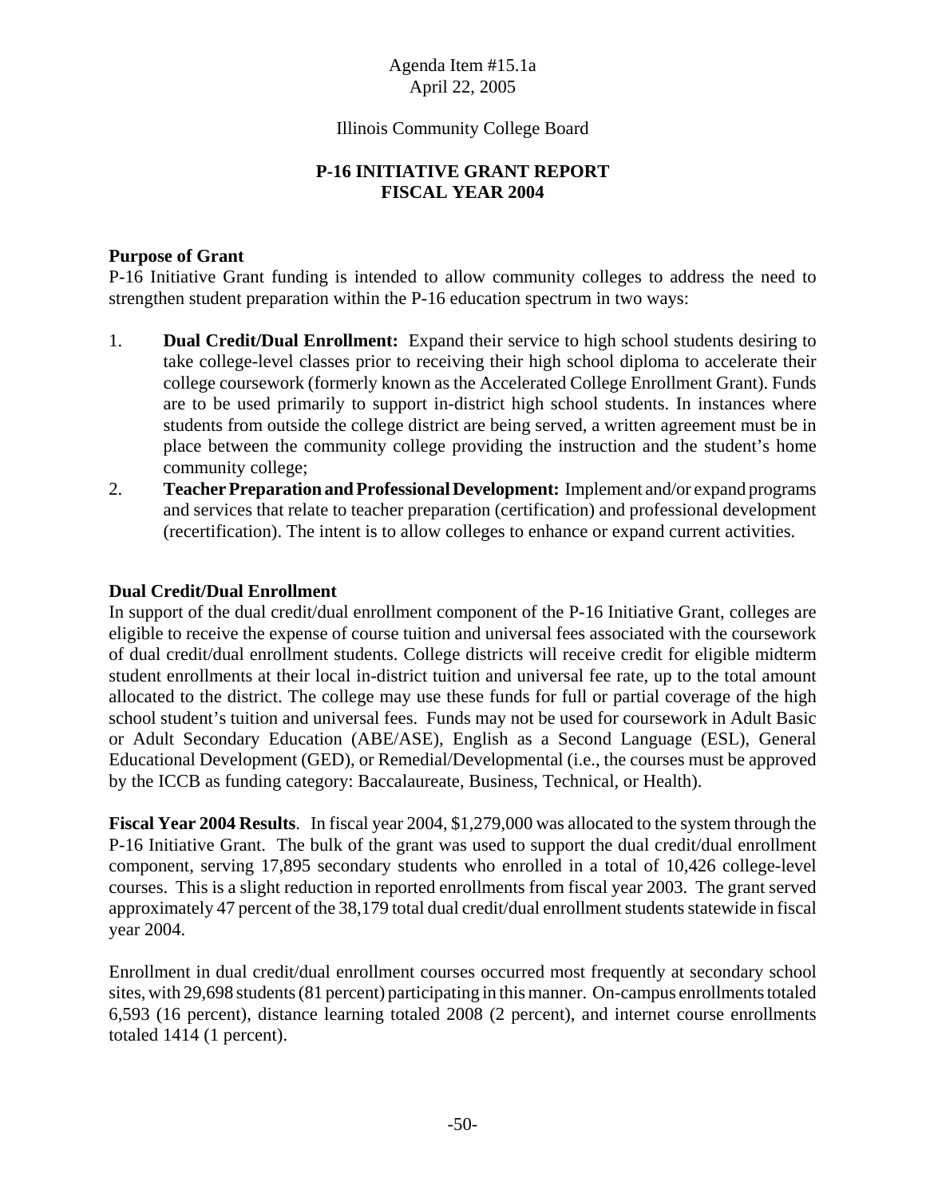Agenda Item #15.1a
April 22, 2005

Illinois Community College Board

# P-16 INITIATIVE GRANT REPORT FISCAL YEAR 2004

**Purpose of Grant**
P-16 Initiative Grant funding is intended to allow community colleges to address the need to strengthen student preparation within the P-16 education spectrum in two ways:

1. **Dual Credit/Dual Enrollment:** Expand their service to high school students desiring to take college-level classes prior to receiving their high school diploma to accelerate their college coursework (formerly known as the Accelerated College Enrollment Grant). Funds are to be used primarily to support in-district high school students. In instances where students from outside the college district are being served, a written agreement must be in place between the community college providing the instruction and the student's home community college;
2. **Teacher Preparation and Professional Development:** Implement and/or expand programs and services that relate to teacher preparation (certification) and professional development (recertification). The intent is to allow colleges to enhance or expand current activities.

**Dual Credit/Dual Enrollment**
In support of the dual credit/dual enrollment component of the P-16 Initiative Grant, colleges are eligible to receive the expense of course tuition and universal fees associated with the coursework of dual credit/dual enrollment students. College districts will receive credit for eligible midterm student enrollments at their local in-district tuition and universal fee rate, up to the total amount allocated to the district. The college may use these funds for full or partial coverage of the high school student's tuition and universal fees. Funds may not be used for coursework in Adult Basic or Adult Secondary Education (ABE/ASE), English as a Second Language (ESL), General Educational Development (GED), or Remedial/Developmental (i.e., the courses must be approved by the ICCB as funding category: Baccalaureate, Business, Technical, or Health).

**Fiscal Year 2004 Results**. In fiscal year 2004, $1,279,000 was allocated to the system through the P-16 Initiative Grant. The bulk of the grant was used to support the dual credit/dual enrollment component, serving 17,895 secondary students who enrolled in a total of 10,426 college-level courses. This is a slight reduction in reported enrollments from fiscal year 2003. The grant served approximately 47 percent of the 38,179 total dual credit/dual enrollment students statewide in fiscal year 2004.

Enrollment in dual credit/dual enrollment courses occurred most frequently at secondary school sites, with 29,698 students (81 percent) participating in this manner. On-campus enrollments totaled 6,593 (16 percent), distance learning totaled 2008 (2 percent), and internet course enrollments totaled 1414 (1 percent).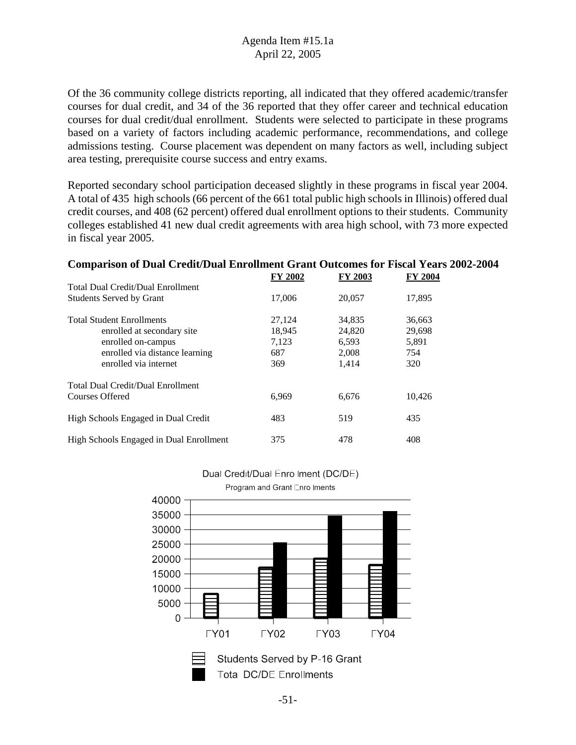Agenda Item #15.1a
April 22, 2005

Of the 36 community college districts reporting, all indicated that they offered academic/transfer courses for dual credit, and 34 of the 36 reported that they offer career and technical education courses for dual credit/dual enrollment. Students were selected to participate in these programs based on a variety of factors including academic performance, recommendations, and college admissions testing. Course placement was dependent on many factors as well, including subject area testing, prerequisite course success and entry exams.

Reported secondary school participation deceased slightly in these programs in fiscal year 2004. A total of 435 high schools (66 percent of the 661 total public high schools in Illinois) offered dual credit courses, and 408 (62 percent) offered dual enrollment options to their students. Community colleges established 41 new dual credit agreements with area high school, with 73 more expected in fiscal year 2005.

**Comparison of Dual Credit/Dual Enrollment Grant Outcomes for Fiscal Years 2002-2004**

| | FY 2002 | FY 2003 | FY 2004 |
|---|---|---|---|
| Total Dual Credit/Dual Enrollment Students Served by Grant | 17,006 | 20,057 | 17,895 |
| Total Student Enrollments | 27,124 | 34,835 | 36,663 |
| enrolled at secondary site | 18,945 | 24,820 | 29,698 |
| enrolled on-campus | 7,123 | 6,593 | 5,891 |
| enrolled via distance learning | 687 | 2,008 | 754 |
| enrolled via internet | 369 | 1,414 | 320 |
| Total Dual Credit/Dual Enrollment Courses Offered | 6,969 | 6,676 | 10,426 |
| High Schools Engaged in Dual Credit | 483 | 519 | 435 |
| High Schools Engaged in Dual Enrollment | 375 | 478 | 408 |

Dual Credit/Dual Enrollment (DC/DE)
Program and Grant Enrollments

Legend: Students Served by P-16 Grant; Total DC/DE Enrollments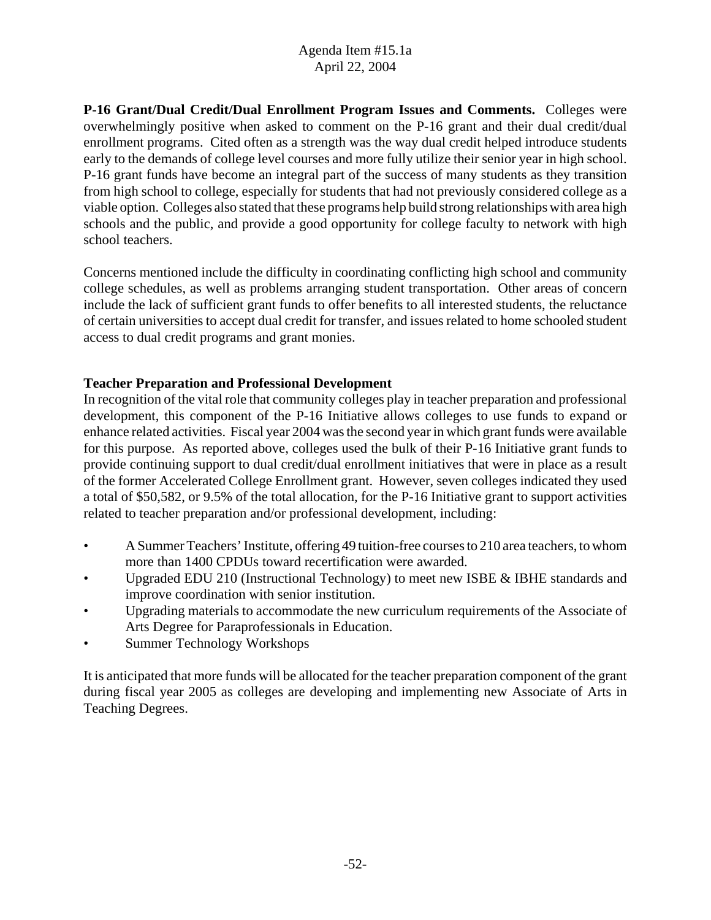**P-16 Grant/Dual Credit/Dual Enrollment Program Issues and Comments.** Colleges were overwhelmingly positive when asked to comment on the P-16 grant and their dual credit/dual enrollment programs. Cited often as a strength was the way dual credit helped introduce students early to the demands of college level courses and more fully utilize their senior year in high school. P-16 grant funds have become an integral part of the success of many students as they transition from high school to college, especially for students that had not previously considered college as a viable option. Colleges also stated that these programs help build strong relationships with area high schools and the public, and provide a good opportunity for college faculty to network with high school teachers.

Concerns mentioned include the difficulty in coordinating conflicting high school and community college schedules, as well as problems arranging student transportation. Other areas of concern include the lack of sufficient grant funds to offer benefits to all interested students, the reluctance of certain universities to accept dual credit for transfer, and issues related to home schooled student access to dual credit programs and grant monies.

### Teacher Preparation and Professional Development

In recognition of the vital role that community colleges play in teacher preparation and professional development, this component of the P-16 Initiative allows colleges to use funds to expand or enhance related activities. Fiscal year 2004 was the second year in which grant funds were available for this purpose. As reported above, colleges used the bulk of their P-16 Initiative grant funds to provide continuing support to dual credit/dual enrollment initiatives that were in place as a result of the former Accelerated College Enrollment grant. However, seven colleges indicated they used a total of $50,582, or 9.5% of the total allocation, for the P-16 Initiative grant to support activities related to teacher preparation and/or professional development, including:

- A Summer Teachers' Institute, offering 49 tuition-free courses to 210 area teachers, to whom more than 1400 CPDUs toward recertification were awarded.
- Upgraded EDU 210 (Instructional Technology) to meet new ISBE & IBHE standards and improve coordination with senior institution.
- Upgrading materials to accommodate the new curriculum requirements of the Associate of Arts Degree for Paraprofessionals in Education.
- Summer Technology Workshops

It is anticipated that more funds will be allocated for the teacher preparation component of the grant during fiscal year 2005 as colleges are developing and implementing new Associate of Arts in Teaching Degrees.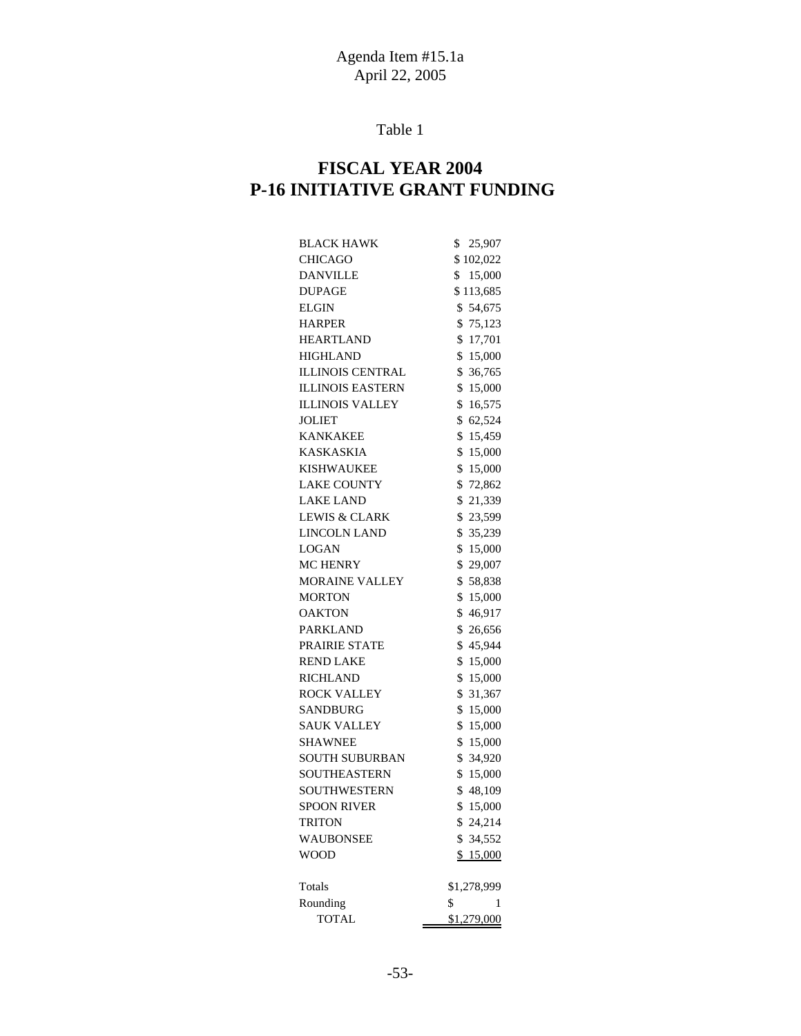Agenda Item #15.1a
April 22, 2005

Table 1

# FISCAL YEAR 2004
# P-16 INITIATIVE GRANT FUNDING

| | |
|---|---|
| BLACK HAWK | $ 25,907 |
| CHICAGO | $ 102,022 |
| DANVILLE | $ 15,000 |
| DUPAGE | $ 113,685 |
| ELGIN | $ 54,675 |
| HARPER | $ 75,123 |
| HEARTLAND | $ 17,701 |
| HIGHLAND | $ 15,000 |
| ILLINOIS CENTRAL | $ 36,765 |
| ILLINOIS EASTERN | $ 15,000 |
| ILLINOIS VALLEY | $ 16,575 |
| JOLIET | $ 62,524 |
| KANKAKEE | $ 15,459 |
| KASKASKIA | $ 15,000 |
| KISHWAUKEE | $ 15,000 |
| LAKE COUNTY | $ 72,862 |
| LAKE LAND | $ 21,339 |
| LEWIS & CLARK | $ 23,599 |
| LINCOLN LAND | $ 35,239 |
| LOGAN | $ 15,000 |
| MC HENRY | $ 29,007 |
| MORAINE VALLEY | $ 58,838 |
| MORTON | $ 15,000 |
| OAKTON | $ 46,917 |
| PARKLAND | $ 26,656 |
| PRAIRIE STATE | $ 45,944 |
| REND LAKE | $ 15,000 |
| RICHLAND | $ 15,000 |
| ROCK VALLEY | $ 31,367 |
| SANDBURG | $ 15,000 |
| SAUK VALLEY | $ 15,000 |
| SHAWNEE | $ 15,000 |
| SOUTH SUBURBAN | $ 34,920 |
| SOUTHEASTERN | $ 15,000 |
| SOUTHWESTERN | $ 48,109 |
| SPOON RIVER | $ 15,000 |
| TRITON | $ 24,214 |
| WAUBONSEE | $ 34,552 |
| WOOD | $ 15,000 |
| Totals | $1,278,999 |
| Rounding | $ 1 |
| TOTAL | $1,279,000 |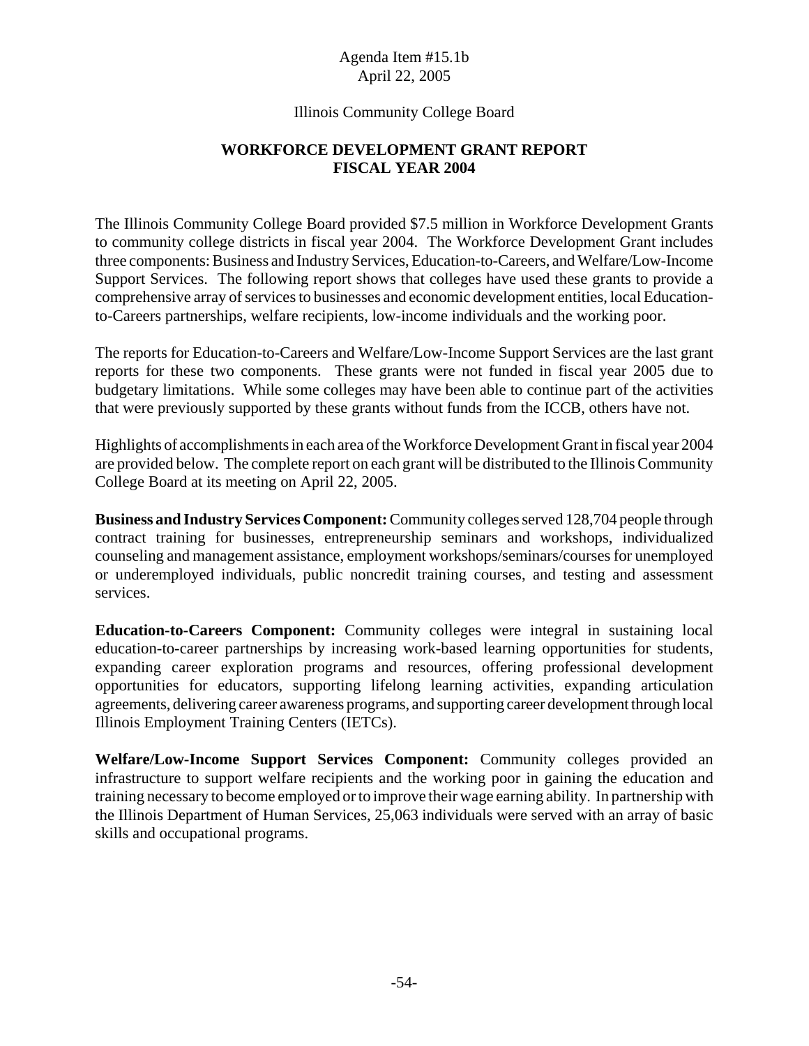Agenda Item #15.1b
April 22, 2005

Illinois Community College Board

# WORKFORCE DEVELOPMENT GRANT REPORT
# FISCAL YEAR 2004

The Illinois Community College Board provided $7.5 million in Workforce Development Grants to community college districts in fiscal year 2004. The Workforce Development Grant includes three components: Business and Industry Services, Education-to-Careers, and Welfare/Low-Income Support Services. The following report shows that colleges have used these grants to provide a comprehensive array of services to businesses and economic development entities, local Education-to-Careers partnerships, welfare recipients, low-income individuals and the working poor.

The reports for Education-to-Careers and Welfare/Low-Income Support Services are the last grant reports for these two components. These grants were not funded in fiscal year 2005 due to budgetary limitations. While some colleges may have been able to continue part of the activities that were previously supported by these grants without funds from the ICCB, others have not.

Highlights of accomplishments in each area of the Workforce Development Grant in fiscal year 2004 are provided below. The complete report on each grant will be distributed to the Illinois Community College Board at its meeting on April 22, 2005.

**Business and Industry Services Component:** Community colleges served 128,704 people through contract training for businesses, entrepreneurship seminars and workshops, individualized counseling and management assistance, employment workshops/seminars/courses for unemployed or underemployed individuals, public noncredit training courses, and testing and assessment services.

**Education-to-Careers Component:** Community colleges were integral in sustaining local education-to-career partnerships by increasing work-based learning opportunities for students, expanding career exploration programs and resources, offering professional development opportunities for educators, supporting lifelong learning activities, expanding articulation agreements, delivering career awareness programs, and supporting career development through local Illinois Employment Training Centers (IETCs).

**Welfare/Low-Income Support Services Component:** Community colleges provided an infrastructure to support welfare recipients and the working poor in gaining the education and training necessary to become employed or to improve their wage earning ability. In partnership with the Illinois Department of Human Services, 25,063 individuals were served with an array of basic skills and occupational programs.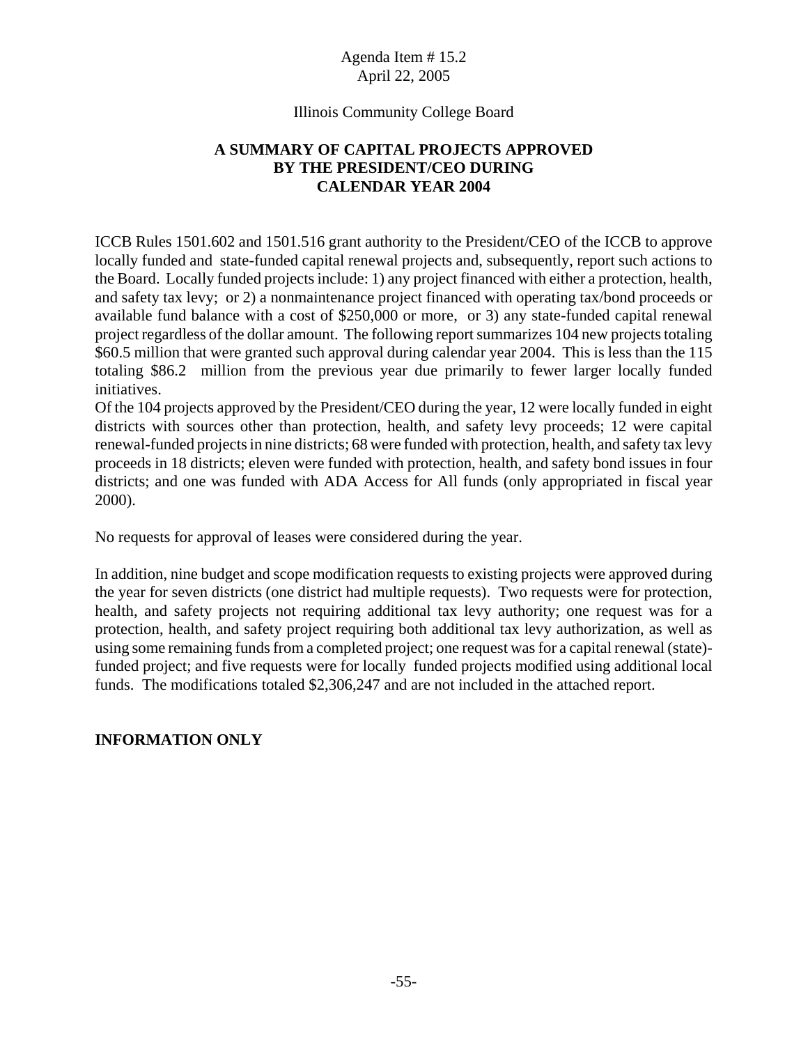Agenda Item # 15.2
April 22, 2005

Illinois Community College Board

# A SUMMARY OF CAPITAL PROJECTS APPROVED BY THE PRESIDENT/CEO DURING CALENDAR YEAR 2004

ICCB Rules 1501.602 and 1501.516 grant authority to the President/CEO of the ICCB to approve locally funded and state-funded capital renewal projects and, subsequently, report such actions to the Board. Locally funded projects include: 1) any project financed with either a protection, health, and safety tax levy; or 2) a nonmaintenance project financed with operating tax/bond proceeds or available fund balance with a cost of $250,000 or more, or 3) any state-funded capital renewal project regardless of the dollar amount. The following report summarizes 104 new projects totaling $60.5 million that were granted such approval during calendar year 2004. This is less than the 115 totaling $86.2 million from the previous year due primarily to fewer larger locally funded initiatives.

Of the 104 projects approved by the President/CEO during the year, 12 were locally funded in eight districts with sources other than protection, health, and safety levy proceeds; 12 were capital renewal-funded projects in nine districts; 68 were funded with protection, health, and safety tax levy proceeds in 18 districts; eleven were funded with protection, health, and safety bond issues in four districts; and one was funded with ADA Access for All funds (only appropriated in fiscal year 2000).

No requests for approval of leases were considered during the year.

In addition, nine budget and scope modification requests to existing projects were approved during the year for seven districts (one district had multiple requests). Two requests were for protection, health, and safety projects not requiring additional tax levy authority; one request was for a protection, health, and safety project requiring both additional tax levy authorization, as well as using some remaining funds from a completed project; one request was for a capital renewal (state)-funded project; and five requests were for locally funded projects modified using additional local funds. The modifications totaled $2,306,247 and are not included in the attached report.

**INFORMATION ONLY**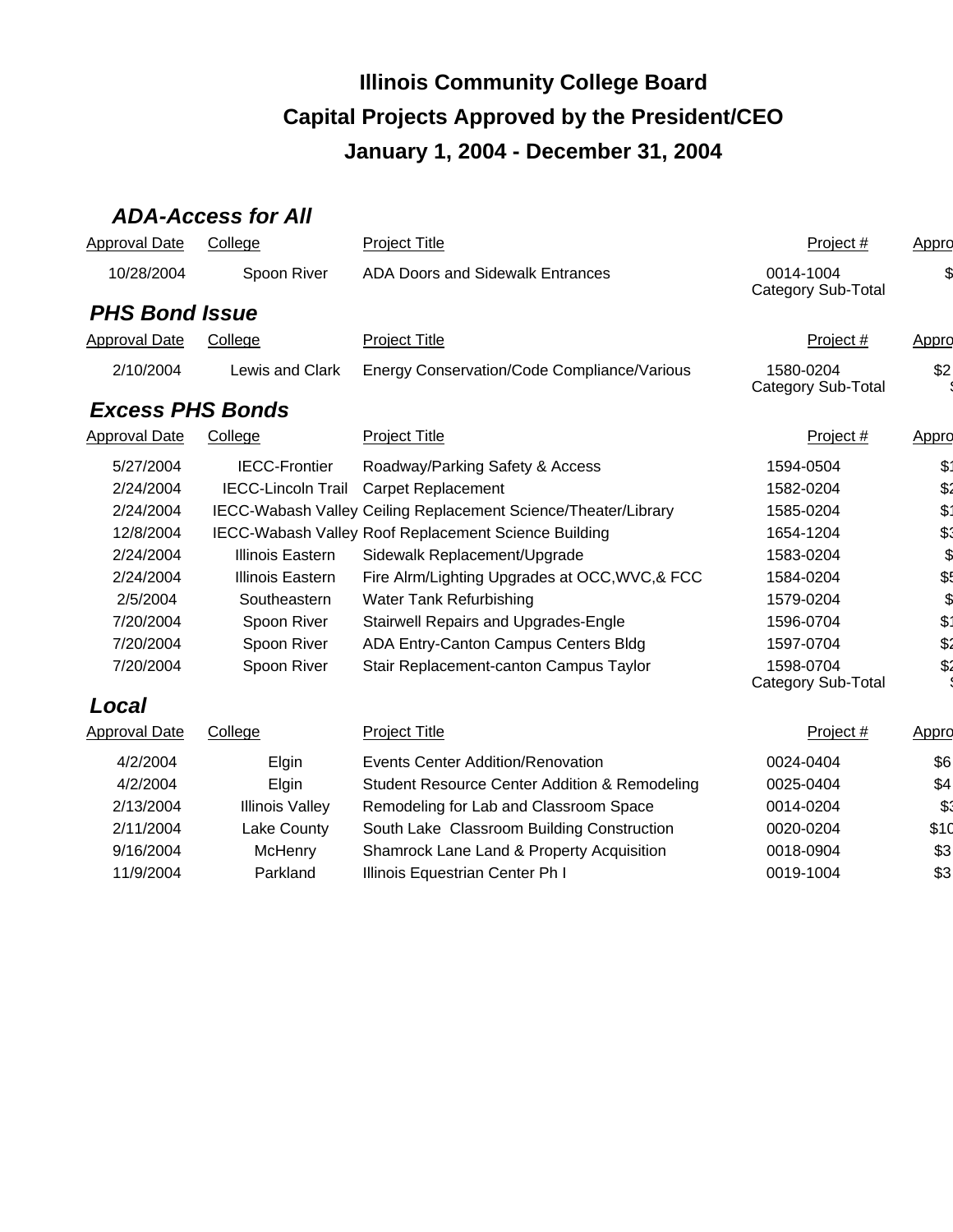# Illinois Community College Board
## Capital Projects Approved by the President/CEO
## January 1, 2004 - December 31, 2004

### ADA-Access for All

| Approval Date | College | Project Title | Project # | Appro |
|---|---|---|---|---|
| 10/28/2004 | Spoon River | ADA Doors and Sidewalk Entrances | 0014-1004 | $ |
| | | | Category Sub-Total | |

### PHS Bond Issue

| Approval Date | College | Project Title | Project # | Appro |
|---|---|---|---|---|
| 2/10/2004 | Lewis and Clark | Energy Conservation/Code Compliance/Various | 1580-0204 | $2 |
| | | | Category Sub-Total | $ |

### Excess PHS Bonds

| Approval Date | College | Project Title | Project # | Appro |
|---|---|---|---|---|
| 5/27/2004 | IECC-Frontier | Roadway/Parking Safety & Access | 1594-0504 | $1 |
| 2/24/2004 | IECC-Lincoln Trail | Carpet Replacement | 1582-0204 | $2 |
| 2/24/2004 | IECC-Wabash Valley | Ceiling Replacement Science/Theater/Library | 1585-0204 | $1 |
| 12/8/2004 | IECC-Wabash Valley | Roof Replacement Science Building | 1654-1204 | $3 |
| 2/24/2004 | Illinois Eastern | Sidewalk Replacement/Upgrade | 1583-0204 | $ |
| 2/24/2004 | Illinois Eastern | Fire Alrm/Lighting Upgrades at OCC,WVC,& FCC | 1584-0204 | $5 |
| 2/5/2004 | Southeastern | Water Tank Refurbishing | 1579-0204 | $ |
| 7/20/2004 | Spoon River | Stairwell Repairs and Upgrades-Engle | 1596-0704 | $1 |
| 7/20/2004 | Spoon River | ADA Entry-Canton Campus Centers Bldg | 1597-0704 | $2 |
| 7/20/2004 | Spoon River | Stair Replacement-canton Campus Taylor | 1598-0704 | $2 |
| | | | Category Sub-Total | $ |

### Local

| Approval Date | College | Project Title | Project # | Appro |
|---|---|---|---|---|
| 4/2/2004 | Elgin | Events Center Addition/Renovation | 0024-0404 | $6 |
| 4/2/2004 | Elgin | Student Resource Center Addition & Remodeling | 0025-0404 | $4 |
| 2/13/2004 | Illinois Valley | Remodeling for Lab and Classroom Space | 0014-0204 | $3 |
| 2/11/2004 | Lake County | South Lake Classroom Building Construction | 0020-0204 | $10 |
| 9/16/2004 | McHenry | Shamrock Lane Land & Property Acquisition | 0018-0904 | $3 |
| 11/9/2004 | Parkland | Illinois Equestrian Center Ph I | 0019-1004 | $3 |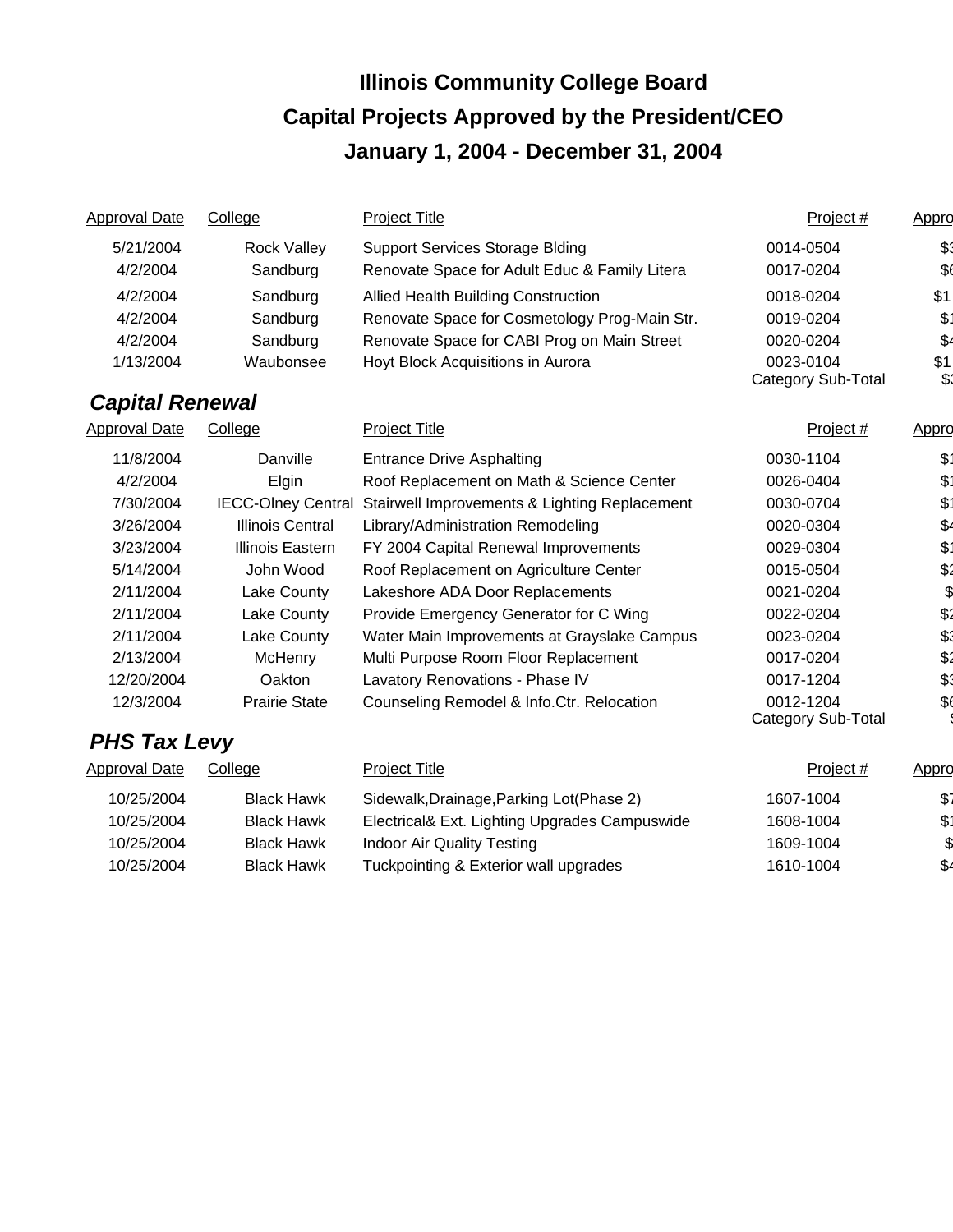# Illinois Community College Board
## Capital Projects Approved by the President/CEO
## January 1, 2004 - December 31, 2004

| Approval Date | College | Project Title | Project # | Appro |
|---|---|---|---|---|
| 5/21/2004 | Rock Valley | Support Services Storage Blding | 0014-0504 | $3 |
| 4/2/2004 | Sandburg | Renovate Space for Adult Educ & Family Litera | 0017-0204 | $6 |
| 4/2/2004 | Sandburg | Allied Health Building Construction | 0018-0204 | $1 |
| 4/2/2004 | Sandburg | Renovate Space for Cosmetology Prog-Main Str. | 0019-0204 | $1 |
| 4/2/2004 | Sandburg | Renovate Space for CABI Prog on Main Street | 0020-0204 | $4 |
| 1/13/2004 | Waubonsee | Hoyt Block Acquisitions in Aurora | 0023-0104 | $1 |
| | | | Category Sub-Total | $3 |

### *Capital Renewal*

| Approval Date | College | Project Title | Project # | Appro |
|---|---|---|---|---|
| 11/8/2004 | Danville | Entrance Drive Asphalting | 0030-1104 | $1 |
| 4/2/2004 | Elgin | Roof Replacement on Math & Science Center | 0026-0404 | $1 |
| 7/30/2004 | IECC-Olney Central | Stairwell Improvements & Lighting Replacement | 0030-0704 | $1 |
| 3/26/2004 | Illinois Central | Library/Administration Remodeling | 0020-0304 | $4 |
| 3/23/2004 | Illinois Eastern | FY 2004 Capital Renewal Improvements | 0029-0304 | $1 |
| 5/14/2004 | John Wood | Roof Replacement on Agriculture Center | 0015-0504 | $2 |
| 2/11/2004 | Lake County | Lakeshore ADA Door Replacements | 0021-0204 | $ |
| 2/11/2004 | Lake County | Provide Emergency Generator for C Wing | 0022-0204 | $2 |
| 2/11/2004 | Lake County | Water Main Improvements at Grayslake Campus | 0023-0204 | $3 |
| 2/13/2004 | McHenry | Multi Purpose Room Floor Replacement | 0017-0204 | $2 |
| 12/20/2004 | Oakton | Lavatory Renovations - Phase IV | 0017-1204 | $3 |
| 12/3/2004 | Prairie State | Counseling Remodel & Info.Ctr. Relocation | 0012-1204 | $6 |
| | | | Category Sub-Total | $ |

### *PHS Tax Levy*

| Approval Date | College | Project Title | Project # | Appro |
|---|---|---|---|---|
| 10/25/2004 | Black Hawk | Sidewalk,Drainage,Parking Lot(Phase 2) | 1607-1004 | $7 |
| 10/25/2004 | Black Hawk | Electrical& Ext. Lighting Upgrades Campuswide | 1608-1004 | $1 |
| 10/25/2004 | Black Hawk | Indoor Air Quality Testing | 1609-1004 | $ |
| 10/25/2004 | Black Hawk | Tuckpointing & Exterior wall upgrades | 1610-1004 | $4 |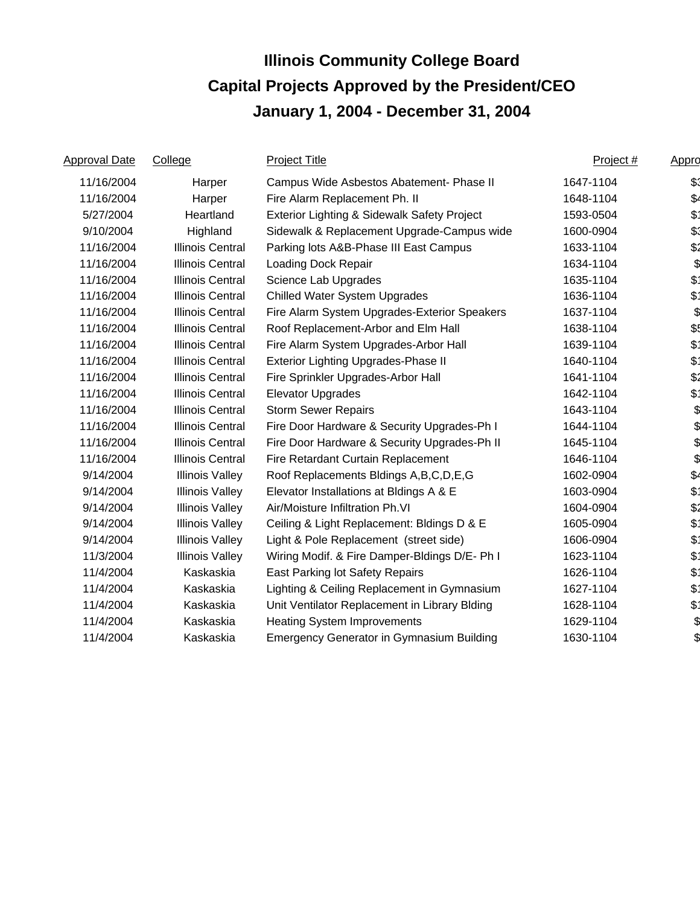# Illinois Community College Board

## Capital Projects Approved by the President/CEO

## January 1, 2004 - December 31, 2004

| Approval Date | College | Project Title | Project # | Appro |
|---|---|---|---|---|
| 11/16/2004 | Harper | Campus Wide Asbestos Abatement- Phase II | 1647-1104 | $3 |
| 11/16/2004 | Harper | Fire Alarm Replacement Ph. II | 1648-1104 | $4 |
| 5/27/2004 | Heartland | Exterior Lighting & Sidewalk Safety Project | 1593-0504 | $1 |
| 9/10/2004 | Highland | Sidewalk & Replacement Upgrade-Campus wide | 1600-0904 | $3 |
| 11/16/2004 | Illinois Central | Parking lots A&B-Phase III East Campus | 1633-1104 | $2 |
| 11/16/2004 | Illinois Central | Loading Dock Repair | 1634-1104 | $ |
| 11/16/2004 | Illinois Central | Science Lab Upgrades | 1635-1104 | $1 |
| 11/16/2004 | Illinois Central | Chilled Water System Upgrades | 1636-1104 | $1 |
| 11/16/2004 | Illinois Central | Fire Alarm System Upgrades-Exterior Speakers | 1637-1104 | $ |
| 11/16/2004 | Illinois Central | Roof Replacement-Arbor and Elm Hall | 1638-1104 | $5 |
| 11/16/2004 | Illinois Central | Fire Alarm System Upgrades-Arbor Hall | 1639-1104 | $1 |
| 11/16/2004 | Illinois Central | Exterior Lighting Upgrades-Phase II | 1640-1104 | $1 |
| 11/16/2004 | Illinois Central | Fire Sprinkler Upgrades-Arbor Hall | 1641-1104 | $2 |
| 11/16/2004 | Illinois Central | Elevator Upgrades | 1642-1104 | $1 |
| 11/16/2004 | Illinois Central | Storm Sewer Repairs | 1643-1104 | $ |
| 11/16/2004 | Illinois Central | Fire Door Hardware & Security Upgrades-Ph I | 1644-1104 | $ |
| 11/16/2004 | Illinois Central | Fire Door Hardware & Security Upgrades-Ph II | 1645-1104 | $ |
| 11/16/2004 | Illinois Central | Fire Retardant Curtain Replacement | 1646-1104 | $ |
| 9/14/2004 | Illinois Valley | Roof Replacements Bldings A,B,C,D,E,G | 1602-0904 | $4 |
| 9/14/2004 | Illinois Valley | Elevator Installations at Bldings A & E | 1603-0904 | $1 |
| 9/14/2004 | Illinois Valley | Air/Moisture Infiltration Ph.VI | 1604-0904 | $2 |
| 9/14/2004 | Illinois Valley | Ceiling & Light Replacement: Bldings D & E | 1605-0904 | $1 |
| 9/14/2004 | Illinois Valley | Light & Pole Replacement (street side) | 1606-0904 | $1 |
| 11/3/2004 | Illinois Valley | Wiring Modif. & Fire Damper-Bldings D/E- Ph I | 1623-1104 | $1 |
| 11/4/2004 | Kaskaskia | East Parking lot Safety Repairs | 1626-1104 | $1 |
| 11/4/2004 | Kaskaskia | Lighting & Ceiling Replacement in Gymnasium | 1627-1104 | $1 |
| 11/4/2004 | Kaskaskia | Unit Ventilator Replacement in Library Blding | 1628-1104 | $1 |
| 11/4/2004 | Kaskaskia | Heating System Improvements | 1629-1104 | $ |
| 11/4/2004 | Kaskaskia | Emergency Generator in Gymnasium Building | 1630-1104 | $ |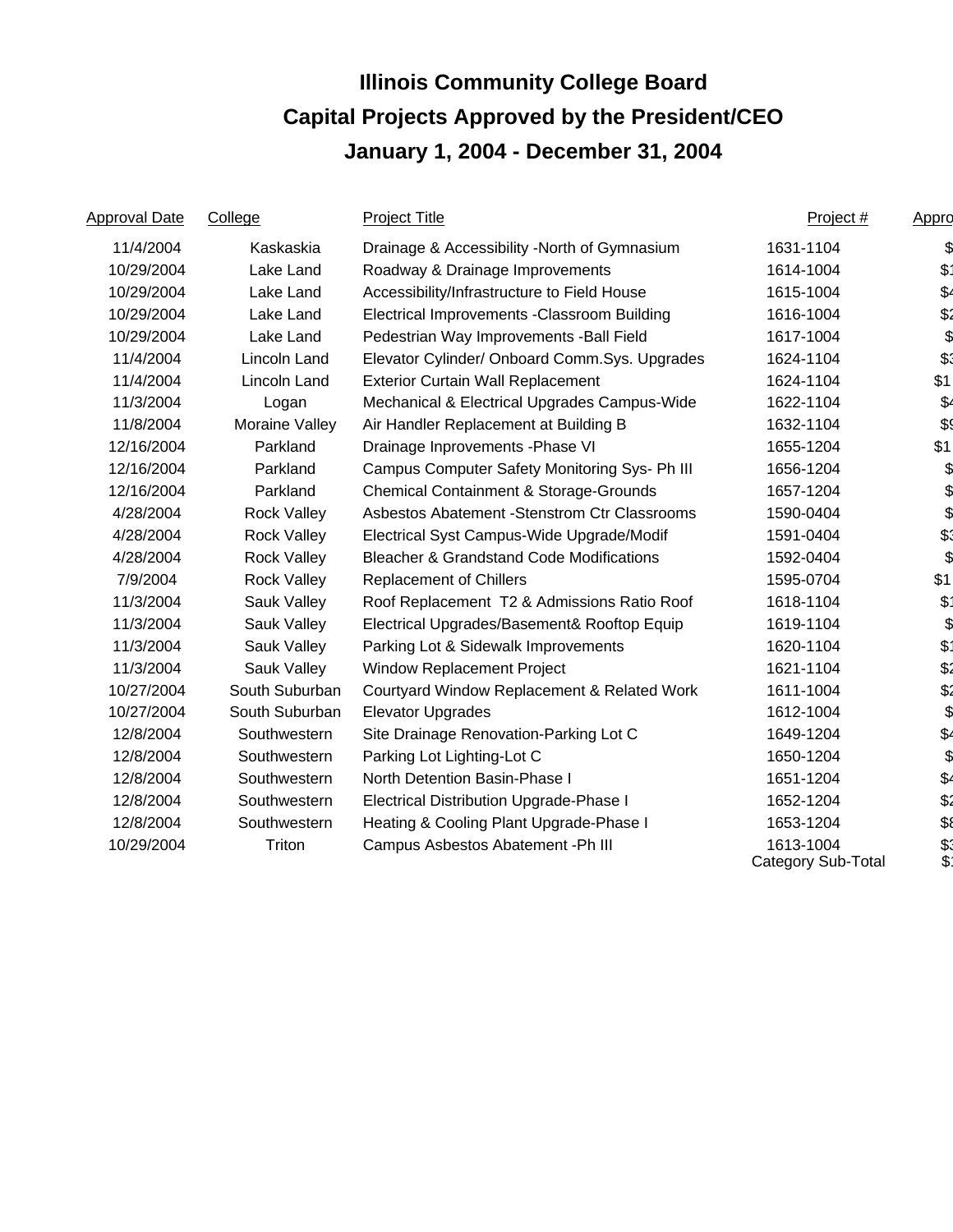# Illinois Community College Board

## Capital Projects Approved by the President/CEO

## January 1, 2004 - December 31, 2004

| Approval Date | College | Project Title | Project # | Appro |
|---|---|---|---|---|
| 11/4/2004 | Kaskaskia | Drainage & Accessibility -North of Gymnasium | 1631-1104 | $ |
| 10/29/2004 | Lake Land | Roadway & Drainage Improvements | 1614-1004 | $1 |
| 10/29/2004 | Lake Land | Accessibility/Infrastructure to Field House | 1615-1004 | $4 |
| 10/29/2004 | Lake Land | Electrical Improvements -Classroom Building | 1616-1004 | $2 |
| 10/29/2004 | Lake Land | Pedestrian Way Improvements -Ball Field | 1617-1004 | $ |
| 11/4/2004 | Lincoln Land | Elevator Cylinder/ Onboard Comm.Sys. Upgrades | 1624-1104 | $3 |
| 11/4/2004 | Lincoln Land | Exterior Curtain Wall Replacement | 1624-1104 | $1 |
| 11/3/2004 | Logan | Mechanical & Electrical Upgrades Campus-Wide | 1622-1104 | $4 |
| 11/8/2004 | Moraine Valley | Air Handler Replacement at Building B | 1632-1104 | $9 |
| 12/16/2004 | Parkland | Drainage Inprovements -Phase VI | 1655-1204 | $1 |
| 12/16/2004 | Parkland | Campus Computer Safety Monitoring Sys- Ph III | 1656-1204 | $ |
| 12/16/2004 | Parkland | Chemical Containment & Storage-Grounds | 1657-1204 | $ |
| 4/28/2004 | Rock Valley | Asbestos Abatement -Stenstrom Ctr Classrooms | 1590-0404 | $ |
| 4/28/2004 | Rock Valley | Electrical Syst Campus-Wide Upgrade/Modif | 1591-0404 | $3 |
| 4/28/2004 | Rock Valley | Bleacher & Grandstand Code Modifications | 1592-0404 | $ |
| 7/9/2004 | Rock Valley | Replacement of Chillers | 1595-0704 | $1 |
| 11/3/2004 | Sauk Valley | Roof Replacement T2 & Admissions Ratio Roof | 1618-1104 | $1 |
| 11/3/2004 | Sauk Valley | Electrical Upgrades/Basement& Rooftop Equip | 1619-1104 | $ |
| 11/3/2004 | Sauk Valley | Parking Lot & Sidewalk Improvements | 1620-1104 | $1 |
| 11/3/2004 | Sauk Valley | Window Replacement Project | 1621-1104 | $2 |
| 10/27/2004 | South Suburban | Courtyard Window Replacement & Related Work | 1611-1004 | $2 |
| 10/27/2004 | South Suburban | Elevator Upgrades | 1612-1004 | $ |
| 12/8/2004 | Southwestern | Site Drainage Renovation-Parking Lot C | 1649-1204 | $4 |
| 12/8/2004 | Southwestern | Parking Lot Lighting-Lot C | 1650-1204 | $ |
| 12/8/2004 | Southwestern | North Detention Basin-Phase I | 1651-1204 | $4 |
| 12/8/2004 | Southwestern | Electrical Distribution Upgrade-Phase I | 1652-1204 | $2 |
| 12/8/2004 | Southwestern | Heating & Cooling Plant Upgrade-Phase I | 1653-1204 | $8 |
| 10/29/2004 | Triton | Campus Asbestos Abatement -Ph III | 1613-1004 | $3 |
| | | | Category Sub-Total | $1 |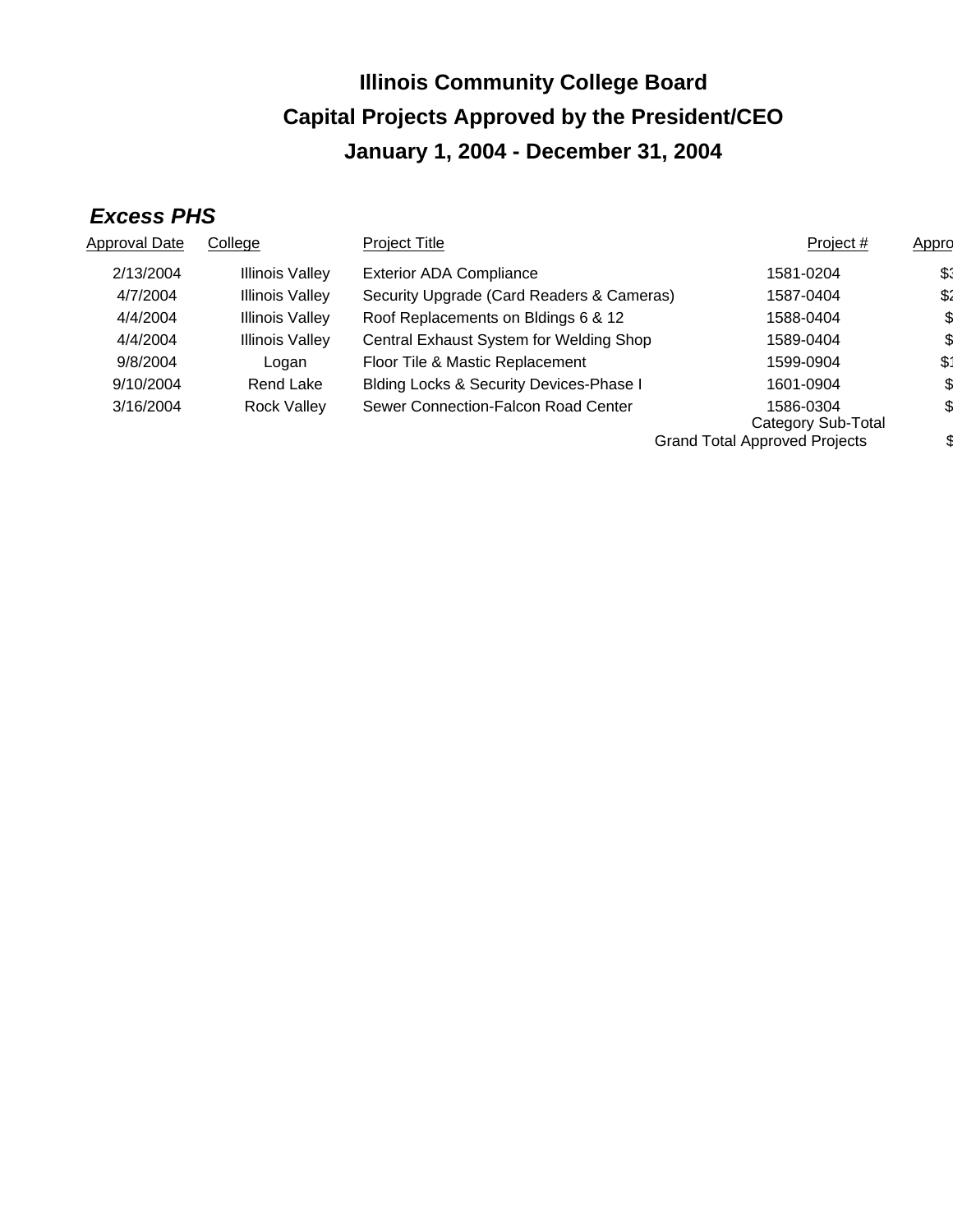# Illinois Community College Board

## Capital Projects Approved by the President/CEO

## January 1, 2004 - December 31, 2004

### *Excess PHS*

| Approval Date | College | Project Title | Project # | Appro |
|---|---|---|---|---|
| 2/13/2004 | Illinois Valley | Exterior ADA Compliance | 1581-0204 | $3 |
| 4/7/2004 | Illinois Valley | Security Upgrade (Card Readers & Cameras) | 1587-0404 | $2 |
| 4/4/2004 | Illinois Valley | Roof Replacements on Bldings 6 & 12 | 1588-0404 | $ |
| 4/4/2004 | Illinois Valley | Central Exhaust System for Welding Shop | 1589-0404 | $ |
| 9/8/2004 | Logan | Floor Tile & Mastic Replacement | 1599-0904 | $1 |
| 9/10/2004 | Rend Lake | Blding Locks & Security Devices-Phase I | 1601-0904 | $ |
| 3/16/2004 | Rock Valley | Sewer Connection-Falcon Road Center | 1586-0304 | $ |
| | | | Category Sub-Total | |
| | | | Grand Total Approved Projects | $ |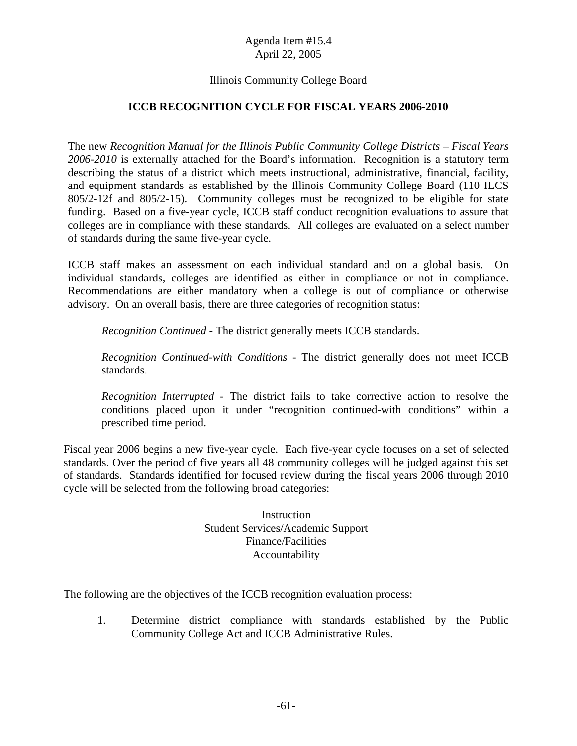Agenda Item #15.4
April 22, 2005

Illinois Community College Board

## ICCB RECOGNITION CYCLE FOR FISCAL YEARS 2006-2010

The new *Recognition Manual for the Illinois Public Community College Districts – Fiscal Years 2006-2010* is externally attached for the Board's information. Recognition is a statutory term describing the status of a district which meets instructional, administrative, financial, facility, and equipment standards as established by the Illinois Community College Board (110 ILCS 805/2-12f and 805/2-15). Community colleges must be recognized to be eligible for state funding. Based on a five-year cycle, ICCB staff conduct recognition evaluations to assure that colleges are in compliance with these standards. All colleges are evaluated on a select number of standards during the same five-year cycle.

ICCB staff makes an assessment on each individual standard and on a global basis. On individual standards, colleges are identified as either in compliance or not in compliance. Recommendations are either mandatory when a college is out of compliance or otherwise advisory. On an overall basis, there are three categories of recognition status:

> *Recognition Continued* - The district generally meets ICCB standards.
>
> *Recognition Continued-with Conditions* - The district generally does not meet ICCB standards.
>
> *Recognition Interrupted* - The district fails to take corrective action to resolve the conditions placed upon it under "recognition continued-with conditions" within a prescribed time period.

Fiscal year 2006 begins a new five-year cycle. Each five-year cycle focuses on a set of selected standards. Over the period of five years all 48 community colleges will be judged against this set of standards. Standards identified for focused review during the fiscal years 2006 through 2010 cycle will be selected from the following broad categories:

Instruction
Student Services/Academic Support
Finance/Facilities
Accountability

The following are the objectives of the ICCB recognition evaluation process:

1. Determine district compliance with standards established by the Public Community College Act and ICCB Administrative Rules.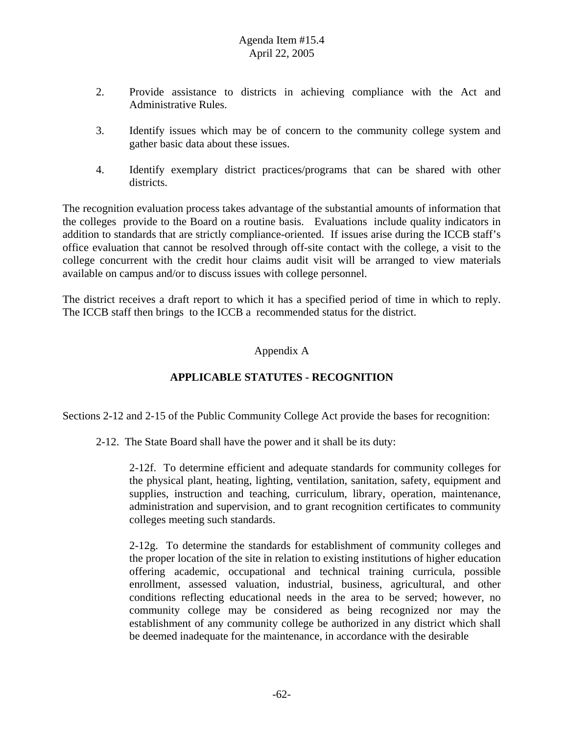2. Provide assistance to districts in achieving compliance with the Act and Administrative Rules.

3. Identify issues which may be of concern to the community college system and gather basic data about these issues.

4. Identify exemplary district practices/programs that can be shared with other districts.

The recognition evaluation process takes advantage of the substantial amounts of information that the colleges provide to the Board on a routine basis. Evaluations include quality indicators in addition to standards that are strictly compliance-oriented. If issues arise during the ICCB staff's office evaluation that cannot be resolved through off-site contact with the college, a visit to the college concurrent with the credit hour claims audit visit will be arranged to view materials available on campus and/or to discuss issues with college personnel.

The district receives a draft report to which it has a specified period of time in which to reply. The ICCB staff then brings to the ICCB a recommended status for the district.

Appendix A

## APPLICABLE STATUTES - RECOGNITION

Sections 2-12 and 2-15 of the Public Community College Act provide the bases for recognition:

2-12. The State Board shall have the power and it shall be its duty:

> 2-12f. To determine efficient and adequate standards for community colleges for the physical plant, heating, lighting, ventilation, sanitation, safety, equipment and supplies, instruction and teaching, curriculum, library, operation, maintenance, administration and supervision, and to grant recognition certificates to community colleges meeting such standards.
>
> 2-12g. To determine the standards for establishment of community colleges and the proper location of the site in relation to existing institutions of higher education offering academic, occupational and technical training curricula, possible enrollment, assessed valuation, industrial, business, agricultural, and other conditions reflecting educational needs in the area to be served; however, no community college may be considered as being recognized nor may the establishment of any community college be authorized in any district which shall be deemed inadequate for the maintenance, in accordance with the desirable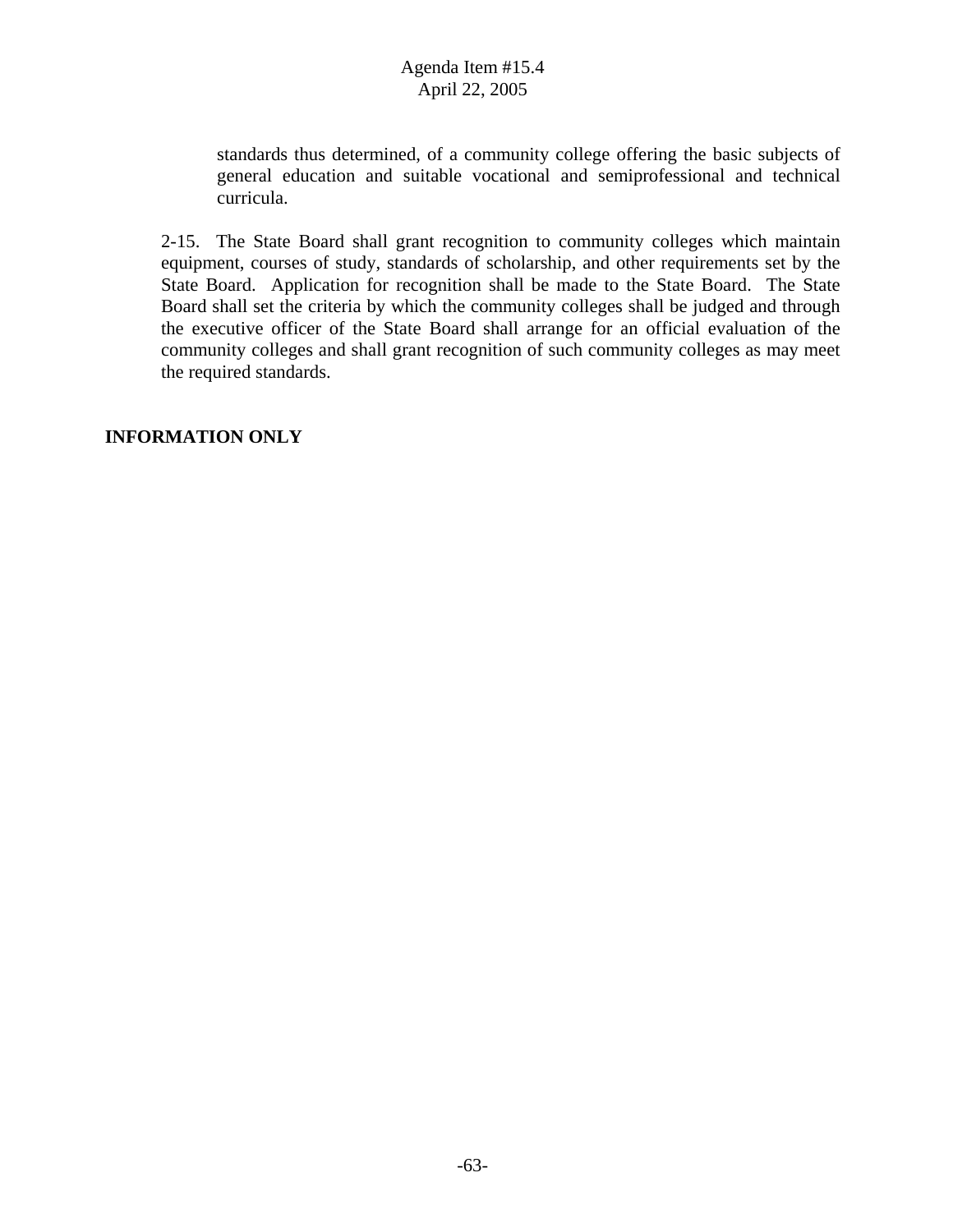standards thus determined, of a community college offering the basic subjects of general education and suitable vocational and semiprofessional and technical curricula.

2-15. The State Board shall grant recognition to community colleges which maintain equipment, courses of study, standards of scholarship, and other requirements set by the State Board. Application for recognition shall be made to the State Board. The State Board shall set the criteria by which the community colleges shall be judged and through the executive officer of the State Board shall arrange for an official evaluation of the community colleges and shall grant recognition of such community colleges as may meet the required standards.

**INFORMATION ONLY**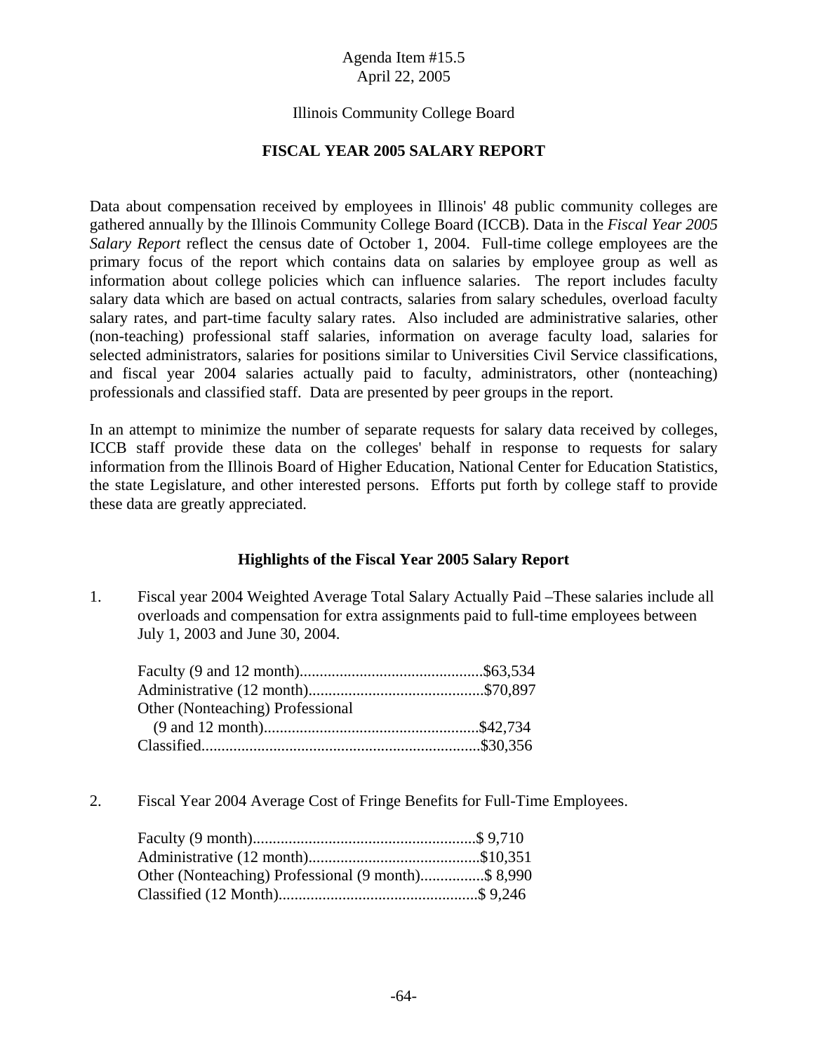Agenda Item #15.5
April 22, 2005

Illinois Community College Board

# FISCAL YEAR 2005 SALARY REPORT

Data about compensation received by employees in Illinois' 48 public community colleges are gathered annually by the Illinois Community College Board (ICCB). Data in the *Fiscal Year 2005 Salary Report* reflect the census date of October 1, 2004. Full-time college employees are the primary focus of the report which contains data on salaries by employee group as well as information about college policies which can influence salaries. The report includes faculty salary data which are based on actual contracts, salaries from salary schedules, overload faculty salary rates, and part-time faculty salary rates. Also included are administrative salaries, other (non-teaching) professional staff salaries, information on average faculty load, salaries for selected administrators, salaries for positions similar to Universities Civil Service classifications, and fiscal year 2004 salaries actually paid to faculty, administrators, other (nonteaching) professionals and classified staff. Data are presented by peer groups in the report.

In an attempt to minimize the number of separate requests for salary data received by colleges, ICCB staff provide these data on the colleges' behalf in response to requests for salary information from the Illinois Board of Higher Education, National Center for Education Statistics, the state Legislature, and other interested persons. Efforts put forth by college staff to provide these data are greatly appreciated.

## Highlights of the Fiscal Year 2005 Salary Report

1. Fiscal year 2004 Weighted Average Total Salary Actually Paid –These salaries include all overloads and compensation for extra assignments paid to full-time employees between July 1, 2003 and June 30, 2004.

   Faculty (9 and 12 month)..............................................$63,534
   Administrative (12 month)............................................$70,897
   Other (Nonteaching) Professional
   (9 and 12 month)......................................................$42,734
   Classified......................................................................$30,356

2. Fiscal Year 2004 Average Cost of Fringe Benefits for Full-Time Employees.

   Faculty (9 month)........................................................$ 9,710
   Administrative (12 month)...........................................$10,351
   Other (Nonteaching) Professional (9 month)................$ 8,990
   Classified (12 Month)..................................................$ 9,246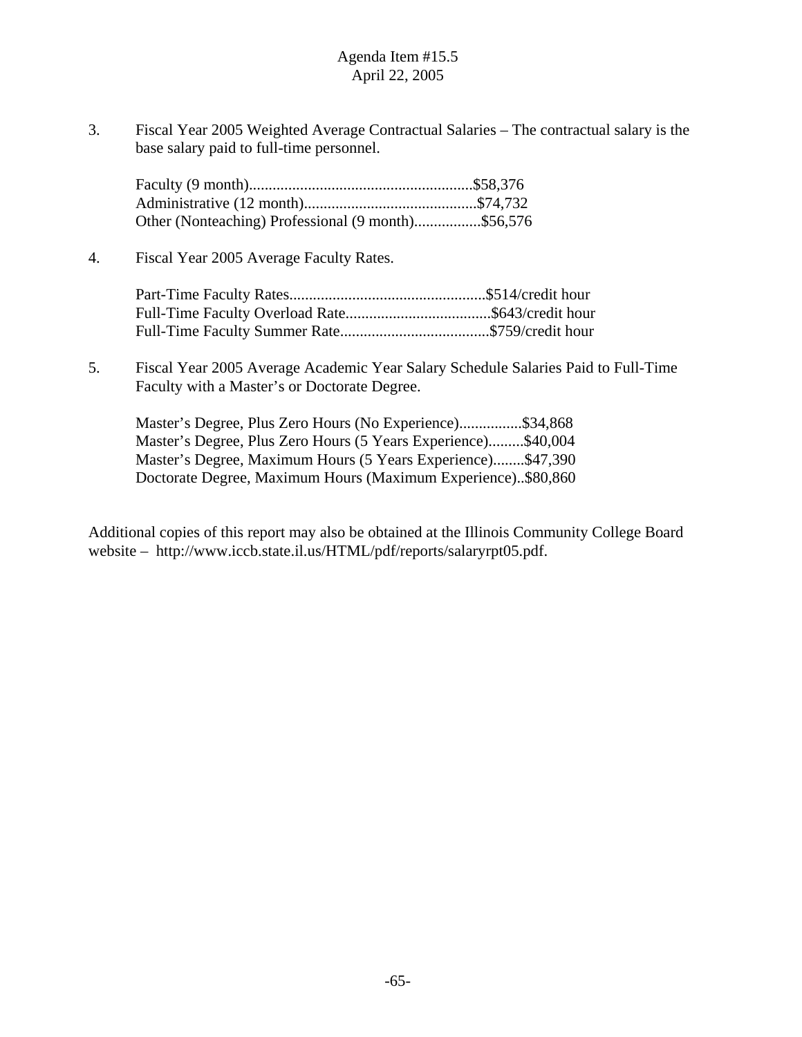3. Fiscal Year 2005 Weighted Average Contractual Salaries – The contractual salary is the base salary paid to full-time personnel.

   Faculty (9 month)........................................................$58,376
   Administrative (12 month)............................................$74,732
   Other (Nonteaching) Professional (9 month).................$56,576

4. Fiscal Year 2005 Average Faculty Rates.

   Part-Time Faculty Rates.................................................$514/credit hour
   Full-Time Faculty Overload Rate.....................................$643/credit hour
   Full-Time Faculty Summer Rate......................................$759/credit hour

5. Fiscal Year 2005 Average Academic Year Salary Schedule Salaries Paid to Full-Time Faculty with a Master's or Doctorate Degree.

   Master's Degree, Plus Zero Hours (No Experience)................$34,868
   Master's Degree, Plus Zero Hours (5 Years Experience).........$40,004
   Master's Degree, Maximum Hours (5 Years Experience)........$47,390
   Doctorate Degree, Maximum Hours (Maximum Experience)..$80,860

Additional copies of this report may also be obtained at the Illinois Community College Board website – http://www.iccb.state.il.us/HTML/pdf/reports/salaryrpt05.pdf.